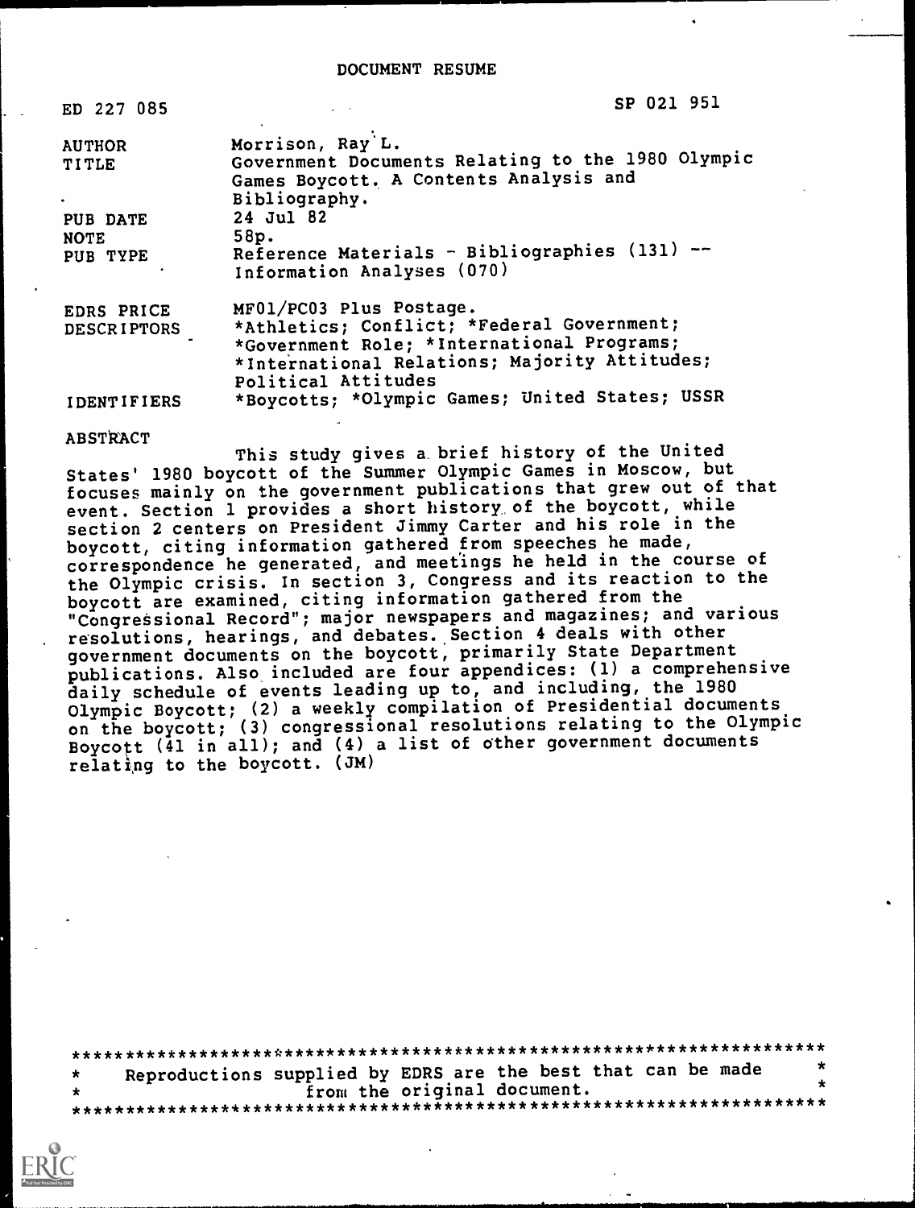DOCUMENT RESUME

| | |
|---|---|
| ED 227 085 | SP 021 951 |
| AUTHOR | Morrison, Ray L. |
| TITLE | Government Documents Relating to the 1980 Olympic Games Boycott. A Contents Analysis and Bibliography. |
| PUB DATE | 24 Jul 82 |
| NOTE | 58p. |
| PUB TYPE | Reference Materials - Bibliographies (131) -- Information Analyses (070) |
| EDRS PRICE | MF01/PC03 Plus Postage. |
| DESCRIPTORS | *Athletics; Conflict; *Federal Government; *Government Role; *International Programs; *International Relations; Majority Attitudes; Political Attitudes |
| IDENTIFIERS | *Boycotts; *Olympic Games; United States; USSR |

ABSTRACT

This study gives a brief history of the United States' 1980 boycott of the Summer Olympic Games in Moscow, but focuses mainly on the government publications that grew out of that event. Section 1 provides a short history of the boycott, while section 2 centers on President Jimmy Carter and his role in the boycott, citing information gathered from speeches he made, correspondence he generated, and meetings he held in the course of the Olympic crisis. In section 3, Congress and its reaction to the boycott are examined, citing information gathered from the "Congressional Record"; major newspapers and magazines; and various resolutions, hearings, and debates. Section 4 deals with other government documents on the boycott, primarily State Department publications. Also included are four appendices: (1) a comprehensive daily schedule of events leading up to, and including, the 1980 Olympic Boycott; (2) a weekly compilation of Presidential documents on the boycott; (3) congressional resolutions relating to the Olympic Boycott (41 in all); and (4) a list of other government documents relating to the boycott. (JM)

***********************************************************************
* Reproductions supplied by EDRS are the best that can be made *
* from the original document. *
***********************************************************************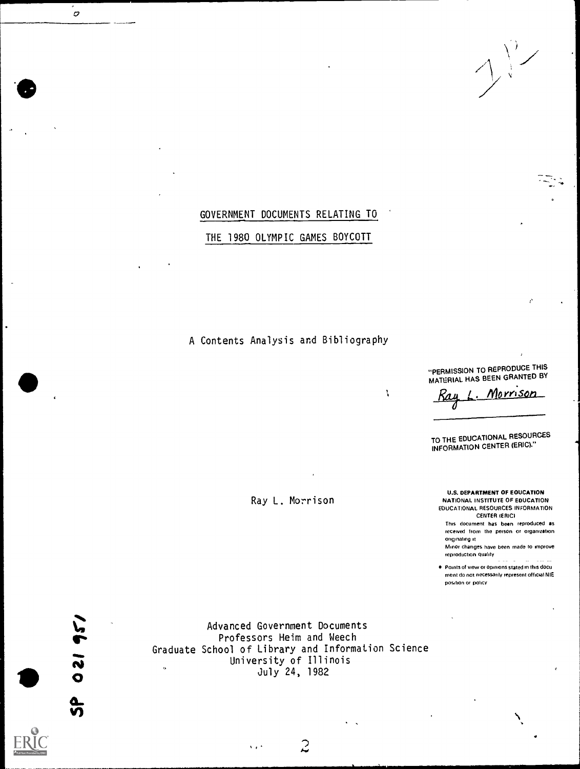# GOVERNMENT DOCUMENTS RELATING TO

# THE 1980 OLYMPIC GAMES BOYCOTT

A Contents Analysis and Bibliography

"PERMISSION TO REPRODUCE THIS MATERIAL HAS BEEN GRANTED BY

Ray L. Morrison

TO THE EDUCATIONAL RESOURCES INFORMATION CENTER (ERIC)."

U.S. DEPARTMENT OF EDUCATION
NATIONAL INSTITUTE OF EDUCATION
EDUCATIONAL RESOURCES INFORMATION CENTER (ERIC)

This document has been reproduced as received from the person or organization originating it.

Minor changes have been made to improve reproduction quality.

- Points of view or opinions stated in this document do not necessarily represent official NIE position or policy.

Ray L. Morrison

Advanced Government Documents
Professors Heim and Weech
Graduate School of Library and Information Science
University of Illinois
July 24, 1982

SP 021 951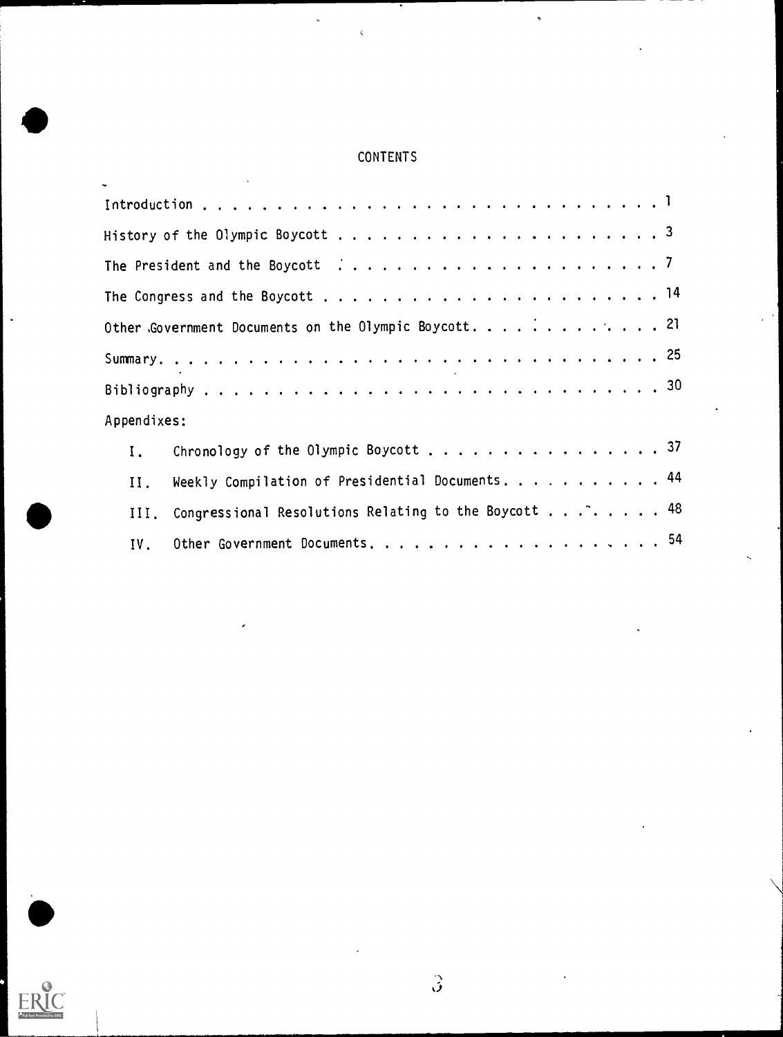# CONTENTS

| | |
|---|---|
| Introduction | 1 |
| History of the Olympic Boycott | 3 |
| The President and the Boycott | 7 |
| The Congress and the Boycott | 14 |
| Other Government Documents on the Olympic Boycott | 21 |
| Summary | 25 |
| Bibliography | 30 |
| Appendixes: | |
| I. Chronology of the Olympic Boycott | 37 |
| II. Weekly Compilation of Presidential Documents | 44 |
| III. Congressional Resolutions Relating to the Boycott | 48 |
| IV. Other Government Documents | 54 |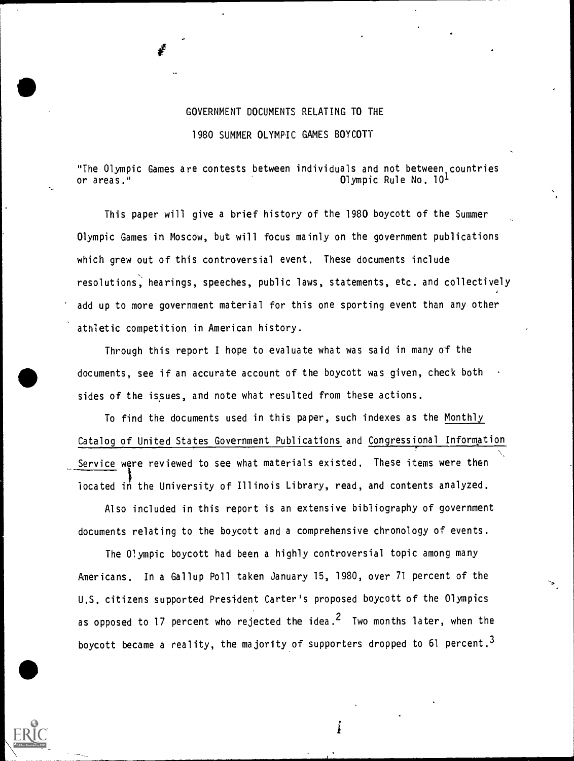# GOVERNMENT DOCUMENTS RELATING TO THE 1980 SUMMER OLYMPIC GAMES BOYCOTT

"The Olympic Games are contests between individuals and not between countries or areas." Olympic Rule No. 10[1]

This paper will give a brief history of the 1980 boycott of the Summer Olympic Games in Moscow, but will focus mainly on the government publications which grew out of this controversial event. These documents include resolutions, hearings, speeches, public laws, statements, etc. and collectively add up to more government material for this one sporting event than any other athletic competition in American history.

Through this report I hope to evaluate what was said in many of the documents, see if an accurate account of the boycott was given, check both sides of the issues, and note what resulted from these actions.

To find the documents used in this paper, such indexes as the Monthly Catalog of United States Government Publications and Congressional Information Service were reviewed to see what materials existed. These items were then located in the University of Illinois Library, read, and contents analyzed.

Also included in this report is an extensive bibliography of government documents relating to the boycott and a comprehensive chronology of events.

The Olympic boycott had been a highly controversial topic among many Americans. In a Gallup Poll taken January 15, 1980, over 71 percent of the U.S. citizens supported President Carter's proposed boycott of the Olympics as opposed to 17 percent who rejected the idea.[2] Two months later, when the boycott became a reality, the majority of supporters dropped to 61 percent.[3]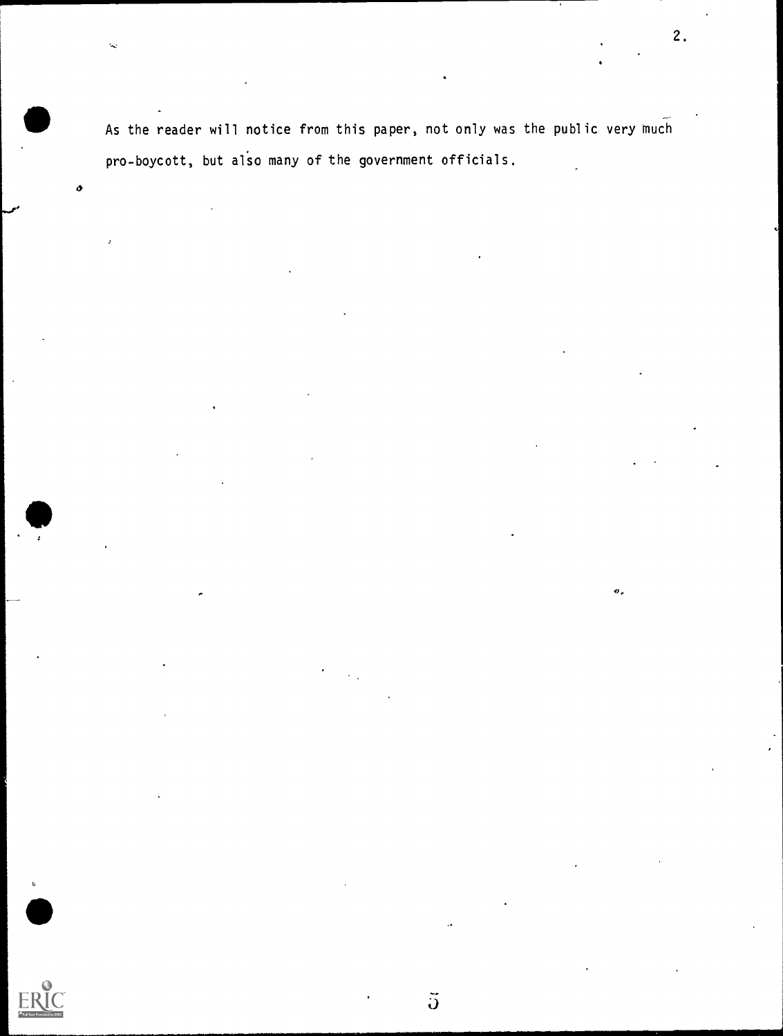As the reader will notice from this paper, not only was the public very much pro-boycott, but also many of the government officials.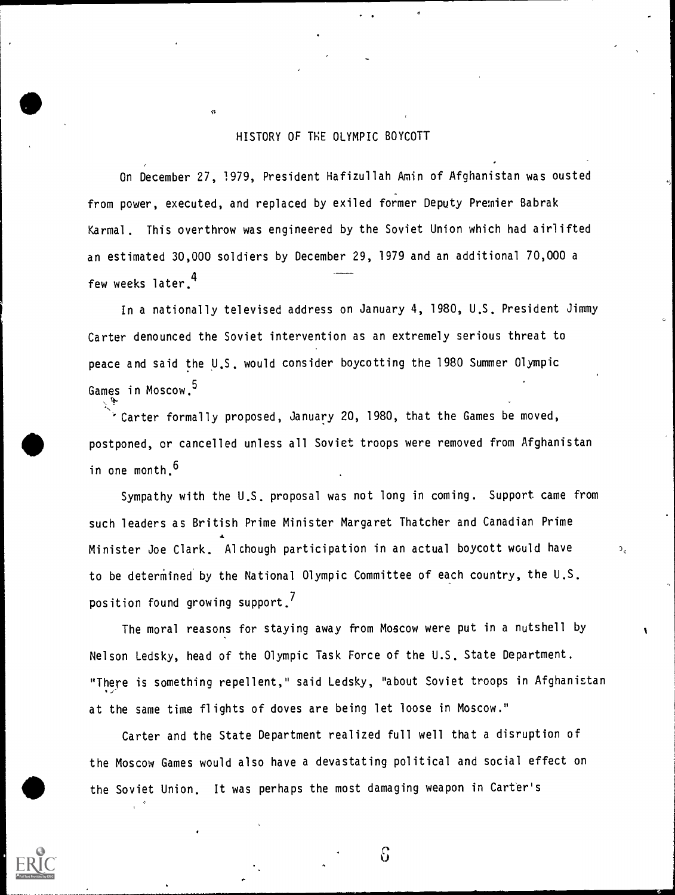## HISTORY OF THE OLYMPIC BOYCOTT

On December 27, 1979, President Hafizullah Amin of Afghanistan was ousted from power, executed, and replaced by exiled former Deputy Premier Babrak Karmal. This overthrow was engineered by the Soviet Union which had airlifted an estimated 30,000 soldiers by December 29, 1979 and an additional 70,000 a few weeks later.[4]

In a nationally televised address on January 4, 1980, U.S. President Jimmy Carter denounced the Soviet intervention as an extremely serious threat to peace and said the U.S. would consider boycotting the 1980 Summer Olympic Games in Moscow.[5]

Carter formally proposed, January 20, 1980, that the Games be moved, postponed, or cancelled unless all Soviet troops were removed from Afghanistan in one month.[6]

Sympathy with the U.S. proposal was not long in coming. Support came from such leaders as British Prime Minister Margaret Thatcher and Canadian Prime Minister Joe Clark. Although participation in an actual boycott would have to be determined by the National Olympic Committee of each country, the U.S. position found growing support.[7]

The moral reasons for staying away from Moscow were put in a nutshell by Nelson Ledsky, head of the Olympic Task Force of the U.S. State Department. "There is something repellent," said Ledsky, "about Soviet troops in Afghanistan at the same time flights of doves are being let loose in Moscow."

Carter and the State Department realized full well that a disruption of the Moscow Games would also have a devastating political and social effect on the Soviet Union. It was perhaps the most damaging weapon in Carter's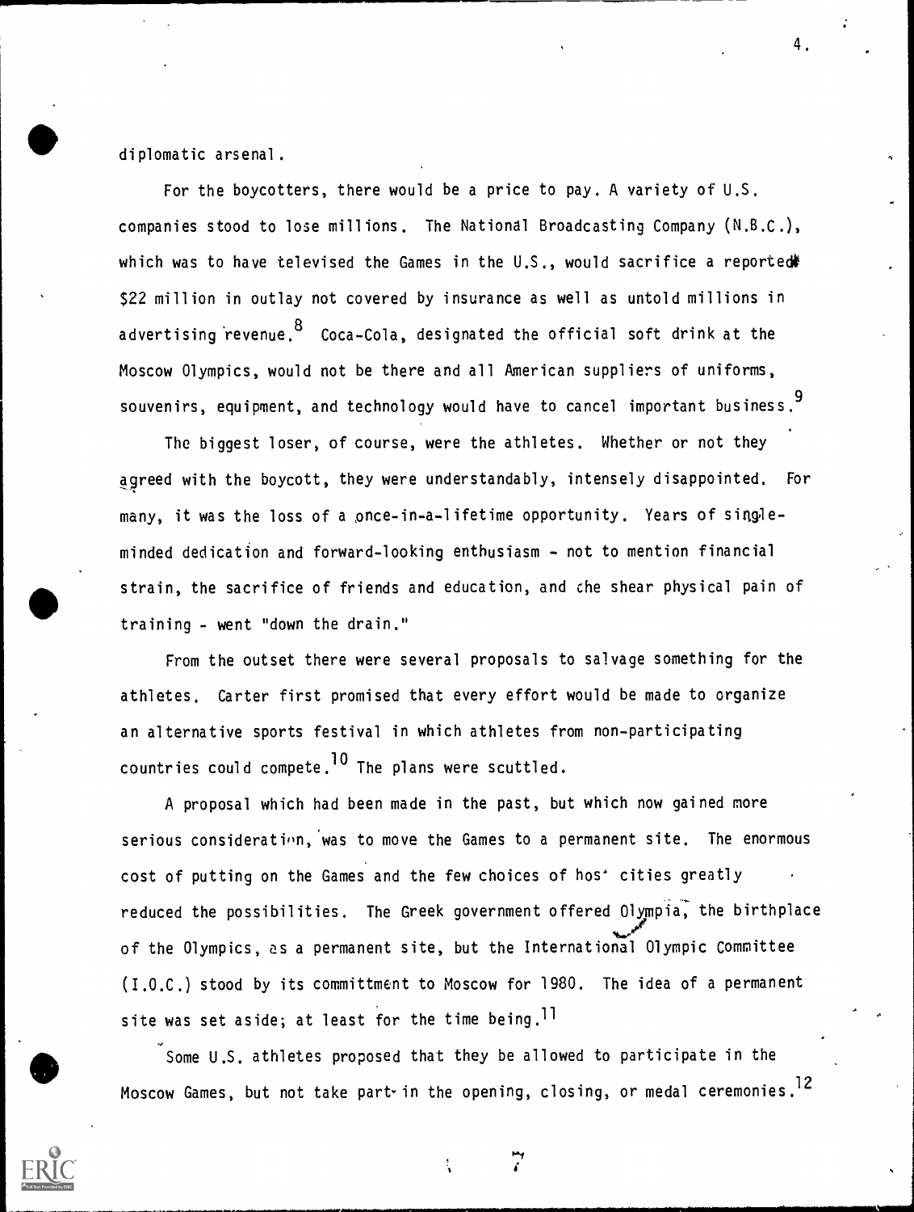diplomatic arsenal.

For the boycotters, there would be a price to pay. A variety of U.S. companies stood to lose millions. The National Broadcasting Company (N.B.C.), which was to have televised the Games in the U.S., would sacrifice a reported $22 million in outlay not covered by insurance as well as untold millions in advertising revenue.[8] Coca-Cola, designated the official soft drink at the Moscow Olympics, would not be there and all American suppliers of uniforms, souvenirs, equipment, and technology would have to cancel important business.[9]

The biggest loser, of course, were the athletes. Whether or not they agreed with the boycott, they were understandably, intensely disappointed. For many, it was the loss of a once-in-a-lifetime opportunity. Years of single-minded dedication and forward-looking enthusiasm - not to mention financial strain, the sacrifice of friends and education, and the shear physical pain of training - went "down the drain."

From the outset there were several proposals to salvage something for the athletes. Carter first promised that every effort would be made to organize an alternative sports festival in which athletes from non-participating countries could compete.[10] The plans were scuttled.

A proposal which had been made in the past, but which now gained more serious consideration, was to move the Games to a permanent site. The enormous cost of putting on the Games and the few choices of host cities greatly reduced the possibilities. The Greek government offered Olympia, the birthplace of the Olympics, as a permanent site, but the International Olympic Committee (I.O.C.) stood by its committment to Moscow for 1980. The idea of a permanent site was set aside; at least for the time being.[11]

Some U.S. athletes proposed that they be allowed to participate in the Moscow Games, but not take part in the opening, closing, or medal ceremonies.[12]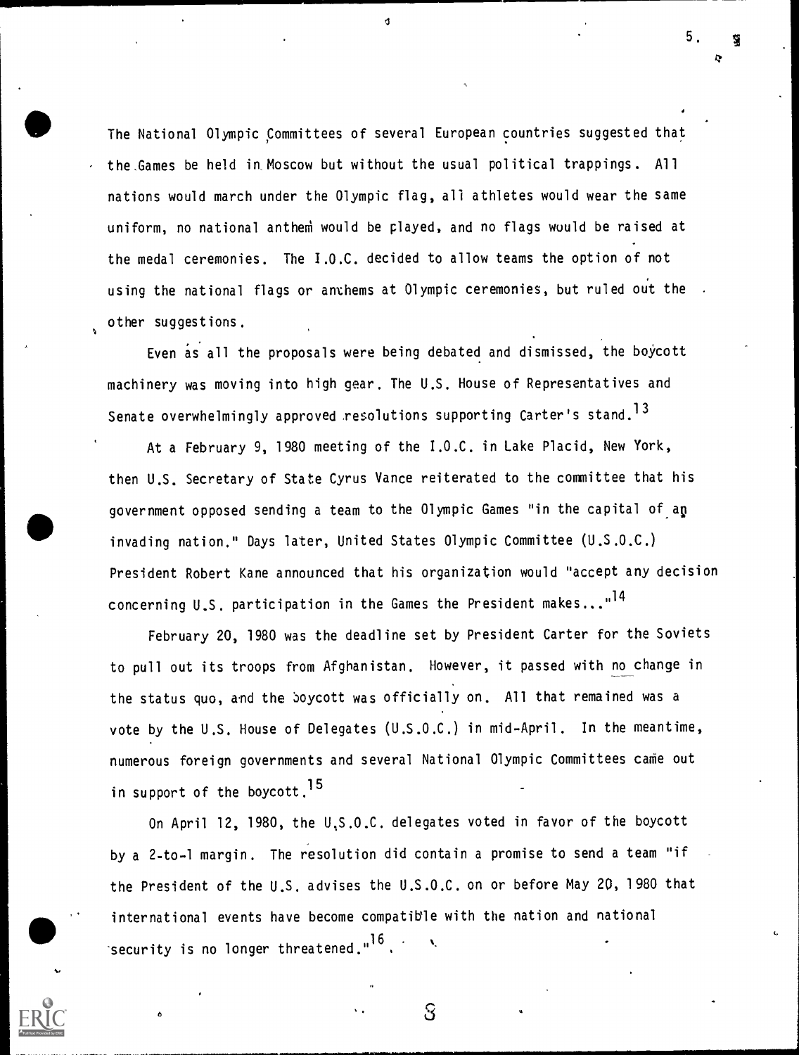The National Olympic Committees of several European countries suggested that the Games be held in Moscow but without the usual political trappings. All nations would march under the Olympic flag, all athletes would wear the same uniform, no national anthem would be played, and no flags would be raised at the medal ceremonies. The I.O.C. decided to allow teams the option of not using the national flags or anthems at Olympic ceremonies, but ruled out the other suggestions.

Even as all the proposals were being debated and dismissed, the boycott machinery was moving into high gear. The U.S. House of Representatives and Senate overwhelmingly approved resolutions supporting Carter's stand.[13]

At a February 9, 1980 meeting of the I.O.C. in Lake Placid, New York, then U.S. Secretary of State Cyrus Vance reiterated to the committee that his government opposed sending a team to the Olympic Games "in the capital of an invading nation." Days later, United States Olympic Committee (U.S.O.C.) President Robert Kane announced that his organization would "accept any decision concerning U.S. participation in the Games the President makes..."[14]

February 20, 1980 was the deadline set by President Carter for the Soviets to pull out its troops from Afghanistan. However, it passed with no change in the status quo, and the boycott was officially on. All that remained was a vote by the U.S. House of Delegates (U.S.O.C.) in mid-April. In the meantime, numerous foreign governments and several National Olympic Committees came out in support of the boycott.[15]

On April 12, 1980, the U.S.O.C. delegates voted in favor of the boycott by a 2-to-1 margin. The resolution did contain a promise to send a team "if the President of the U.S. advises the U.S.O.C. on or before May 20, 1980 that international events have become compatible with the nation and national security is no longer threatened."[16]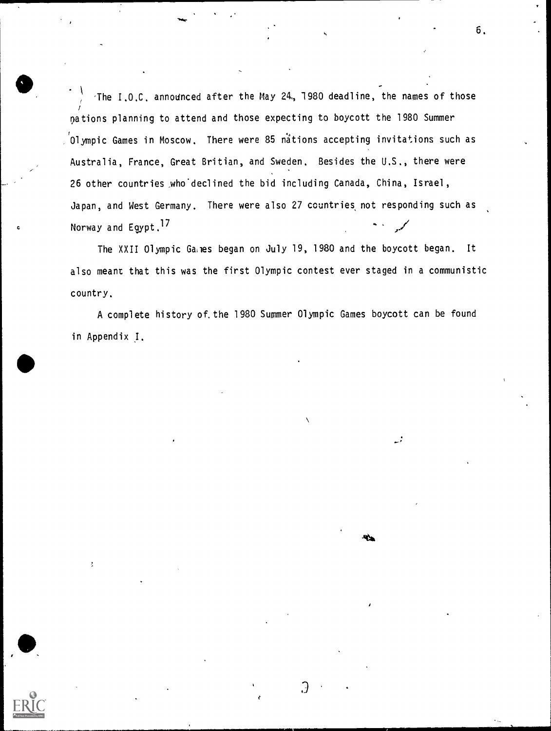The I.O.C. announced after the May 24, 1980 deadline, the names of those nations planning to attend and those expecting to boycott the 1980 Summer Olympic Games in Moscow. There were 85 nations accepting invitations such as Australia, France, Great Britian, and Sweden. Besides the U.S., there were 26 other countries who declined the bid including Canada, China, Israel, Japan, and West Germany. There were also 27 countries not responding such as Norway and Egypt.[17]

The XXII Olympic Games began on July 19, 1980 and the boycott began. It also meant that this was the first Olympic contest ever staged in a communistic country.

A complete history of the 1980 Summer Olympic Games boycott can be found in Appendix I.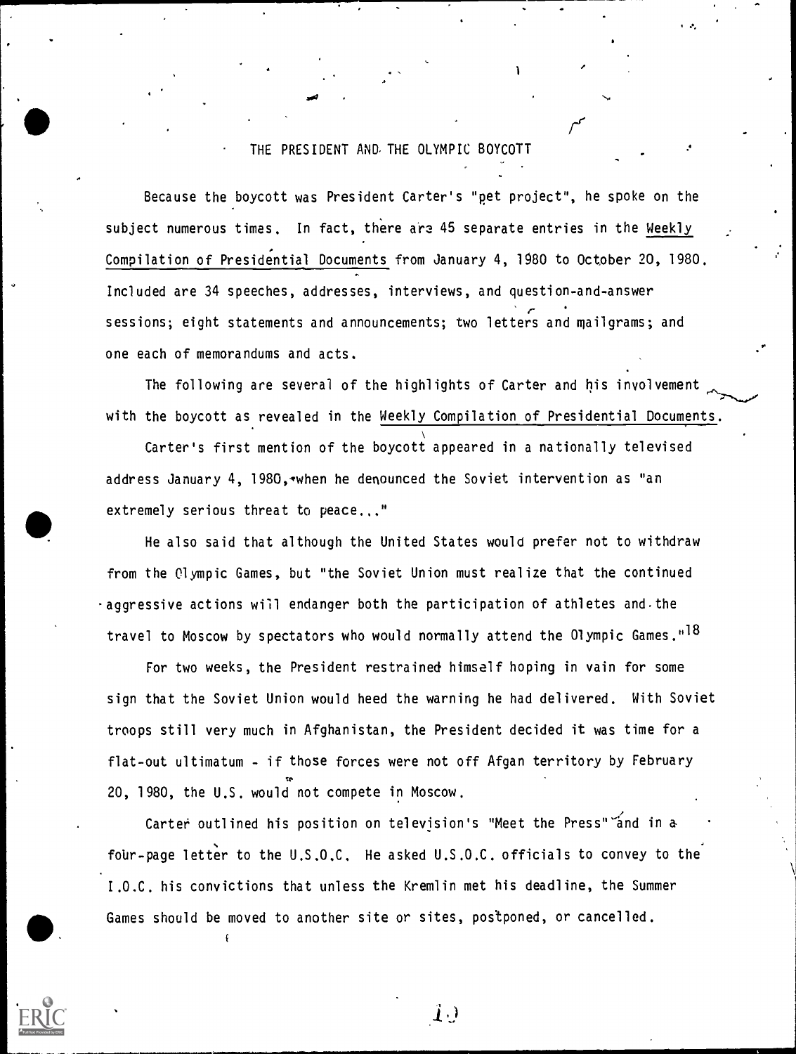## THE PRESIDENT AND THE OLYMPIC BOYCOTT

Because the boycott was President Carter's "pet project", he spoke on the subject numerous times. In fact, there are 45 separate entries in the Weekly Compilation of Presidential Documents from January 4, 1980 to October 20, 1980. Included are 34 speeches, addresses, interviews, and question-and-answer sessions; eight statements and announcements; two letters and mailgrams; and one each of memorandums and acts.

The following are several of the highlights of Carter and his involvement with the boycott as revealed in the Weekly Compilation of Presidential Documents.

Carter's first mention of the boycott appeared in a nationally televised address January 4, 1980, when he denounced the Soviet intervention as "an extremely serious threat to peace..."

He also said that although the United States would prefer not to withdraw from the Olympic Games, but "the Soviet Union must realize that the continued aggressive actions will endanger both the participation of athletes and the travel to Moscow by spectators who would normally attend the Olympic Games."[18]

For two weeks, the President restrained himself hoping in vain for some sign that the Soviet Union would heed the warning he had delivered. With Soviet troops still very much in Afghanistan, the President decided it was time for a flat-out ultimatum - if those forces were not off Afgan territory by February 20, 1980, the U.S. would not compete in Moscow.

Carter outlined his position on television's "Meet the Press" and in a four-page letter to the U.S.O.C. He asked U.S.O.C. officials to convey to the I.O.C. his convictions that unless the Kremlin met his deadline, the Summer Games should be moved to another site or sites, postponed, or cancelled.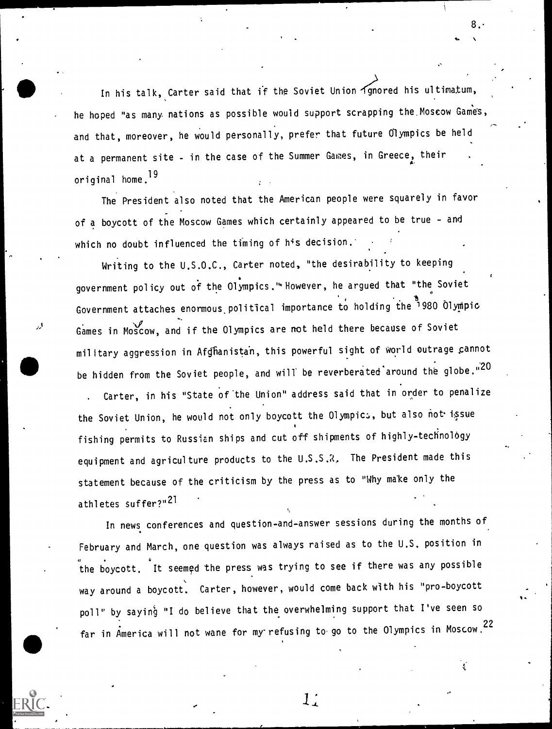In his talk, Carter said that if the Soviet Union ignored his ultimatum, he hoped "as many nations as possible would support scrapping the Moscow Games, and that, moreover, he would personally, prefer that future Olympics be held at a permanent site - in the case of the Summer Games, in Greece, their original home.[19]

The President also noted that the American people were squarely in favor of a boycott of the Moscow Games which certainly appeared to be true - and which no doubt influenced the timing of his decision.

Writing to the U.S.O.C., Carter noted, "the desirability to keeping government policy out of the Olympics." However, he argued that "the Soviet Government attaches enormous political importance to holding the 1980 Olympic Games in Moscow, and if the Olympics are not held there because of Soviet military aggression in Afghanistan, this powerful sight of world outrage cannot be hidden from the Soviet people, and will be reverberated around the globe."[20]

Carter, in his "State of the Union" address said that in order to penalize the Soviet Union, he would not only boycott the Olympics, but also not issue fishing permits to Russian ships and cut off shipments of highly-technology equipment and agriculture products to the U.S.S.R. The President made this statement because of the criticism by the press as to "Why make only the athletes suffer?"[21]

In news conferences and question-and-answer sessions during the months of February and March, one question was always raised as to the U.S. position in the boycott. It seemed the press was trying to see if there was any possible way around a boycott. Carter, however, would come back with his "pro-boycott poll" by saying "I do believe that the overwhelming support that I've seen so far in America will not wane for my refusing to go to the Olympics in Moscow.[22]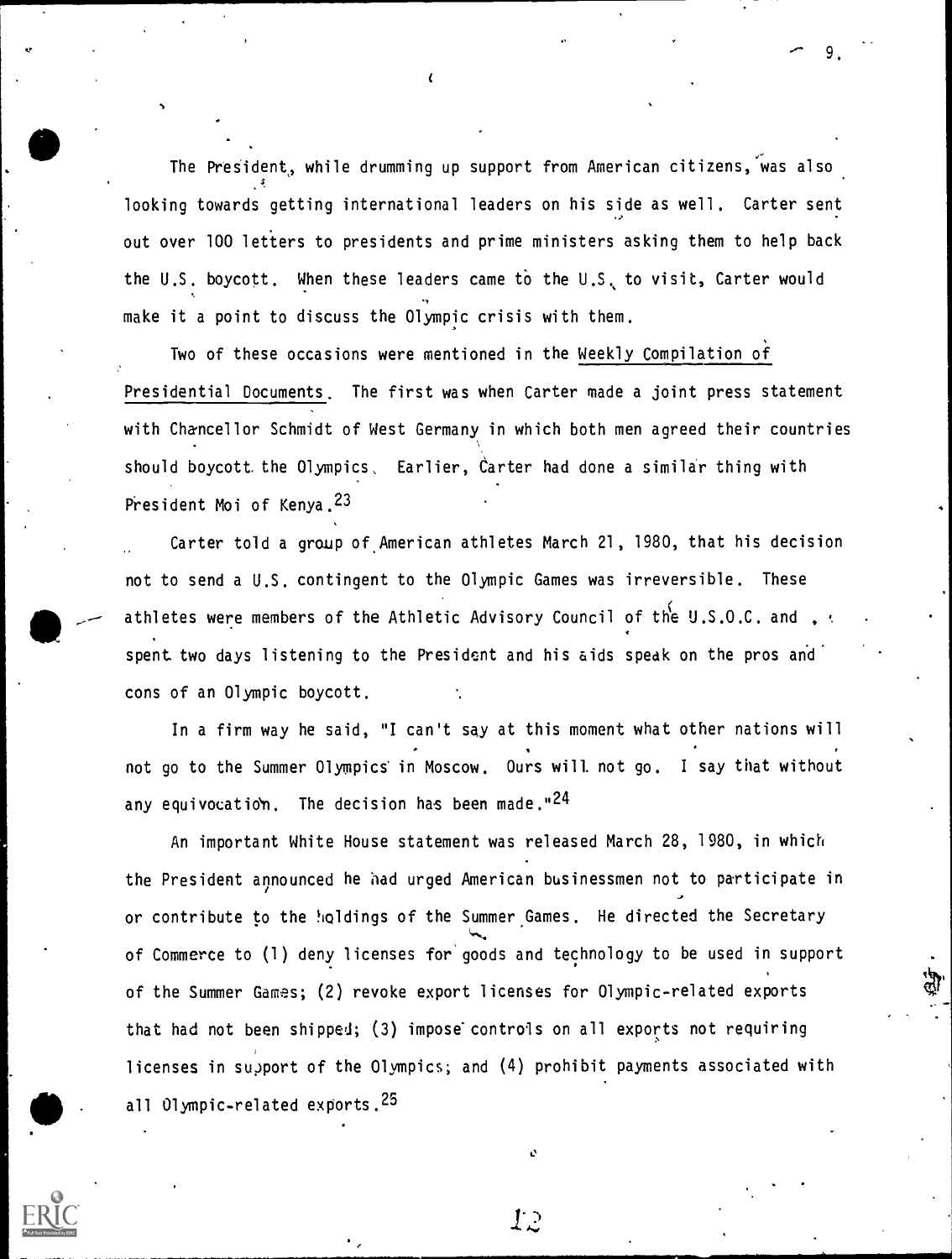The President, while drumming up support from American citizens, was also looking towards getting international leaders on his side as well. Carter sent out over 100 letters to presidents and prime ministers asking them to help back the U.S. boycott. When these leaders came to the U.S. to visit, Carter would make it a point to discuss the Olympic crisis with them.

Two of these occasions were mentioned in the Weekly Compilation of Presidential Documents. The first was when Carter made a joint press statement with Chancellor Schmidt of West Germany in which both men agreed their countries should boycott the Olympics. Earlier, Carter had done a similar thing with President Moi of Kenya.[23]

Carter told a group of American athletes March 21, 1980, that his decision not to send a U.S. contingent to the Olympic Games was irreversible. These athletes were members of the Athletic Advisory Council of the U.S.O.C. and spent two days listening to the President and his aids speak on the pros and cons of an Olympic boycott.

In a firm way he said, "I can't say at this moment what other nations will not go to the Summer Olympics in Moscow. Ours will not go. I say that without any equivocation. The decision has been made."[24]

An important White House statement was released March 28, 1980, in which the President announced he had urged American businessmen not to participate in or contribute to the holdings of the Summer Games. He directed the Secretary of Commerce to (1) deny licenses for goods and technology to be used in support of the Summer Games; (2) revoke export licenses for Olympic-related exports that had not been shipped; (3) impose controls on all exports not requiring licenses in support of the Olympics; and (4) prohibit payments associated with all Olympic-related exports.[25]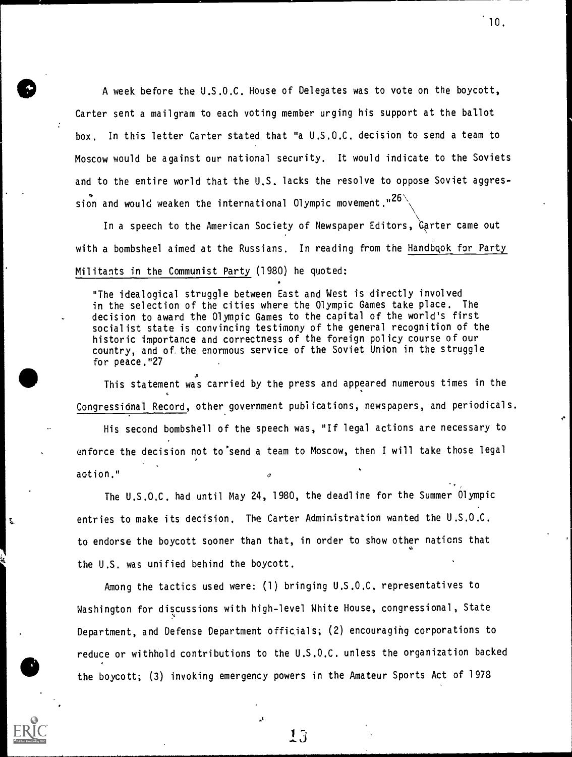A week before the U.S.O.C. House of Delegates was to vote on the boycott, Carter sent a mailgram to each voting member urging his support at the ballot box. In this letter Carter stated that "a U.S.O.C. decision to send a team to Moscow would be against our national security. It would indicate to the Soviets and to the entire world that the U.S. lacks the resolve to oppose Soviet aggression and would weaken the international Olympic movement."[26]

In a speech to the American Society of Newspaper Editors, Carter came out with a bombsheel aimed at the Russians. In reading from the Handbook for Party Militants in the Communist Party (1980) he quoted:

> "The idealogical struggle between East and West is directly involved in the selection of the cities where the Olympic Games take place. The decision to award the Olympic Games to the capital of the world's first socialist state is convincing testimony of the general recognition of the historic importance and correctness of the foreign policy course of our country, and of the enormous service of the Soviet Union in the struggle for peace."[27]

This statement was carried by the press and appeared numerous times in the Congressional Record, other government publications, newspapers, and periodicals.

His second bombshell of the speech was, "If legal actions are necessary to enforce the decision not to send a team to Moscow, then I will take those legal action."

The U.S.O.C. had until May 24, 1980, the deadline for the Summer Olympic entries to make its decision. The Carter Administration wanted the U.S.O.C. to endorse the boycott sooner than that, in order to show other nations that the U.S. was unified behind the boycott.

Among the tactics used were: (1) bringing U.S.O.C. representatives to Washington for discussions with high-level White House, congressional, State Department, and Defense Department officials; (2) encouraging corporations to reduce or withhold contributions to the U.S.O.C. unless the organization backed the boycott; (3) invoking emergency powers in the Amateur Sports Act of 1978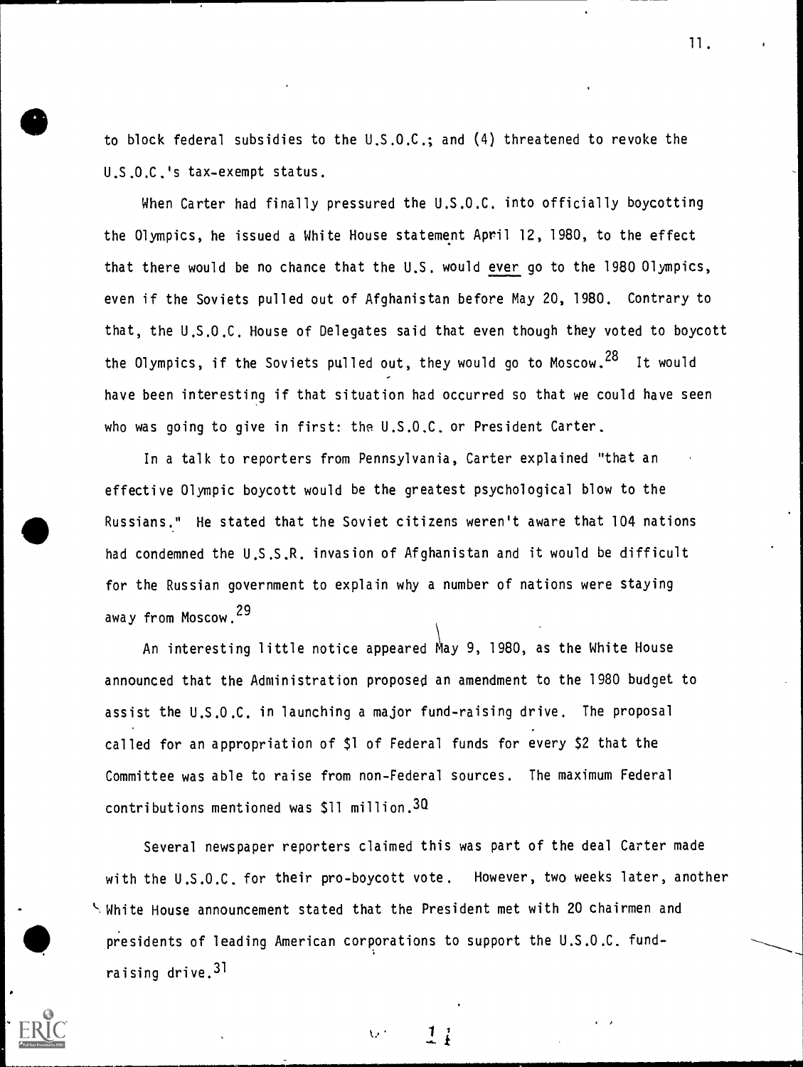to block federal subsidies to the U.S.O.C.; and (4) threatened to revoke the U.S.O.C.'s tax-exempt status.

When Carter had finally pressured the U.S.O.C. into officially boycotting the Olympics, he issued a White House statement April 12, 1980, to the effect that there would be no chance that the U.S. would <u>ever</u> go to the 1980 Olympics, even if the Soviets pulled out of Afghanistan before May 20, 1980. Contrary to that, the U.S.O.C. House of Delegates said that even though they voted to boycott the Olympics, if the Soviets pulled out, they would go to Moscow.[28] It would have been interesting if that situation had occurred so that we could have seen who was going to give in first: the U.S.O.C. or President Carter.

In a talk to reporters from Pennsylvania, Carter explained "that an effective Olympic boycott would be the greatest psychological blow to the Russians." He stated that the Soviet citizens weren't aware that 104 nations had condemned the U.S.S.R. invasion of Afghanistan and it would be difficult for the Russian government to explain why a number of nations were staying away from Moscow.[29]

An interesting little notice appeared May 9, 1980, as the White House announced that the Administration proposed an amendment to the 1980 budget to assist the U.S.O.C. in launching a major fund-raising drive. The proposal called for an appropriation of $1 of Federal funds for every $2 that the Committee was able to raise from non-Federal sources. The maximum Federal contributions mentioned was $11 million.[30]

Several newspaper reporters claimed this was part of the deal Carter made with the U.S.O.C. for their pro-boycott vote. However, two weeks later, another White House announcement stated that the President met with 20 chairmen and presidents of leading American corporations to support the U.S.O.C. fund-raising drive.[31]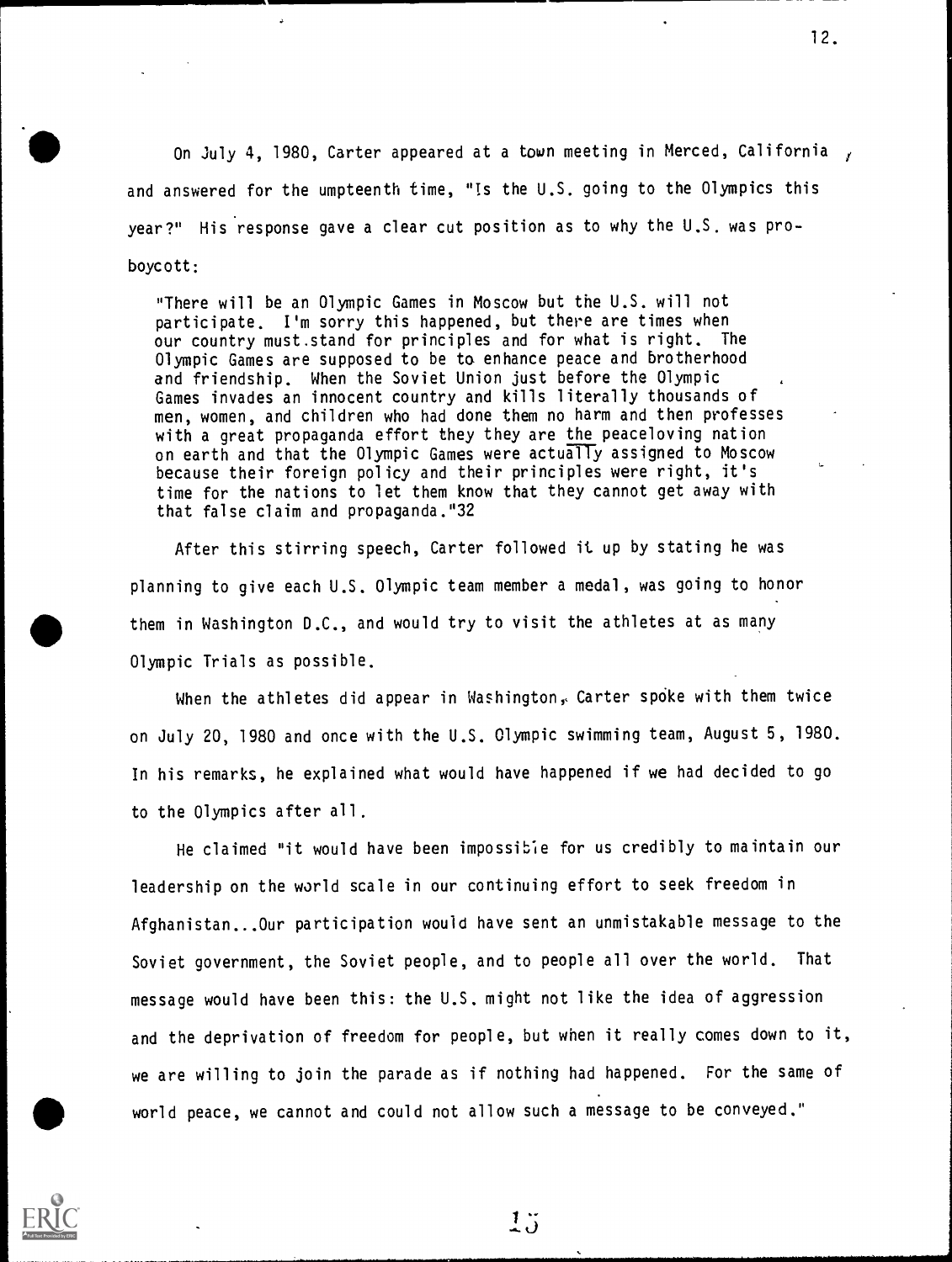On July 4, 1980, Carter appeared at a town meeting in Merced, California, and answered for the umpteenth time, "Is the U.S. going to the Olympics this year?" His response gave a clear cut position as to why the U.S. was pro-boycott:

> "There will be an Olympic Games in Moscow but the U.S. will not participate. I'm sorry this happened, but there are times when our country must stand for principles and for what is right. The Olympic Games are supposed to be to enhance peace and brotherhood and friendship. When the Soviet Union just before the Olympic Games invades an innocent country and kills literally thousands of men, women, and children who had done them no harm and then professes with a great propaganda effort they they are the peaceloving nation on earth and that the Olympic Games were actually assigned to Moscow because their foreign policy and their principles were right, it's time for the nations to let them know that they cannot get away with that false claim and propaganda."32

After this stirring speech, Carter followed it up by stating he was planning to give each U.S. Olympic team member a medal, was going to honor them in Washington D.C., and would try to visit the athletes at as many Olympic Trials as possible.

When the athletes did appear in Washington, Carter spoke with them twice on July 20, 1980 and once with the U.S. Olympic swimming team, August 5, 1980. In his remarks, he explained what would have happened if we had decided to go to the Olympics after all.

He claimed "it would have been impossible for us credibly to maintain our leadership on the world scale in our continuing effort to seek freedom in Afghanistan...Our participation would have sent an unmistakable message to the Soviet government, the Soviet people, and to people all over the world. That message would have been this: the U.S. might not like the idea of aggression and the deprivation of freedom for people, but when it really comes down to it, we are willing to join the parade as if nothing had happened. For the same of world peace, we cannot and could not allow such a message to be conveyed."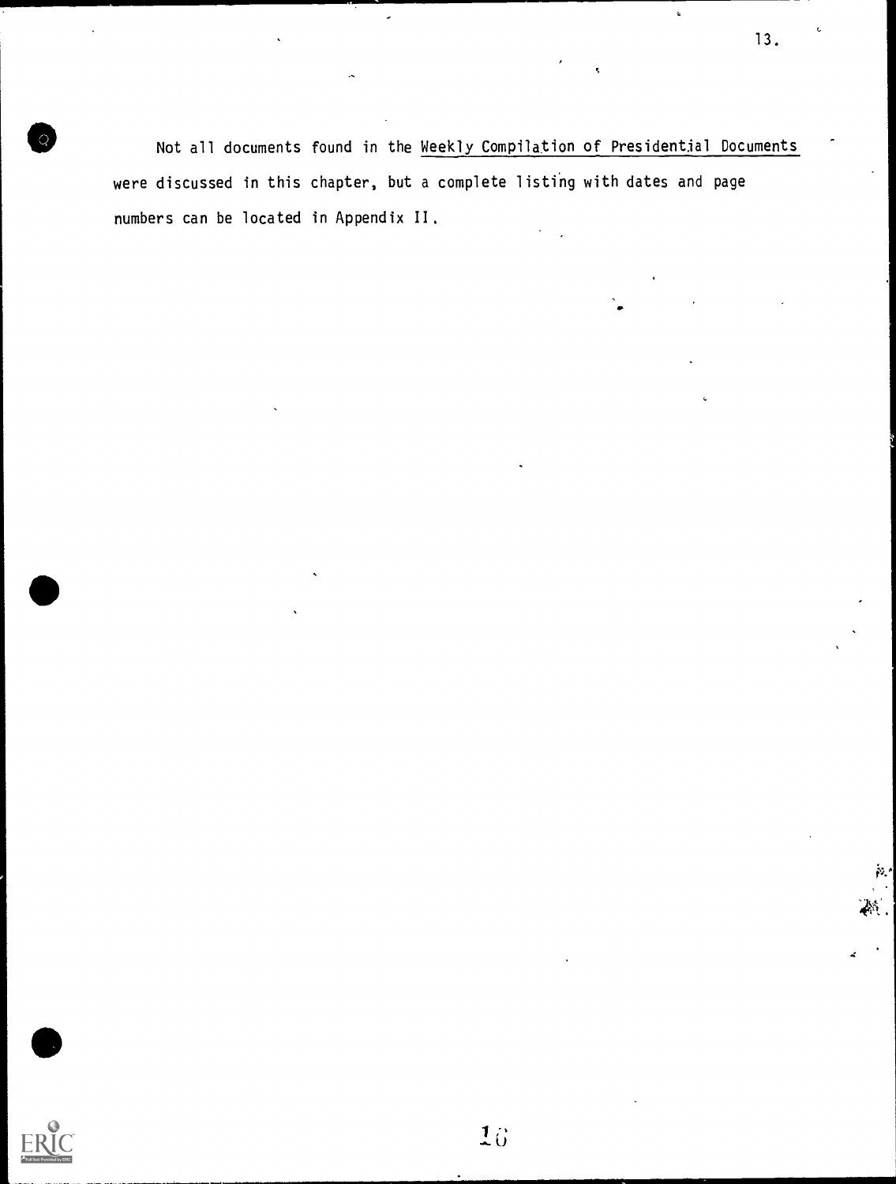Not all documents found in the Weekly Compilation of Presidential Documents were discussed in this chapter, but a complete listing with dates and page numbers can be located in Appendix II.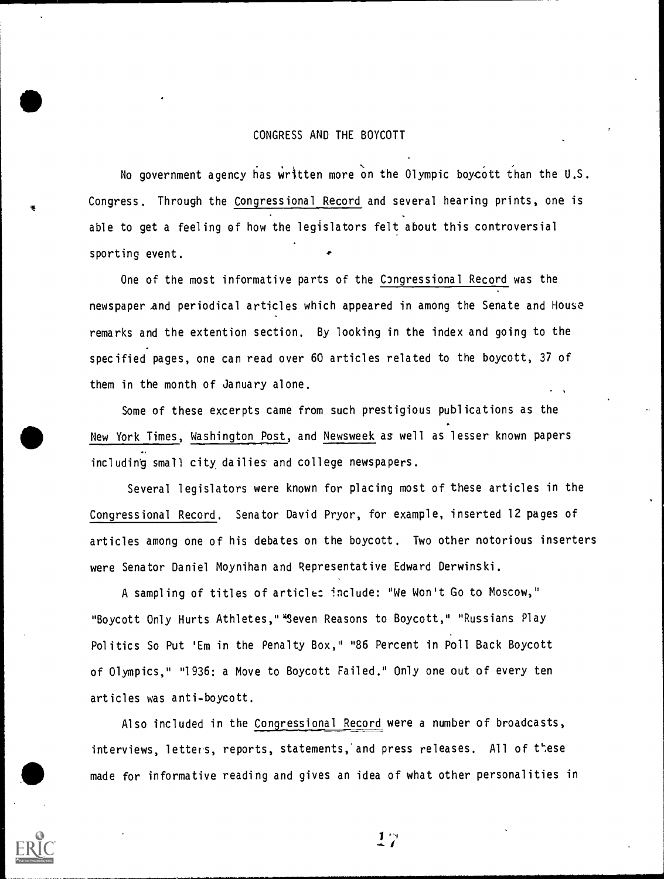## CONGRESS AND THE BOYCOTT

No government agency has written more on the Olympic boycott than the U.S. Congress. Through the Congressional Record and several hearing prints, one is able to get a feeling of how the legislators felt about this controversial sporting event.

One of the most informative parts of the Congressional Record was the newspaper and periodical articles which appeared in among the Senate and House remarks and the extention section. By looking in the index and going to the specified pages, one can read over 60 articles related to the boycott, 37 of them in the month of January alone.

Some of these excerpts came from such prestigious publications as the New York Times, Washington Post, and Newsweek as well as lesser known papers including small city dailies and college newspapers.

Several legislators were known for placing most of these articles in the Congressional Record. Senator David Pryor, for example, inserted 12 pages of articles among one of his debates on the boycott. Two other notorious inserters were Senator Daniel Moynihan and Representative Edward Derwinski.

A sampling of titles of articles include: "We Won't Go to Moscow," "Boycott Only Hurts Athletes," "Seven Reasons to Boycott," "Russians Play Politics So Put 'Em in the Penalty Box," "86 Percent in Poll Back Boycott of Olympics," "1936: a Move to Boycott Failed." Only one out of every ten articles was anti-boycott.

Also included in the Congressional Record were a number of broadcasts, interviews, letters, reports, statements, and press releases. All of these made for informative reading and gives an idea of what other personalities in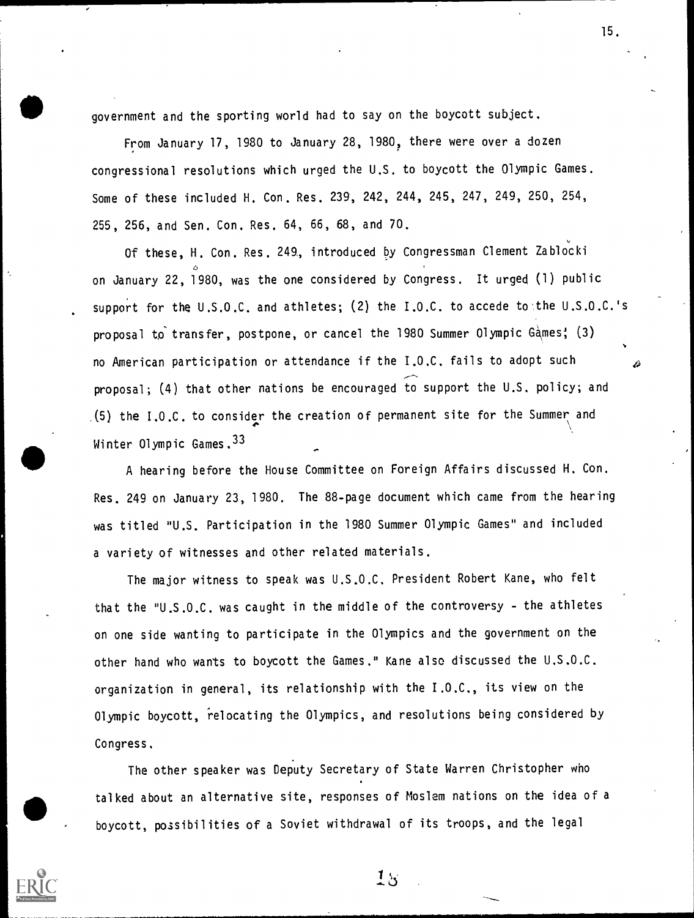government and the sporting world had to say on the boycott subject.

From January 17, 1980 to January 28, 1980, there were over a dozen congressional resolutions which urged the U.S. to boycott the Olympic Games. Some of these included H. Con. Res. 239, 242, 244, 245, 247, 249, 250, 254, 255, 256, and Sen. Con. Res. 64, 66, 68, and 70.

Of these, H. Con. Res. 249, introduced by Congressman Clement Zablocki on January 22, 1980, was the one considered by Congress. It urged (1) public support for the U.S.O.C. and athletes; (2) the I.O.C. to accede to the U.S.O.C.'s proposal to transfer, postpone, or cancel the 1980 Summer Olympic Games; (3) no American participation or attendance if the I.O.C. fails to adopt such proposal; (4) that other nations be encouraged to support the U.S. policy; and (5) the I.O.C. to consider the creation of permanent site for the Summer and Winter Olympic Games.[33]

A hearing before the House Committee on Foreign Affairs discussed H. Con. Res. 249 on January 23, 1980. The 88-page document which came from the hearing was titled "U.S. Participation in the 1980 Summer Olympic Games" and included a variety of witnesses and other related materials.

The major witness to speak was U.S.O.C. President Robert Kane, who felt that the "U.S.O.C. was caught in the middle of the controversy - the athletes on one side wanting to participate in the Olympics and the government on the other hand who wants to boycott the Games." Kane also discussed the U.S.O.C. organization in general, its relationship with the I.O.C., its view on the Olympic boycott, relocating the Olympics, and resolutions being considered by Congress.

The other speaker was Deputy Secretary of State Warren Christopher who talked about an alternative site, responses of Moslem nations on the idea of a boycott, possibilities of a Soviet withdrawal of its troops, and the legal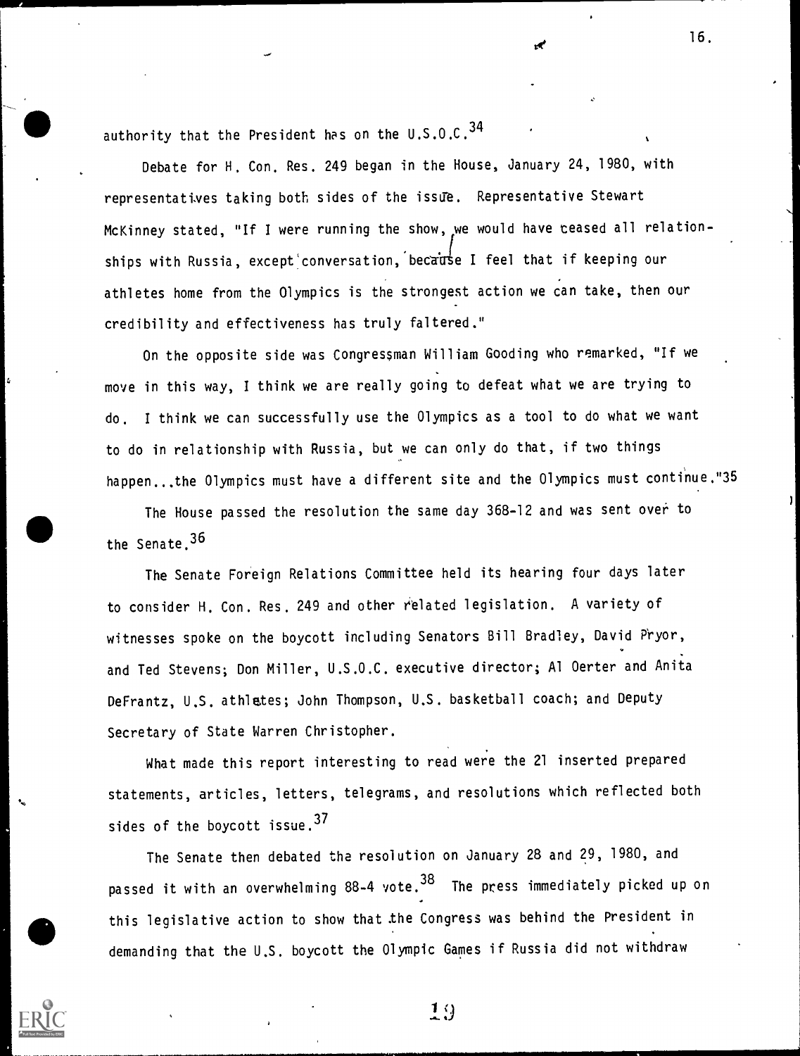authority that the President has on the U.S.O.C.[34]

Debate for H. Con. Res. 249 began in the House, January 24, 1980, with representatives taking both sides of the issue. Representative Stewart McKinney stated, "If I were running the show, we would have ceased all relationships with Russia, except conversation, because I feel that if keeping our athletes home from the Olympics is the strongest action we can take, then our credibility and effectiveness has truly faltered."

On the opposite side was Congressman William Gooding who remarked, "If we move in this way, I think we are really going to defeat what we are trying to do. I think we can successfully use the Olympics as a tool to do what we want to do in relationship with Russia, but we can only do that, if two things happen...the Olympics must have a different site and the Olympics must continue."[35]

The House passed the resolution the same day 368-12 and was sent over to the Senate.[36]

The Senate Foreign Relations Committee held its hearing four days later to consider H. Con. Res. 249 and other related legislation. A variety of witnesses spoke on the boycott including Senators Bill Bradley, David Pryor, and Ted Stevens; Don Miller, U.S.O.C. executive director; Al Oerter and Anita DeFrantz, U.S. athletes; John Thompson, U.S. basketball coach; and Deputy Secretary of State Warren Christopher.

What made this report interesting to read were the 21 inserted prepared statements, articles, letters, telegrams, and resolutions which reflected both sides of the boycott issue.[37]

The Senate then debated the resolution on January 28 and 29, 1980, and passed it with an overwhelming 88-4 vote.[38] The press immediately picked up on this legislative action to show that the Congress was behind the President in demanding that the U.S. boycott the Olympic Games if Russia did not withdraw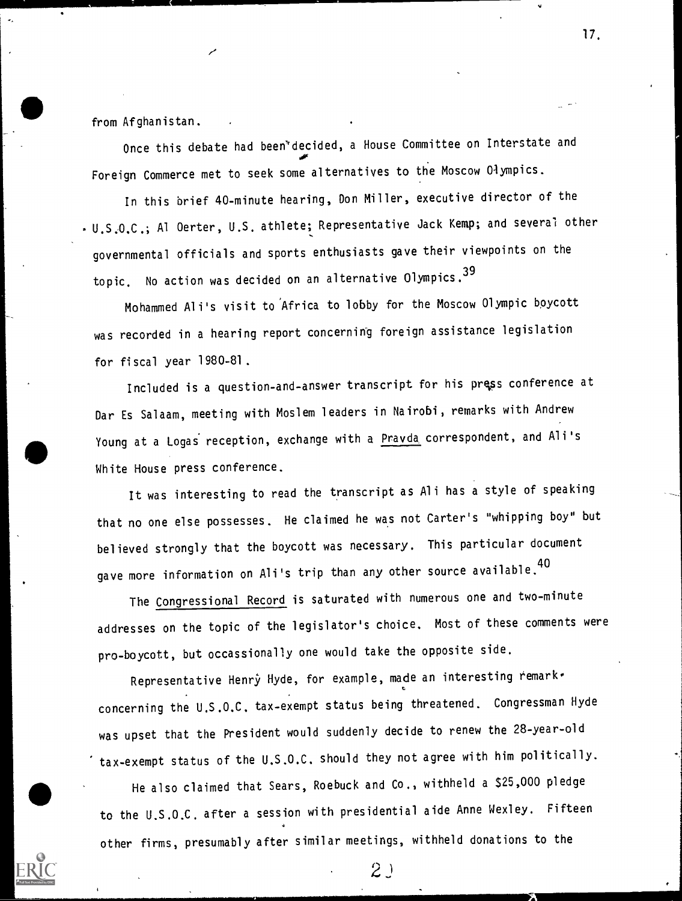from Afghanistan.

Once this debate had been decided, a House Committee on Interstate and Foreign Commerce met to seek some alternatives to the Moscow Olympics.

In this brief 40-minute hearing, Don Miller, executive director of the U.S.O.C.; Al Oerter, U.S. athlete; Representative Jack Kemp; and several other governmental officials and sports enthusiasts gave their viewpoints on the topic. No action was decided on an alternative Olympics.[39]

Mohammed Ali's visit to Africa to lobby for the Moscow Olympic boycott was recorded in a hearing report concerning foreign assistance legislation for fiscal year 1980-81.

Included is a question-and-answer transcript for his press conference at Dar Es Salaam, meeting with Moslem leaders in Nairobi, remarks with Andrew Young at a Logas reception, exchange with a Pravda correspondent, and Ali's White House press conference.

It was interesting to read the transcript as Ali has a style of speaking that no one else possesses. He claimed he was not Carter's "whipping boy" but believed strongly that the boycott was necessary. This particular document gave more information on Ali's trip than any other source available.[40]

The Congressional Record is saturated with numerous one and two-minute addresses on the topic of the legislator's choice. Most of these comments were pro-boycott, but occassionally one would take the opposite side.

Representative Henry Hyde, for example, made an interesting remark concerning the U.S.O.C. tax-exempt status being threatened. Congressman Hyde was upset that the President would suddenly decide to renew the 28-year-old tax-exempt status of the U.S.O.C. should they not agree with him politically.

He also claimed that Sears, Roebuck and Co., withheld a $25,000 pledge to the U.S.O.C. after a session with presidential aide Anne Wexley. Fifteen other firms, presumably after similar meetings, withheld donations to the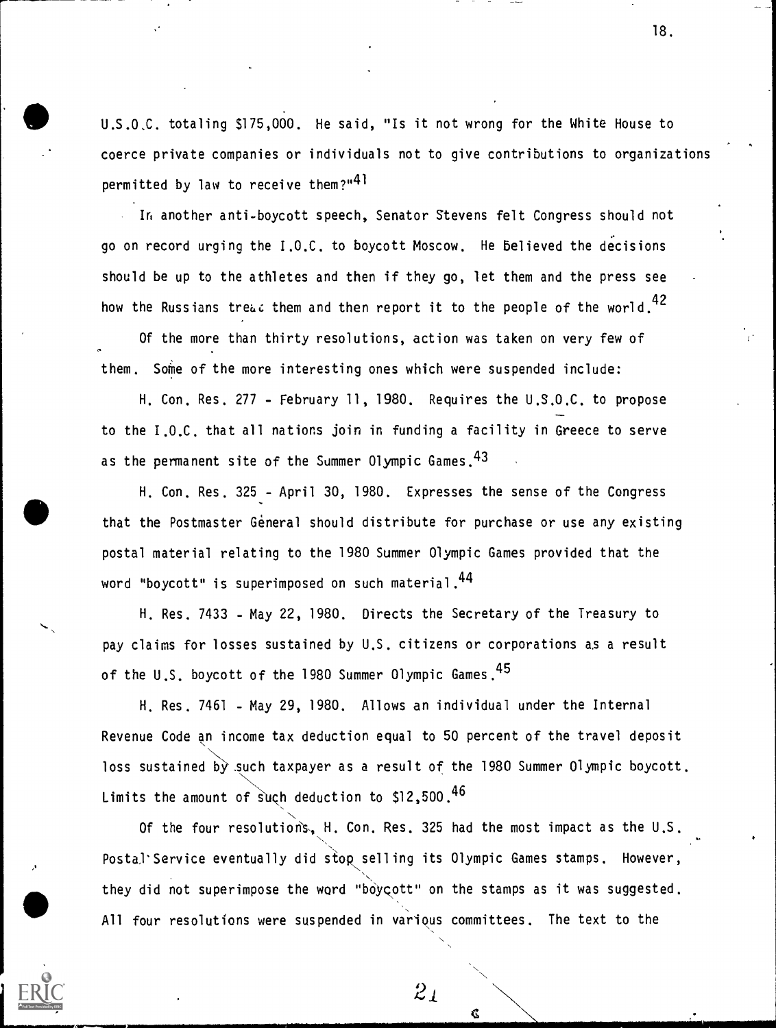U.S.O.C. totaling $175,000. He said, "Is it not wrong for the White House to coerce private companies or individuals not to give contributions to organizations permitted by law to receive them?"[41]

In another anti-boycott speech, Senator Stevens felt Congress should not go on record urging the I.O.C. to boycott Moscow. He believed the decisions should be up to the athletes and then if they go, let them and the press see how the Russians treat them and then report it to the people of the world.[42]

Of the more than thirty resolutions, action was taken on very few of them. Some of the more interesting ones which were suspended include:

H. Con. Res. 277 - February 11, 1980. Requires the U.S.O.C. to propose to the I.O.C. that all nations join in funding a facility in Greece to serve as the permanent site of the Summer Olympic Games.[43]

H. Con. Res. 325 - April 30, 1980. Expresses the sense of the Congress that the Postmaster General should distribute for purchase or use any existing postal material relating to the 1980 Summer Olympic Games provided that the word "boycott" is superimposed on such material.[44]

H. Res. 7433 - May 22, 1980. Directs the Secretary of the Treasury to pay claims for losses sustained by U.S. citizens or corporations as a result of the U.S. boycott of the 1980 Summer Olympic Games.[45]

H. Res. 7461 - May 29, 1980. Allows an individual under the Internal Revenue Code an income tax deduction equal to 50 percent of the travel deposit loss sustained by such taxpayer as a result of the 1980 Summer Olympic boycott. Limits the amount of such deduction to $12,500.[46]

Of the four resolutions, H. Con. Res. 325 had the most impact as the U.S. Postal Service eventually did stop selling its Olympic Games stamps. However, they did not superimpose the word "boycott" on the stamps as it was suggested. All four resolutions were suspended in various committees. The text to the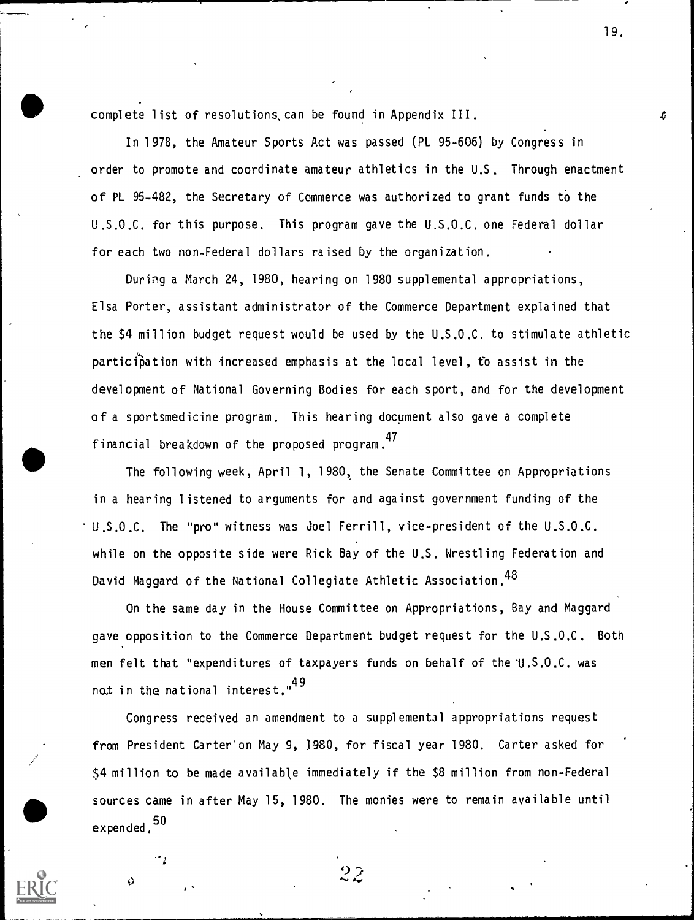complete list of resolutions can be found in Appendix III.

In 1978, the Amateur Sports Act was passed (PL 95-606) by Congress in order to promote and coordinate amateur athletics in the U.S. Through enactment of PL 95-482, the Secretary of Commerce was authorized to grant funds to the U.S.O.C. for this purpose. This program gave the U.S.O.C. one Federal dollar for each two non-Federal dollars raised by the organization.

During a March 24, 1980, hearing on 1980 supplemental appropriations, Elsa Porter, assistant administrator of the Commerce Department explained that the $4 million budget request would be used by the U.S.O.C. to stimulate athletic participation with increased emphasis at the local level, to assist in the development of National Governing Bodies for each sport, and for the development of a sportsmedicine program. This hearing document also gave a complete financial breakdown of the proposed program.[47]

The following week, April 1, 1980, the Senate Committee on Appropriations in a hearing listened to arguments for and against government funding of the U.S.O.C. The "pro" witness was Joel Ferrill, vice-president of the U.S.O.C. while on the opposite side were Rick Bay of the U.S. Wrestling Federation and David Maggard of the National Collegiate Athletic Association.[48]

On the same day in the House Committee on Appropriations, Bay and Maggard gave opposition to the Commerce Department budget request for the U.S.O.C. Both men felt that "expenditures of taxpayers funds on behalf of the U.S.O.C. was not in the national interest."[49]

Congress received an amendment to a supplemental appropriations request from President Carter on May 9, 1980, for fiscal year 1980. Carter asked for $4 million to be made available immediately if the $8 million from non-Federal sources came in after May 15, 1980. The monies were to remain available until expended.[50]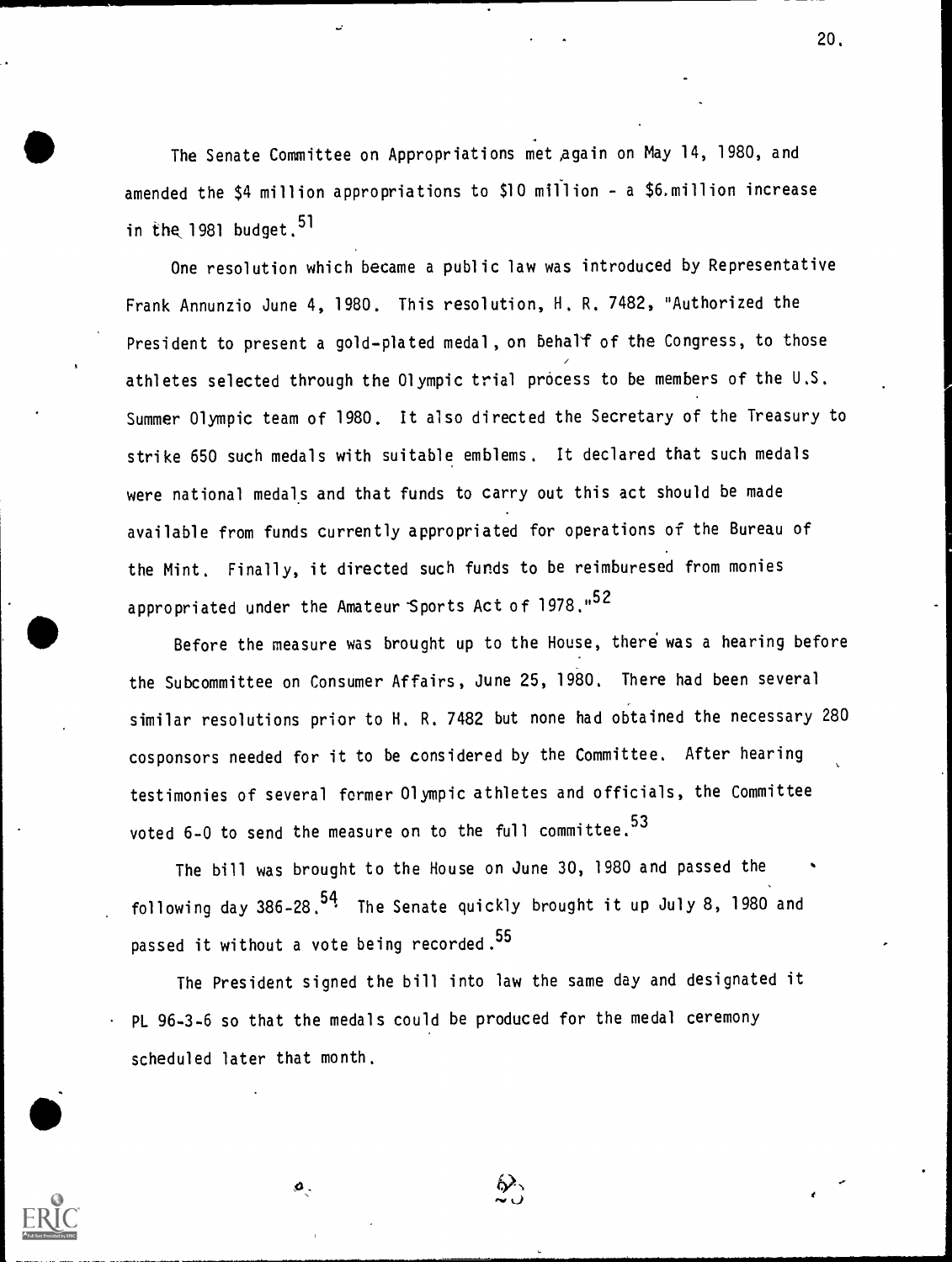The Senate Committee on Appropriations met again on May 14, 1980, and amended the $4 million appropriations to $10 million - a $6 million increase in the 1981 budget.[51]

One resolution which became a public law was introduced by Representative Frank Annunzio June 4, 1980. This resolution, H. R. 7482, "Authorized the President to present a gold-plated medal, on behalf of the Congress, to those athletes selected through the Olympic trial process to be members of the U.S. Summer Olympic team of 1980. It also directed the Secretary of the Treasury to strike 650 such medals with suitable emblems. It declared that such medals were national medals and that funds to carry out this act should be made available from funds currently appropriated for operations of the Bureau of the Mint. Finally, it directed such funds to be reimburesed from monies appropriated under the Amateur Sports Act of 1978."[52]

Before the measure was brought up to the House, there was a hearing before the Subcommittee on Consumer Affairs, June 25, 1980. There had been several similar resolutions prior to H. R. 7482 but none had obtained the necessary 280 cosponsors needed for it to be considered by the Committee. After hearing testimonies of several former Olympic athletes and officials, the Committee voted 6-0 to send the measure on to the full committee.[53]

The bill was brought to the House on June 30, 1980 and passed the following day 386-28.[54] The Senate quickly brought it up July 8, 1980 and passed it without a vote being recorded.[55]

The President signed the bill into law the same day and designated it PL 96-3-6 so that the medals could be produced for the medal ceremony scheduled later that month.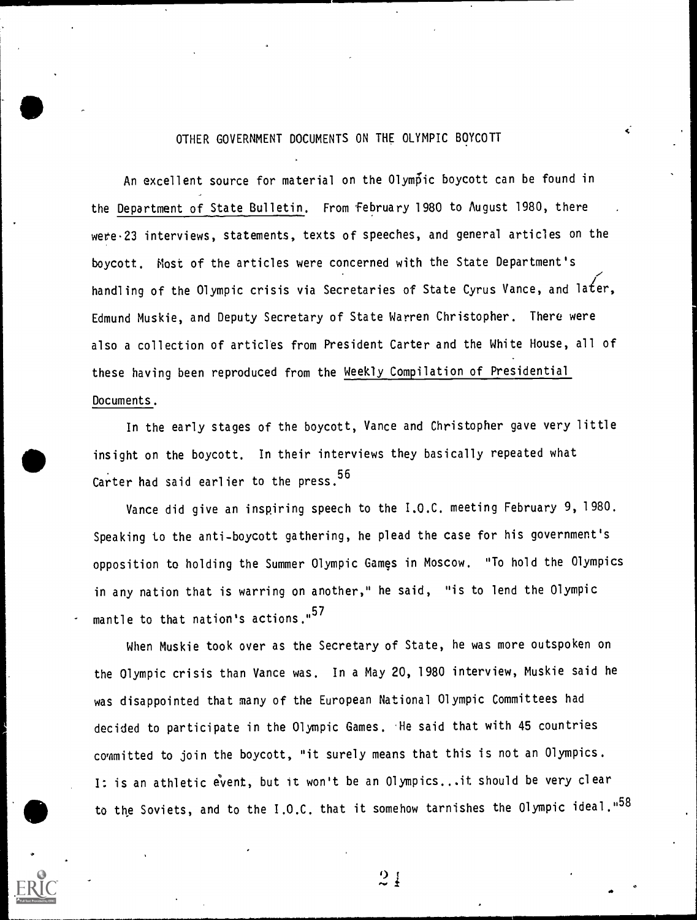## OTHER GOVERNMENT DOCUMENTS ON THE OLYMPIC BOYCOTT

An excellent source for material on the Olympic boycott can be found in the Department of State Bulletin. From February 1980 to August 1980, there were 23 interviews, statements, texts of speeches, and general articles on the boycott. Most of the articles were concerned with the State Department's handling of the Olympic crisis via Secretaries of State Cyrus Vance, and later, Edmund Muskie, and Deputy Secretary of State Warren Christopher. There were also a collection of articles from President Carter and the White House, all of these having been reproduced from the Weekly Compilation of Presidential Documents.

In the early stages of the boycott, Vance and Christopher gave very little insight on the boycott. In their interviews they basically repeated what Carter had said earlier to the press.[56]

Vance did give an inspiring speech to the I.O.C. meeting February 9, 1980. Speaking to the anti-boycott gathering, he plead the case for his government's opposition to holding the Summer Olympic Games in Moscow. "To hold the Olympics in any nation that is warring on another," he said, "is to lend the Olympic mantle to that nation's actions."[57]

When Muskie took over as the Secretary of State, he was more outspoken on the Olympic crisis than Vance was. In a May 20, 1980 interview, Muskie said he was disappointed that many of the European National Olympic Committees had decided to participate in the Olympic Games. He said that with 45 countries committed to join the boycott, "it surely means that this is not an Olympics. It is an athletic event, but it won't be an Olympics...it should be very clear to the Soviets, and to the I.O.C. that it somehow tarnishes the Olympic ideal."[58]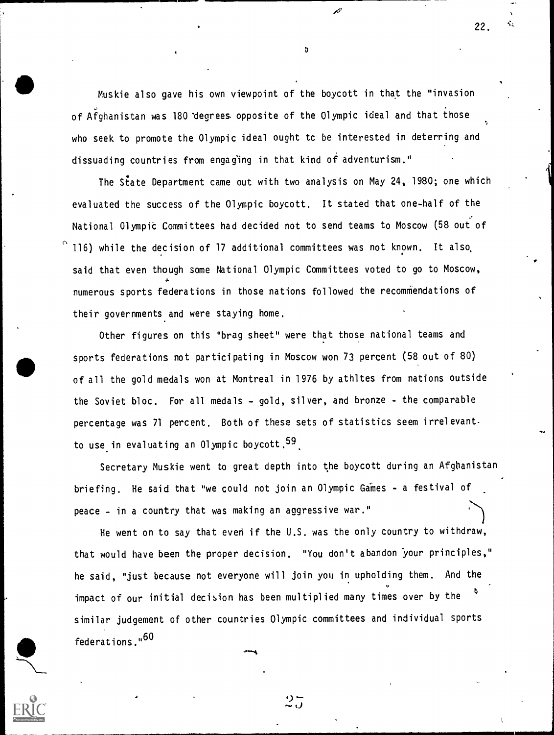Muskie also gave his own viewpoint of the boycott in that the "invasion of Afghanistan was 180 degrees opposite of the Olympic ideal and that those who seek to promote the Olympic ideal ought tc be interested in deterring and dissuading countries from engaging in that kind of adventurism."

The State Department came out with two analysis on May 24, 1980; one which evaluated the success of the Olympic boycott. It stated that one-half of the National Olympic Committees had decided not to send teams to Moscow (58 out of 116) while the decision of 17 additional committees was not known. It also said that even though some National Olympic Committees voted to go to Moscow, numerous sports federations in those nations followed the recommendations of their governments and were staying home.

Other figures on this "brag sheet" were that those national teams and sports federations not participating in Moscow won 73 percent (58 out of 80) of all the gold medals won at Montreal in 1976 by athltes from nations outside the Soviet bloc. For all medals - gold, silver, and bronze - the comparable percentage was 71 percent. Both of these sets of statistics seem irrelevant to use in evaluating an Olympic boycott.[59]

Secretary Muskie went to great depth into the boycott during an Afghanistan briefing. He said that "we could not join an Olympic Games - a festival of peace - in a country that was making an aggressive war."

He went on to say that even if the U.S. was the only country to withdraw, that would have been the proper decision. "You don't abandon your principles," he said, "just because not everyone will join you in upholding them. And the impact of our initial decision has been multiplied many times over by the similar judgement of other countries Olympic committees and individual sports federations."[60]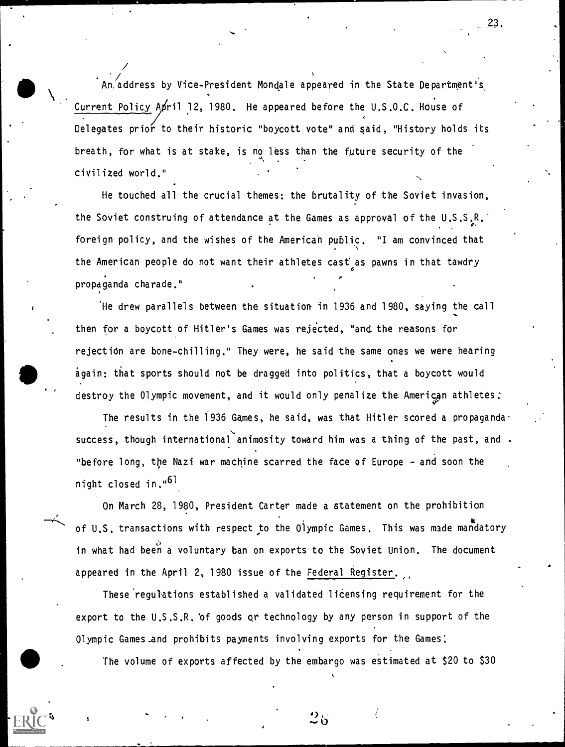An address by Vice-President Mondale appeared in the State Department's Current Policy April 12, 1980. He appeared before the U.S.O.C. House of Delegates prior to their historic "boycott vote" and said, "History holds its breath, for what is at stake, is no less than the future security of the civilized world."

He touched all the crucial themes: the brutality of the Soviet invasion, the Soviet construing of attendance at the Games as approval of the U.S.S.R. foreign policy, and the wishes of the American public. "I am convinced that the American people do not want their athletes cast as pawns in that tawdry propaganda charade."

He drew parallels between the situation in 1936 and 1980, saying the call then for a boycott of Hitler's Games was rejected, "and the reasons for rejection are bone-chilling." They were, he said the same ones we were hearing again: that sports should not be dragged into politics, that a boycott would destroy the Olympic movement, and it would only penalize the American athletes.

The results in the 1936 Games, he said, was that Hitler scored a propaganda success, though international animosity toward him was a thing of the past, and "before long, the Nazi war machine scarred the face of Europe - and soon the night closed in."[61]

On March 28, 1980, President Carter made a statement on the prohibition of U.S. transactions with respect to the Olympic Games. This was made mandatory in what had been a voluntary ban on exports to the Soviet Union. The document appeared in the April 2, 1980 issue of the Federal Register.

These regulations established a validated licensing requirement for the export to the U.S.S.R. of goods or technology by any person in support of the Olympic Games and prohibits payments involving exports for the Games.

The volume of exports affected by the embargo was estimated at \$20 to \$30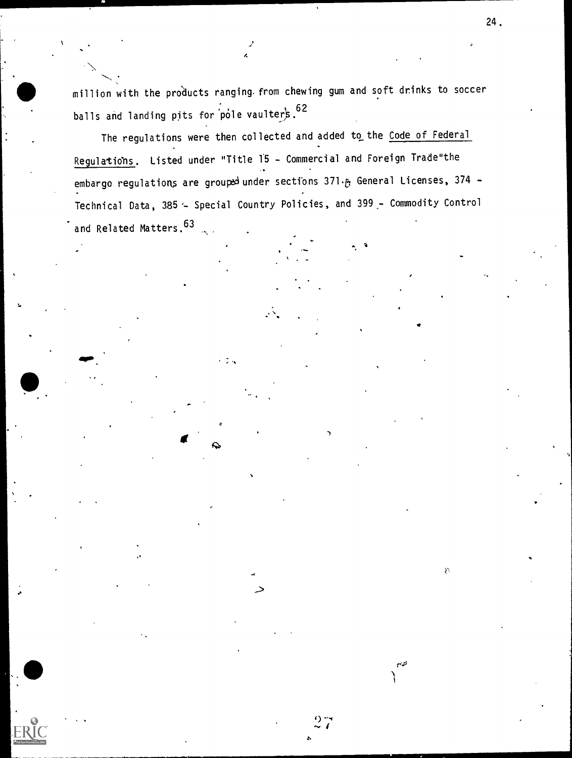million with the products ranging from chewing gum and soft drinks to soccer balls and landing pits for pole vaulters.[62]

The regulations were then collected and added to the Code of Federal Regulations. Listed under "Title 15 - Commercial and Foreign Trade" the embargo regulations are grouped under sections 371 - General Licenses, 374 - Technical Data, 385 - Special Country Policies, and 399 - Commodity Control and Related Matters.[63]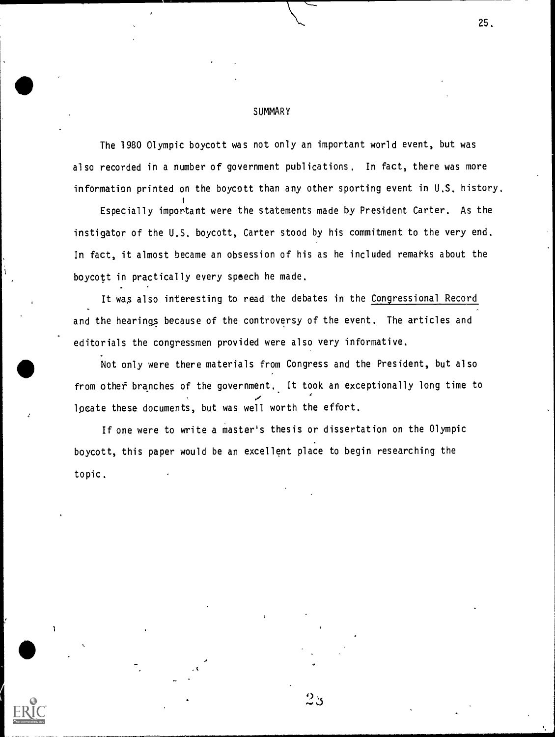## SUMMARY

The 1980 Olympic boycott was not only an important world event, but was also recorded in a number of government publications. In fact, there was more information printed on the boycott than any other sporting event in U.S. history.

Especially important were the statements made by President Carter. As the instigator of the U.S. boycott, Carter stood by his commitment to the very end. In fact, it almost became an obsession of his as he included remarks about the boycott in practically every speech he made.

It was also interesting to read the debates in the Congressional Record and the hearings because of the controversy of the event. The articles and editorials the congressmen provided were also very informative.

Not only were there materials from Congress and the President, but also from other branches of the government. It took an exceptionally long time to locate these documents, but was well worth the effort.

If one were to write a master's thesis or dissertation on the Olympic boycott, this paper would be an excellent place to begin researching the topic.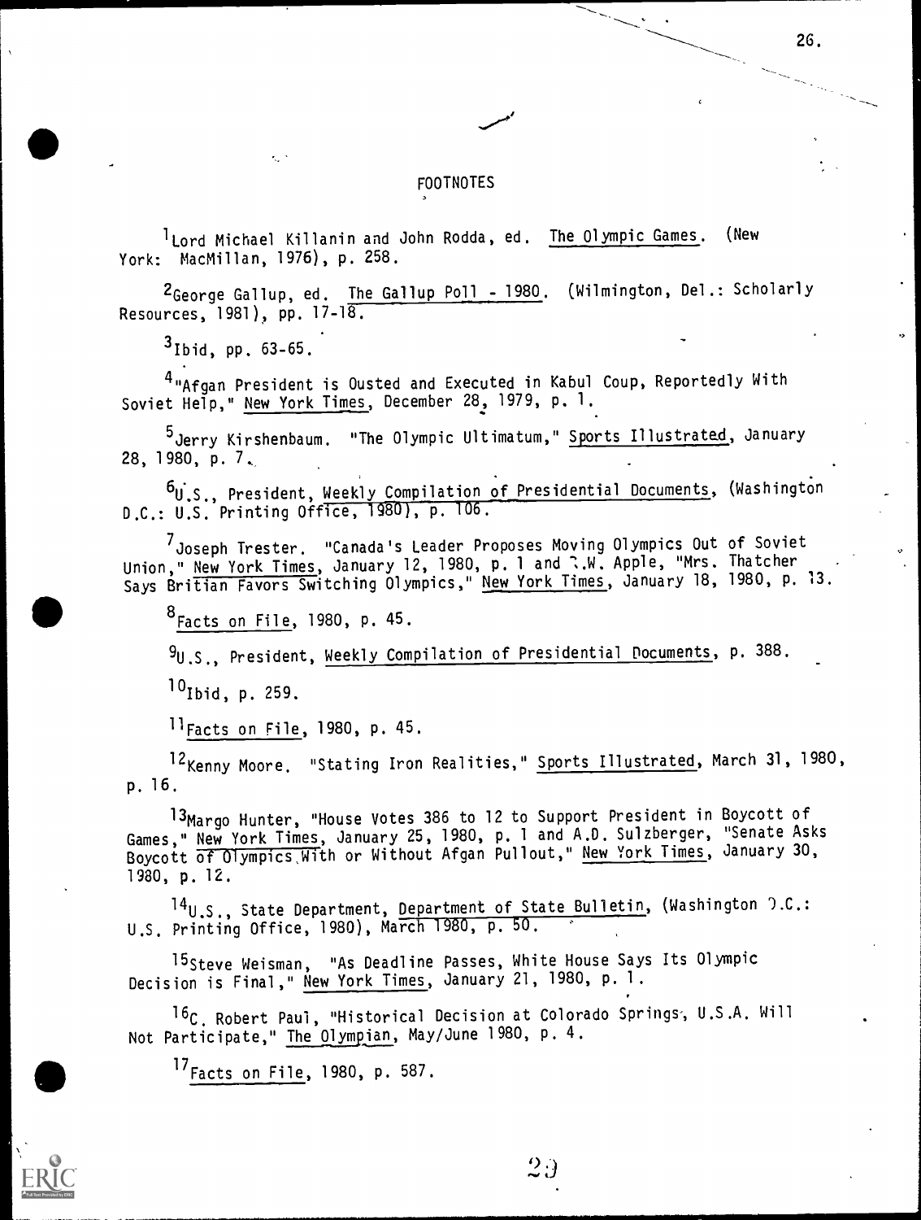# FOOTNOTES

[1]Lord Michael Killanin and John Rodda, ed. The Olympic Games. (New York: MacMillan, 1976), p. 258.

[2]George Gallup, ed. The Gallup Poll - 1980. (Wilmington, Del.: Scholarly Resources, 1981), pp. 17-18.

[3]Ibid, pp. 63-65.

[4]"Afgan President is Ousted and Executed in Kabul Coup, Reportedly With Soviet Help," New York Times, December 28, 1979, p. 1.

[5]Jerry Kirshenbaum. "The Olympic Ultimatum," Sports Illustrated, January 28, 1980, p. 7.

[6]U.S., President, Weekly Compilation of Presidential Documents, (Washington D.C.: U.S. Printing Office, 1980), p. 106.

[7]Joseph Trester. "Canada's Leader Proposes Moving Olympics Out of Soviet Union," New York Times, January 12, 1980, p. 1 and R.W. Apple, "Mrs. Thatcher Says Britian Favors Switching Olympics," New York Times, January 18, 1980, p. 13.

[8]Facts on File, 1980, p. 45.

[9]U.S., President, Weekly Compilation of Presidential Documents, p. 388.

[10]Ibid, p. 259.

[11]Facts on File, 1980, p. 45.

[12]Kenny Moore. "Stating Iron Realities," Sports Illustrated, March 31, 1980, p. 16.

[13]Margo Hunter, "House Votes 386 to 12 to Support President in Boycott of Games," New York Times, January 25, 1980, p. 1 and A.D. Sulzberger, "Senate Asks Boycott of Olympics With or Without Afgan Pullout," New York Times, January 30, 1980, p. 12.

[14]U.S., State Department, Department of State Bulletin, (Washington D.C.: U.S. Printing Office, 1980), March 1980, p. 50.

[15]Steve Weisman, "As Deadline Passes, White House Says Its Olympic Decision is Final," New York Times, January 21, 1980, p. 1.

[16]C. Robert Paul, "Historical Decision at Colorado Springs, U.S.A. Will Not Participate," The Olympian, May/June 1980, p. 4.

[17]Facts on File, 1980, p. 587.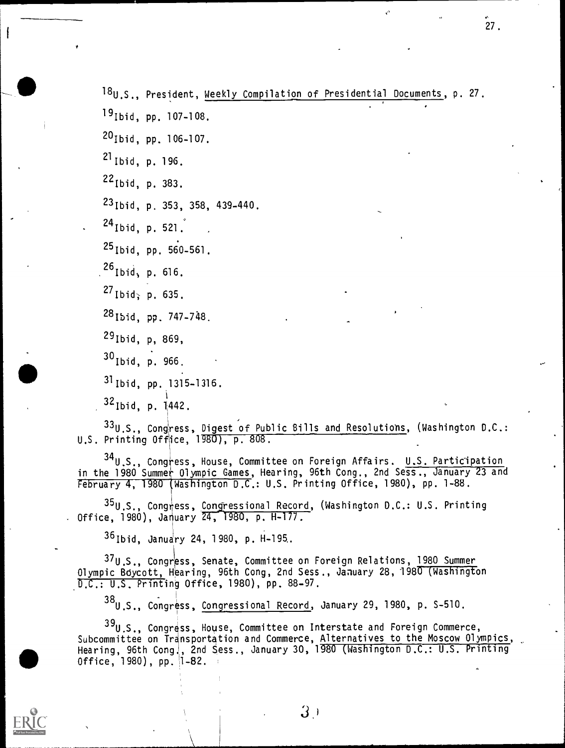[18] U.S., President, Weekly Compilation of Presidential Documents, p. 27.

[19] Ibid, pp. 107-108.

[20] Ibid, pp. 106-107.

[21] Ibid, p. 196.

[22] Ibid, p. 383.

[23] Ibid, p. 353, 358, 439-440.

[24] Ibid, p. 521.

[25] Ibid, pp. 560-561.

[26] Ibid, p. 616.

[27] Ibid, p. 635.

[28] Ibid, pp. 747-748.

[29] Ibid, p, 869,

[30] Ibid, p. 966.

[31] Ibid, pp. 1315-1316.

[32] Ibid, p. 1442.

[33] U.S., Congress, Digest of Public Bills and Resolutions, (Washington D.C.: U.S. Printing Office, 1980), p. 808.

[34] U.S., Congress, House, Committee on Foreign Affairs. U.S. Participation in the 1980 Summer Olympic Games, Hearing, 96th Cong., 2nd Sess., January 23 and February 4, 1980 (Washington D.C.: U.S. Printing Office, 1980), pp. 1-88.

[35] U.S., Congress, Congressional Record, (Washington D.C.: U.S. Printing Office, 1980), January 24, 1980, p. H-177.

[36] Ibid, January 24, 1980, p. H-195.

[37] U.S., Congress, Senate, Committee on Foreign Relations, 1980 Summer Olympic Boycott, Hearing, 96th Cong, 2nd Sess., January 28, 1980 (Washington D.C.: U.S. Printing Office, 1980), pp. 88-97.

[38] U.S., Congress, Congressional Record, January 29, 1980, p. S-510.

[39] U.S., Congress, House, Committee on Interstate and Foreign Commerce, Subcommittee on Transportation and Commerce, Alternatives to the Moscow Olympics, Hearing, 96th Cong., 2nd Sess., January 30, 1980 (Washington D.C.: U.S. Printing Office, 1980), pp. 1-82.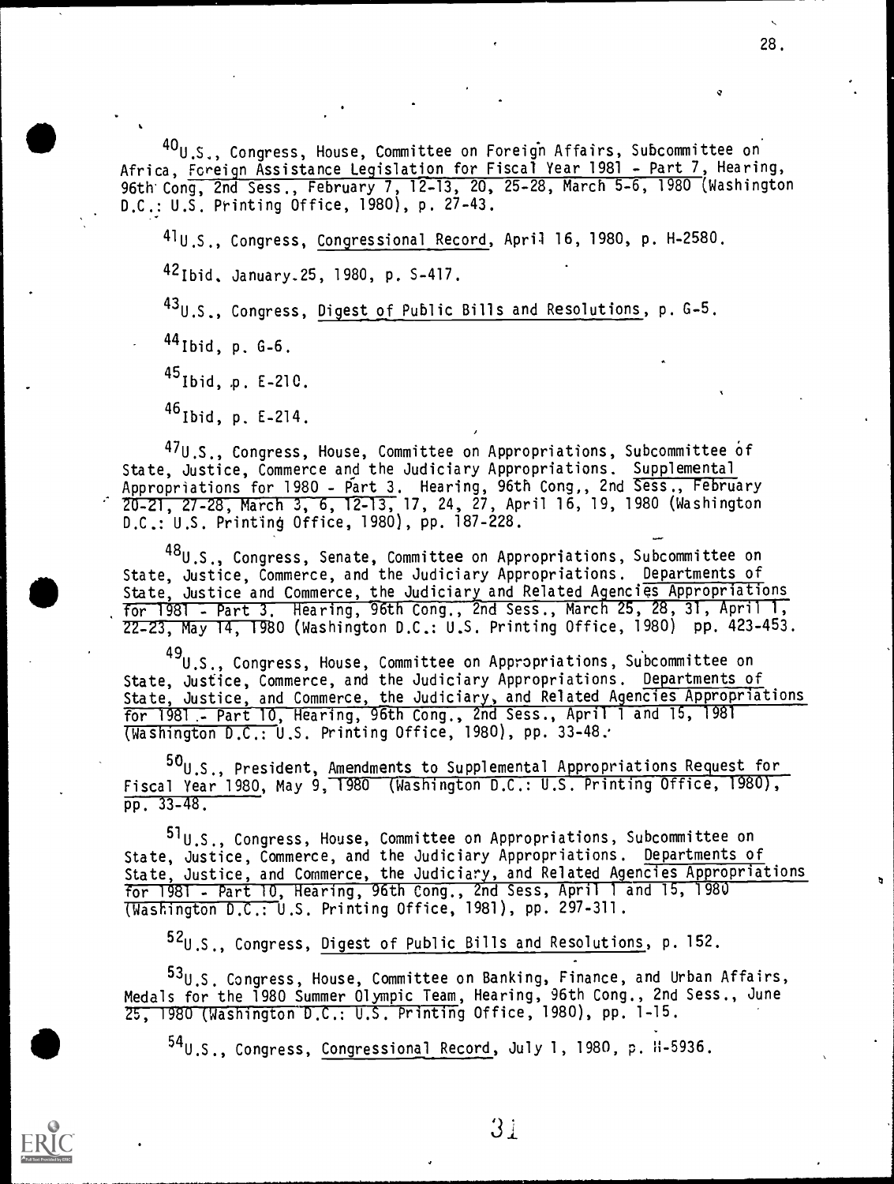[40] U.S., Congress, House, Committee on Foreign Affairs, Subcommittee on Africa, Foreign Assistance Legislation for Fiscal Year 1981 - Part 7, Hearing, 96th Cong, 2nd Sess., February 7, 12-13, 20, 25-28, March 5-6, 1980 (Washington D.C.: U.S. Printing Office, 1980), p. 27-43.

[41] U.S., Congress, Congressional Record, April 16, 1980, p. H-2580.

[42] Ibid. January 25, 1980, p. S-417.

[43] U.S., Congress, Digest of Public Bills and Resolutions, p. G-5.

[44] Ibid, p. G-6.

[45] Ibid, p. E-210.

[46] Ibid, p. E-214.

[47] U.S., Congress, House, Committee on Appropriations, Subcommittee of State, Justice, Commerce and the Judiciary Appropriations. Supplemental Appropriations for 1980 - Part 3. Hearing, 96th Cong., 2nd Sess., February 20-21, 27-28, March 3, 6, 12-13, 17, 24, 27, April 16, 19, 1980 (Washington D.C.: U.S. Printing Office, 1980), pp. 187-228.

[48] U.S., Congress, Senate, Committee on Appropriations, Subcommittee on State, Justice, Commerce, and the Judiciary Appropriations. Departments of State, Justice and Commerce, the Judiciary and Related Agencies Appropriations for 1981 - Part 3. Hearing, 96th Cong., 2nd Sess., March 25, 28, 31, April 1, 22-23, May 14, 1980 (Washington D.C.: U.S. Printing Office, 1980) pp. 423-453.

[49] U.S., Congress, House, Committee on Appropriations, Subcommittee on State, Justice, Commerce, and the Judiciary Appropriations. Departments of State, Justice, and Commerce, the Judiciary, and Related Agencies Appropriations for 1981 - Part 10, Hearing, 96th Cong., 2nd Sess., April 1 and 15, 1981 (Washington D.C.: U.S. Printing Office, 1980), pp. 33-48.

[50] U.S., President, Amendments to Supplemental Appropriations Request for Fiscal Year 1980, May 9, 1980 (Washington D.C.: U.S. Printing Office, 1980), pp. 33-48.

[51] U.S., Congress, House, Committee on Appropriations, Subcommittee on State, Justice, Commerce, and the Judiciary Appropriations. Departments of State, Justice, and Commerce, the Judiciary, and Related Agencies Appropriations for 1981 - Part 10, Hearing, 96th Cong., 2nd Sess, April 1 and 15, 1980 (Washington D.C.: U.S. Printing Office, 1981), pp. 297-311.

[52] U.S., Congress, Digest of Public Bills and Resolutions, p. 152.

[53] U.S. Congress, House, Committee on Banking, Finance, and Urban Affairs, Medals for the 1980 Summer Olympic Team, Hearing, 96th Cong., 2nd Sess., June 25, 1980 (Washington D.C.: U.S. Printing Office, 1980), pp. 1-15.

[54] U.S., Congress, Congressional Record, July 1, 1980, p. H-5936.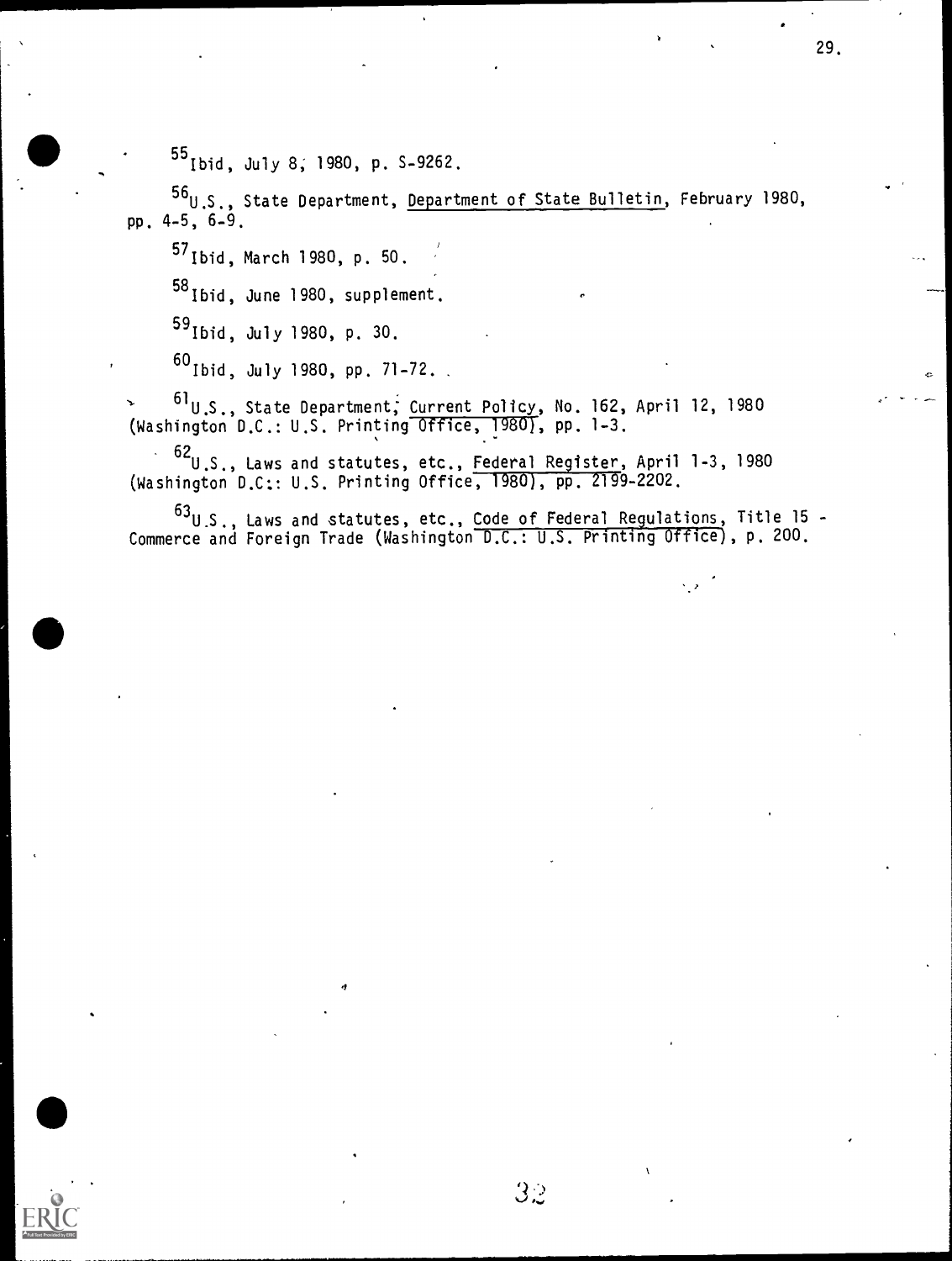[55] Ibid, July 8, 1980, p. S-9262.

[56] U.S., State Department, Department of State Bulletin, February 1980, pp. 4-5, 6-9.

[57] Ibid, March 1980, p. 50.

[58] Ibid, June 1980, supplement.

[59] Ibid, July 1980, p. 30.

[60] Ibid, July 1980, pp. 71-72.

[61] U.S., State Department, Current Policy, No. 162, April 12, 1980 (Washington D.C.: U.S. Printing Office, 1980), pp. 1-3.

[62] U.S., Laws and statutes, etc., Federal Register, April 1-3, 1980 (Washington D.C.: U.S. Printing Office, 1980), pp. 2199-2202.

[63] U.S., Laws and statutes, etc., Code of Federal Regulations, Title 15 - Commerce and Foreign Trade (Washington D.C.: U.S. Printing Office), p. 200.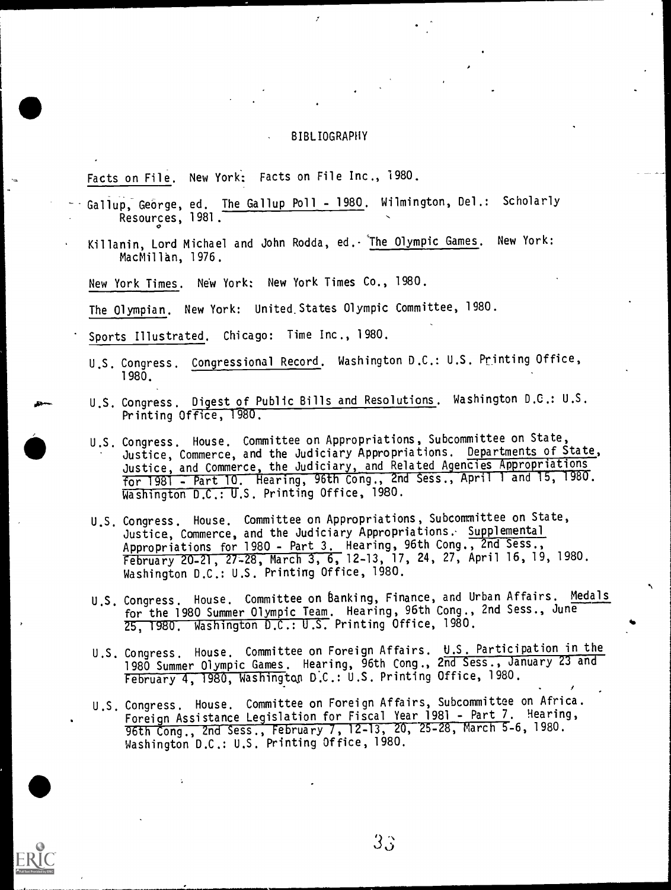# BIBLIOGRAPHY

Facts on File. New York: Facts on File Inc., 1980.

Gallup, George, ed. The Gallup Poll - 1980. Wilmington, Del.: Scholarly Resources, 1981.

Killanin, Lord Michael and John Rodda, ed. The Olympic Games. New York: MacMillan, 1976.

New York Times. New York: New York Times Co., 1980.

The Olympian. New York: United States Olympic Committee, 1980.

Sports Illustrated. Chicago: Time Inc., 1980.

U.S. Congress. Congressional Record. Washington D.C.: U.S. Printing Office, 1980.

U.S. Congress. Digest of Public Bills and Resolutions. Washington D.C.: U.S. Printing Office, 1980.

U.S. Congress. House. Committee on Appropriations, Subcommittee on State, Justice, Commerce, and the Judiciary Appropriations. Departments of State, Justice, and Commerce, the Judiciary, and Related Agencies Appropriations for 1981 - Part 10. Hearing, 96th Cong., 2nd Sess., April 1 and 15, 1980. Washington D.C.: U.S. Printing Office, 1980.

U.S. Congress. House. Committee on Appropriations, Subcommittee on State, Justice, Commerce, and the Judiciary Appropriations. Supplemental Appropriations for 1980 - Part 3. Hearing, 96th Cong., 2nd Sess., February 20-21, 27-28, March 3, 6, 12-13, 17, 24, 27, April 16, 19, 1980. Washington D.C.: U.S. Printing Office, 1980.

U.S. Congress. House. Committee on Banking, Finance, and Urban Affairs. Medals for the 1980 Summer Olympic Team. Hearing, 96th Cong., 2nd Sess., June 25, 1980. Washington D.C.: U.S. Printing Office, 1980.

U.S. Congress. House. Committee on Foreign Affairs. U.S. Participation in the 1980 Summer Olympic Games. Hearing, 96th Cong., 2nd Sess., January 23 and February 4, 1980, Washington D.C.: U.S. Printing Office, 1980.

U.S. Congress. House. Committee on Foreign Affairs, Subcommittee on Africa. Foreign Assistance Legislation for Fiscal Year 1981 - Part 7. Hearing, 96th Cong., 2nd Sess., February 7, 12-13, 20, 25-28, March 5-6, 1980. Washington D.C.: U.S. Printing Office, 1980.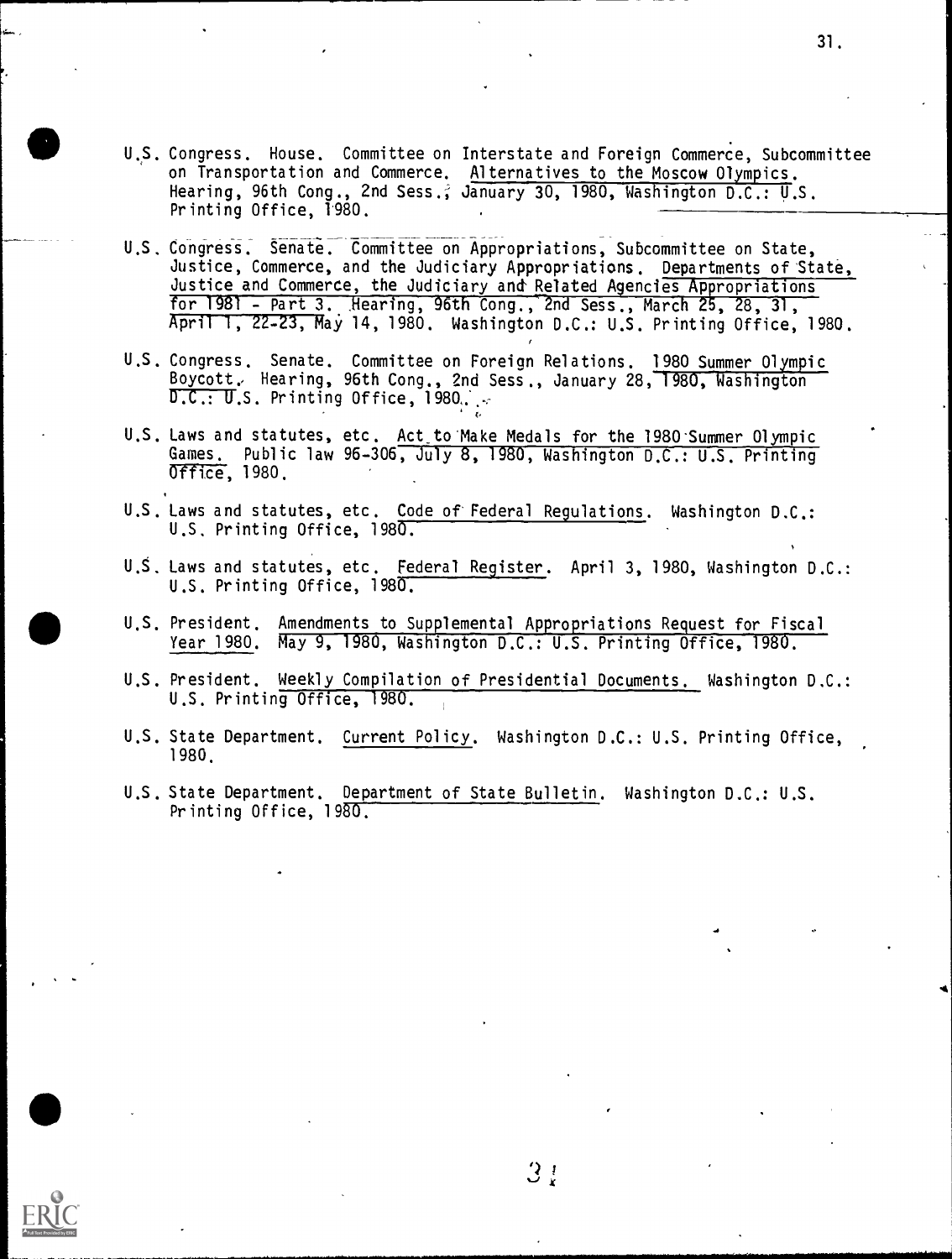U.S. Congress. House. Committee on Interstate and Foreign Commerce, Subcommittee on Transportation and Commerce. Alternatives to the Moscow Olympics. Hearing, 96th Cong., 2nd Sess., January 30, 1980, Washington D.C.: U.S. Printing Office, 1980.

U.S. Congress. Senate. Committee on Appropriations, Subcommittee on State, Justice, Commerce, and the Judiciary Appropriations. Departments of State, Justice and Commerce, the Judiciary and Related Agencies Appropriations for 1981 - Part 3. Hearing, 96th Cong., 2nd Sess., March 25, 28, 31, April 1, 22-23, May 14, 1980. Washington D.C.: U.S. Printing Office, 1980.

U.S. Congress. Senate. Committee on Foreign Relations. 1980 Summer Olympic Boycott. Hearing, 96th Cong., 2nd Sess., January 28, 1980, Washington D.C.: U.S. Printing Office, 1980.

U.S. Laws and statutes, etc. Act to Make Medals for the 1980 Summer Olympic Games. Public law 96-306, July 8, 1980, Washington D.C.: U.S. Printing Office, 1980.

U.S. Laws and statutes, etc. Code of Federal Regulations. Washington D.C.: U.S. Printing Office, 1980.

U.S. Laws and statutes, etc. Federal Register. April 3, 1980, Washington D.C.: U.S. Printing Office, 1980.

U.S. President. Amendments to Supplemental Appropriations Request for Fiscal Year 1980. May 9, 1980, Washington D.C.: U.S. Printing Office, 1980.

U.S. President. Weekly Compilation of Presidential Documents. Washington D.C.: U.S. Printing Office, 1980.

U.S. State Department. Current Policy. Washington D.C.: U.S. Printing Office, 1980.

U.S. State Department. Department of State Bulletin. Washington D.C.: U.S. Printing Office, 1980.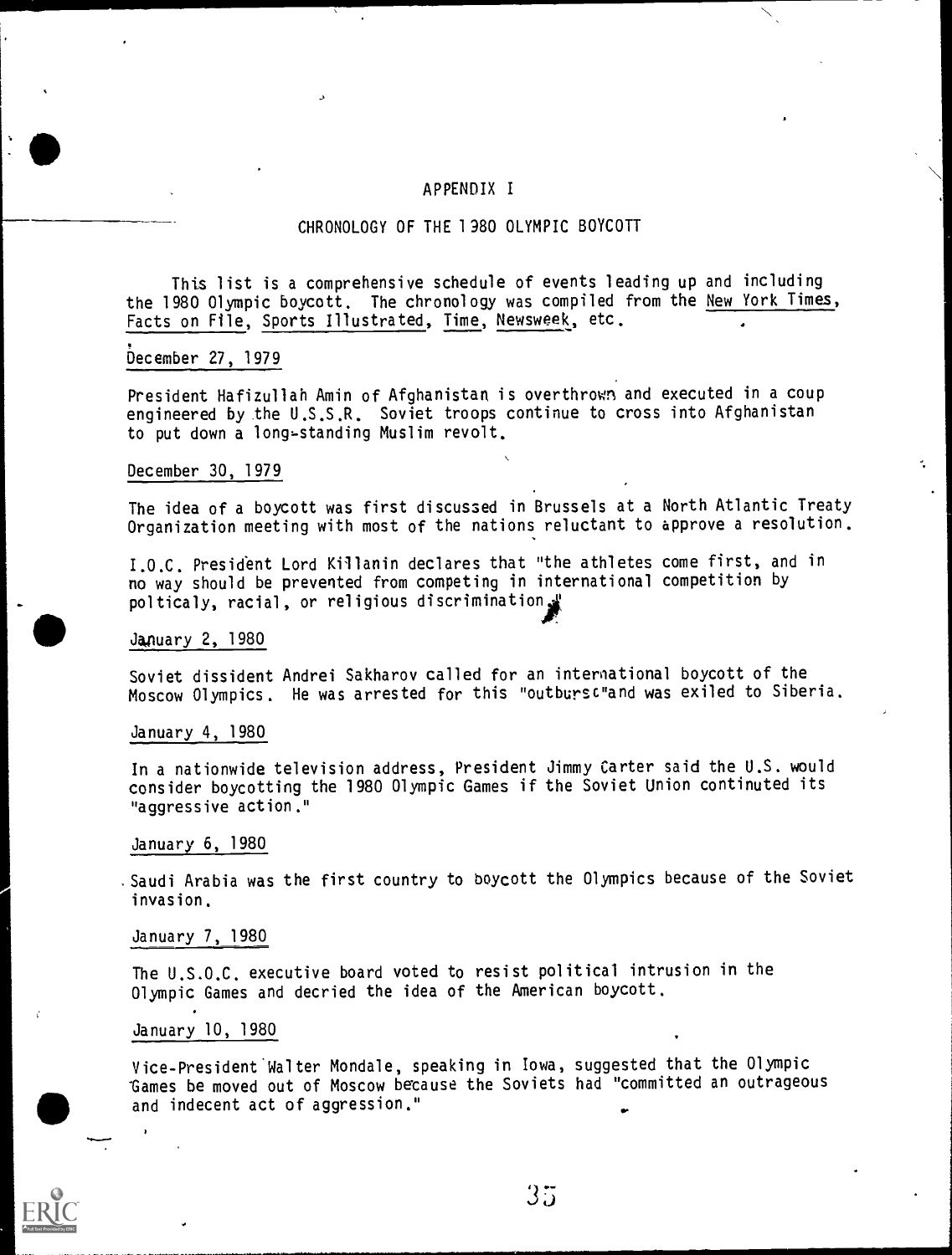# APPENDIX I

## CHRONOLOGY OF THE 1980 OLYMPIC BOYCOTT

This list is a comprehensive schedule of events leading up and including the 1980 Olympic boycott. The chronology was compiled from the New York Times, Facts on File, Sports Illustrated, Time, Newsweek, etc.

December 27, 1979

President Hafizullah Amin of Afghanistan is overthrown and executed in a coup engineered by the U.S.S.R. Soviet troops continue to cross into Afghanistan to put down a long-standing Muslim revolt.

December 30, 1979

The idea of a boycott was first discussed in Brussels at a North Atlantic Treaty Organization meeting with most of the nations reluctant to approve a resolution.

I.O.C. President Lord Killanin declares that "the athletes come first, and in no way should be prevented from competing in international competition by polticaly, racial, or religious discrimination."

January 2, 1980

Soviet dissident Andrei Sakharov called for an international boycott of the Moscow Olympics. He was arrested for this "outburst" and was exiled to Siberia.

January 4, 1980

In a nationwide television address, President Jimmy Carter said the U.S. would consider boycotting the 1980 Olympic Games if the Soviet Union continuted its "aggressive action."

January 6, 1980

Saudi Arabia was the first country to boycott the Olympics because of the Soviet invasion.

January 7, 1980

The U.S.O.C. executive board voted to resist political intrusion in the Olympic Games and decried the idea of the American boycott.

January 10, 1980

Vice-President Walter Mondale, speaking in Iowa, suggested that the Olympic Games be moved out of Moscow because the Soviets had "committed an outrageous and indecent act of aggression."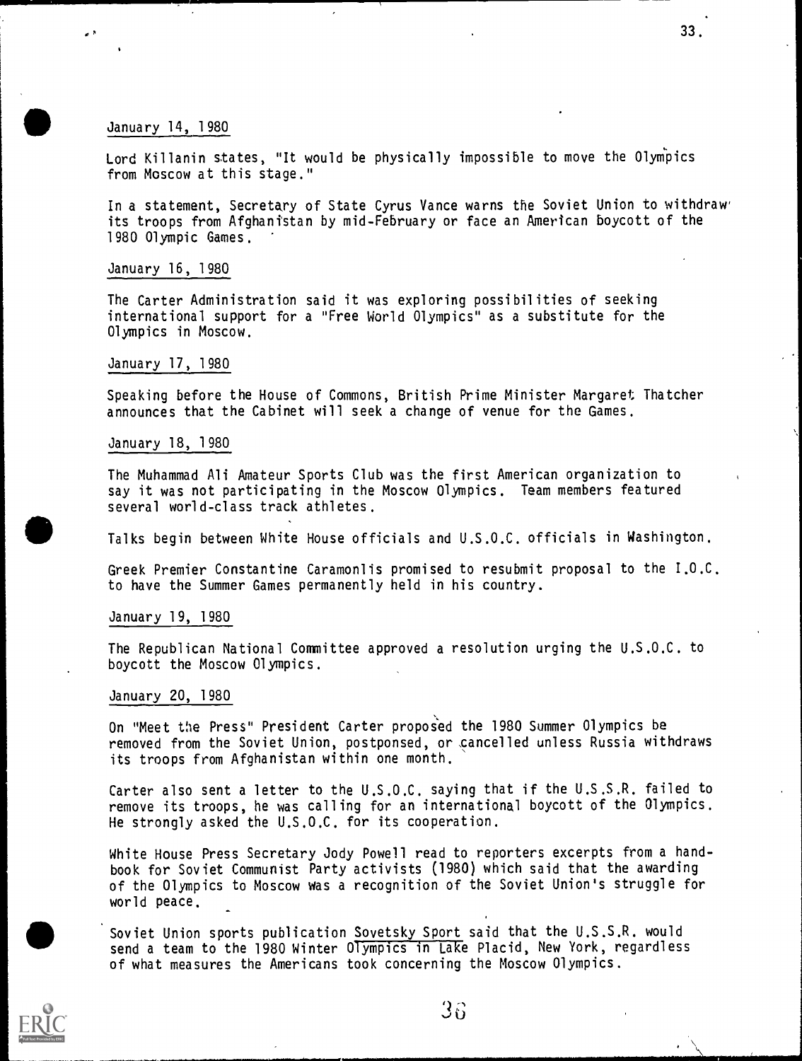January 14, 1980

Lord Killanin states, "It would be physically impossible to move the Olympics from Moscow at this stage."

In a statement, Secretary of State Cyrus Vance warns the Soviet Union to withdraw its troops from Afghanistan by mid-February or face an American boycott of the 1980 Olympic Games.

January 16, 1980

The Carter Administration said it was exploring possibilities of seeking international support for a "Free World Olympics" as a substitute for the Olympics in Moscow.

January 17, 1980

Speaking before the House of Commons, British Prime Minister Margaret Thatcher announces that the Cabinet will seek a change of venue for the Games.

January 18, 1980

The Muhammad Ali Amateur Sports Club was the first American organization to say it was not participating in the Moscow Olympics. Team members featured several world-class track athletes.

Talks begin between White House officials and U.S.O.C. officials in Washington.

Greek Premier Constantine Caramonlis promised to resubmit proposal to the I.O.C. to have the Summer Games permanently held in his country.

January 19, 1980

The Republican National Committee approved a resolution urging the U.S.O.C. to boycott the Moscow Olympics.

January 20, 1980

On "Meet the Press" President Carter proposed the 1980 Summer Olympics be removed from the Soviet Union, postponsed, or cancelled unless Russia withdraws its troops from Afghanistan within one month.

Carter also sent a letter to the U.S.O.C. saying that if the U.S.S.R. failed to remove its troops, he was calling for an international boycott of the Olympics. He strongly asked the U.S.O.C. for its cooperation.

White House Press Secretary Jody Powell read to reporters excerpts from a handbook for Soviet Communist Party activists (1980) which said that the awarding of the Olympics to Moscow was a recognition of the Soviet Union's struggle for world peace.

Soviet Union sports publication Sovetsky Sport said that the U.S.S.R. would send a team to the 1980 Winter Olympics in Lake Placid, New York, regardless of what measures the Americans took concerning the Moscow Olympics.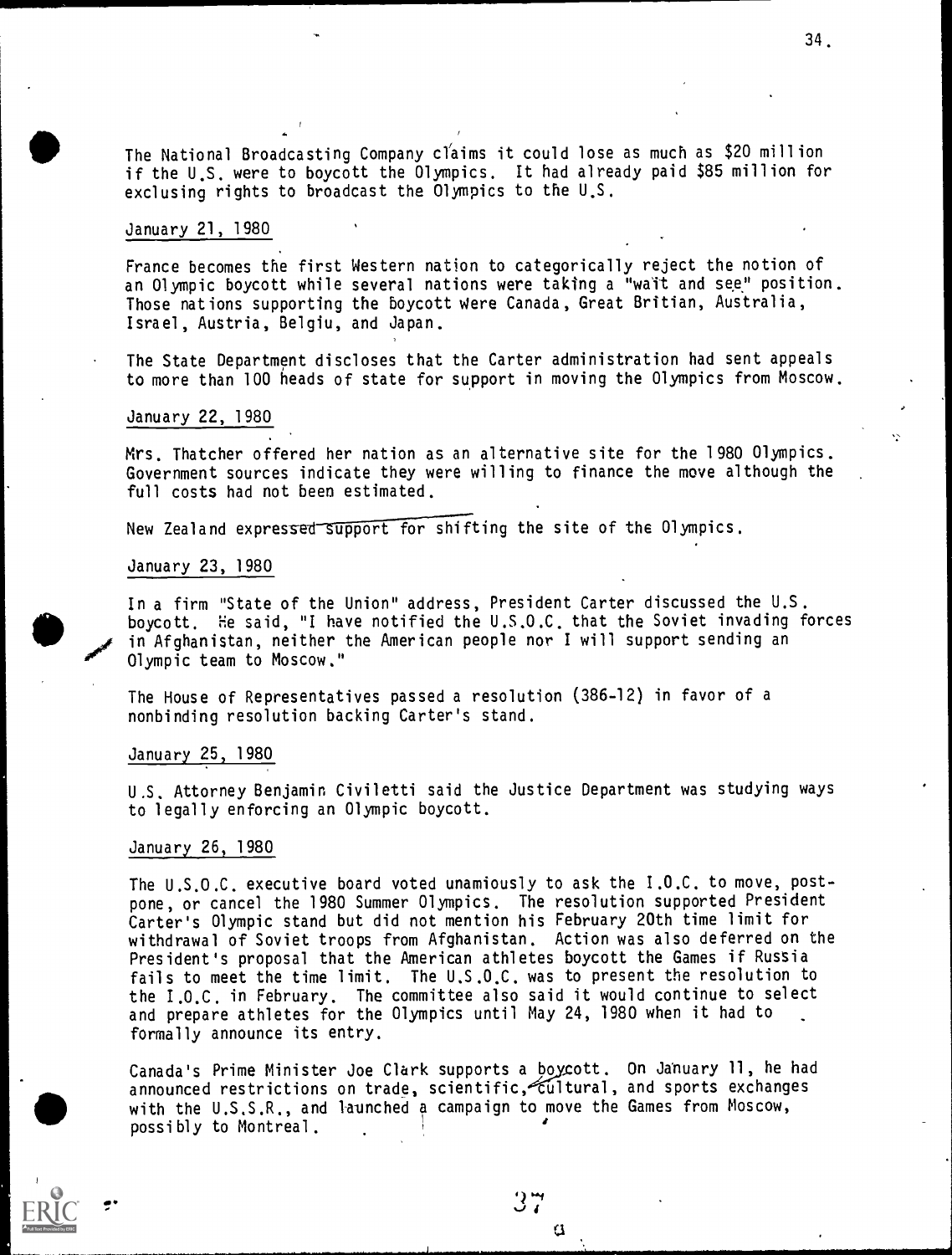The National Broadcasting Company claims it could lose as much as $20 million if the U.S. were to boycott the Olympics. It had already paid $85 million for exclusing rights to broadcast the Olympics to the U.S.

January 21, 1980

France becomes the first Western nation to categorically reject the notion of an Olympic boycott while several nations were taking a "wait and see" position. Those nations supporting the boycott were Canada, Great Britian, Australia, Israel, Austria, Belgiu, and Japan.

The State Department discloses that the Carter administration had sent appeals to more than 100 heads of state for support in moving the Olympics from Moscow.

January 22, 1980

Mrs. Thatcher offered her nation as an alternative site for the 1980 Olympics. Government sources indicate they were willing to finance the move although the full costs had not been estimated.

New Zealand expressed support for shifting the site of the Olympics.

January 23, 1980

In a firm "State of the Union" address, President Carter discussed the U.S. boycott. He said, "I have notified the U.S.O.C. that the Soviet invading forces in Afghanistan, neither the American people nor I will support sending an Olympic team to Moscow."

The House of Representatives passed a resolution (386-12) in favor of a nonbinding resolution backing Carter's stand.

January 25, 1980

U.S. Attorney Benjamin Civiletti said the Justice Department was studying ways to legally enforcing an Olympic boycott.

January 26, 1980

The U.S.O.C. executive board voted unamiously to ask the I.O.C. to move, postpone, or cancel the 1980 Summer Olympics. The resolution supported President Carter's Olympic stand but did not mention his February 20th time limit for withdrawal of Soviet troops from Afghanistan. Action was also deferred on the President's proposal that the American athletes boycott the Games if Russia fails to meet the time limit. The U.S.O.C. was to present the resolution to the I.O.C. in February. The committee also said it would continue to select and prepare athletes for the Olympics until May 24, 1980 when it had to formally announce its entry.

Canada's Prime Minister Joe Clark supports a boycott. On January 11, he had announced restrictions on trade, scientific, cultural, and sports exchanges with the U.S.S.R., and launched a campaign to move the Games from Moscow, possibly to Montreal.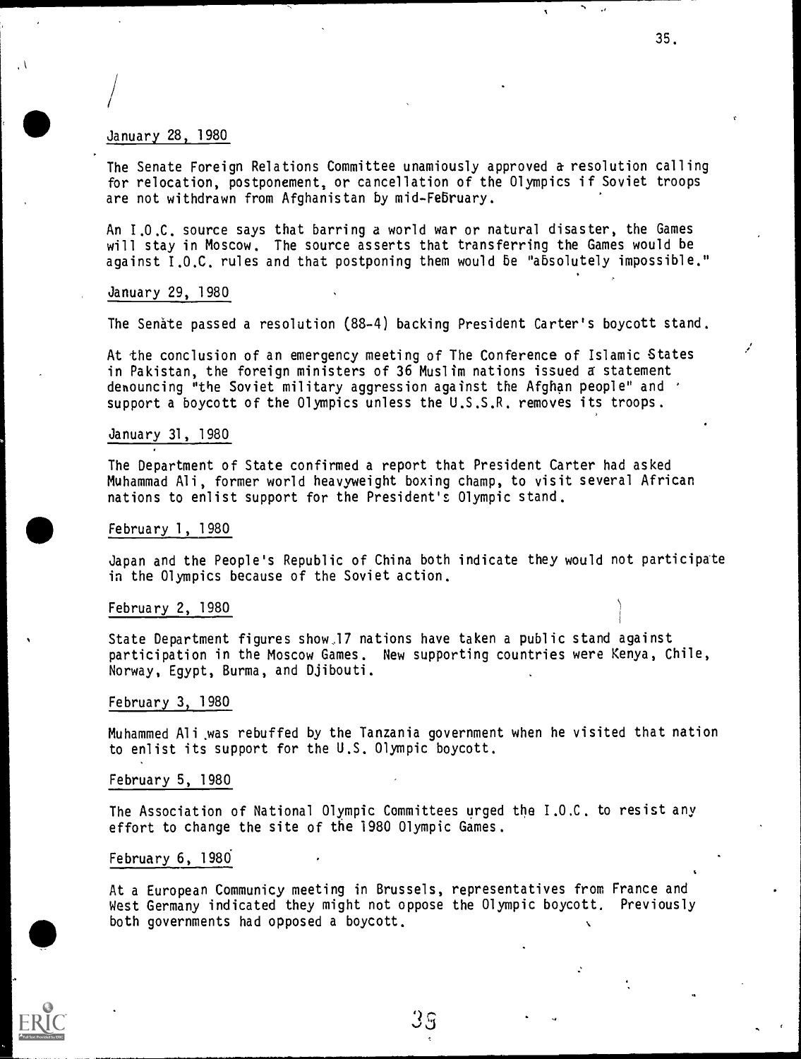January 28, 1980

The Senate Foreign Relations Committee unamiously approved a resolution calling for relocation, postponement, or cancellation of the Olympics if Soviet troops are not withdrawn from Afghanistan by mid-February.

An I.O.C. source says that barring a world war or natural disaster, the Games will stay in Moscow. The source asserts that transferring the Games would be against I.O.C. rules and that postponing them would be "absolutely impossible."

January 29, 1980

The Senate passed a resolution (88-4) backing President Carter's boycott stand.

At the conclusion of an emergency meeting of The Conference of Islamic States in Pakistan, the foreign ministers of 36 Muslim nations issued a statement denouncing "the Soviet military aggression against the Afghan people" and support a boycott of the Olympics unless the U.S.S.R. removes its troops.

January 31, 1980

The Department of State confirmed a report that President Carter had asked Muhammad Ali, former world heavyweight boxing champ, to visit several African nations to enlist support for the President's Olympic stand.

February 1, 1980

Japan and the People's Republic of China both indicate they would not participate in the Olympics because of the Soviet action.

February 2, 1980

State Department figures show 17 nations have taken a public stand against participation in the Moscow Games. New supporting countries were Kenya, Chile, Norway, Egypt, Burma, and Djibouti.

February 3, 1980

Muhammed Ali was rebuffed by the Tanzania government when he visited that nation to enlist its support for the U.S. Olympic boycott.

February 5, 1980

The Association of National Olympic Committees urged the I.O.C. to resist any effort to change the site of the 1980 Olympic Games.

February 6, 1980

At a European Communicy meeting in Brussels, representatives from France and West Germany indicated they might not oppose the Olympic boycott. Previously both governments had opposed a boycott.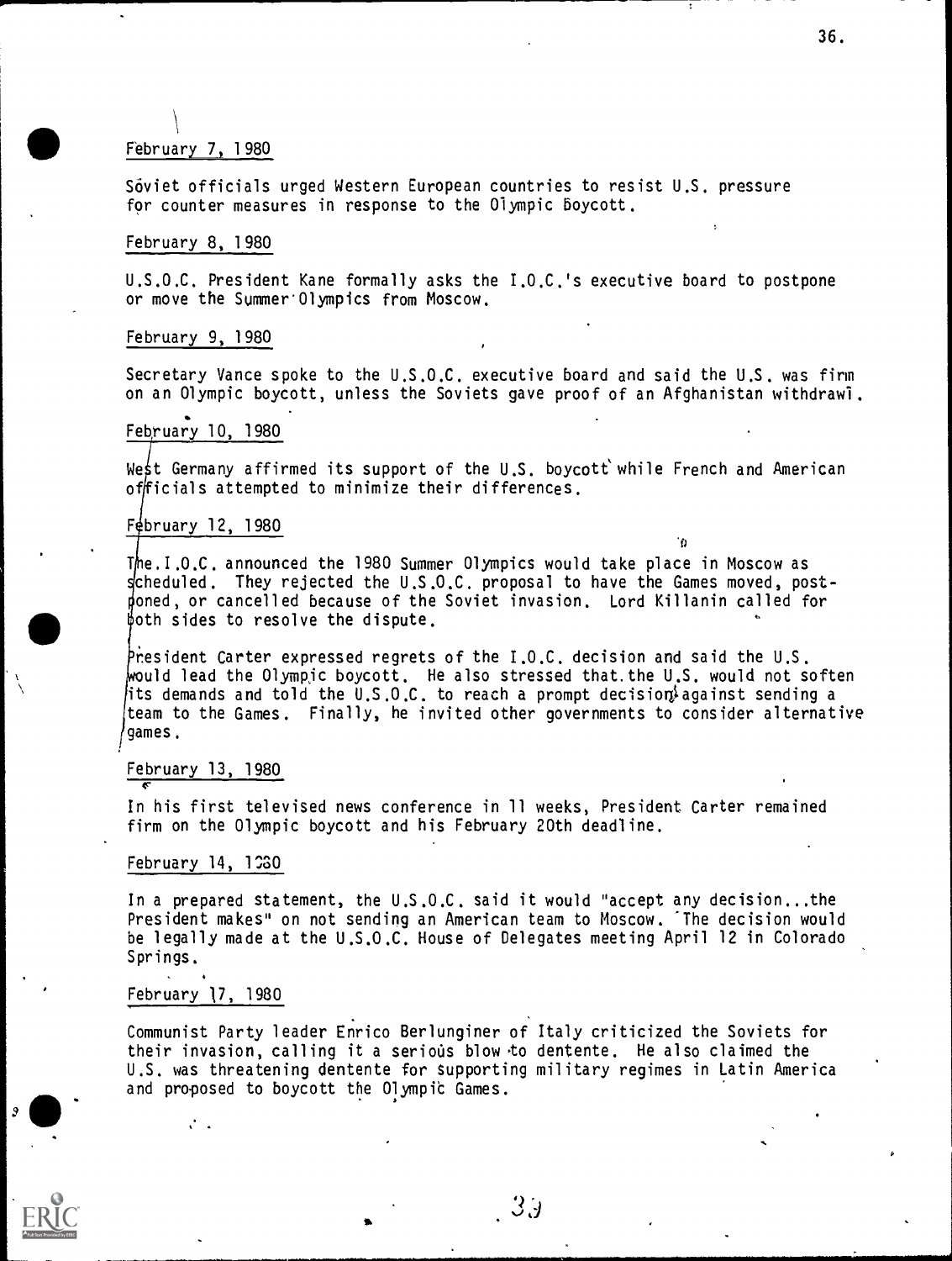February 7, 1980

Soviet officials urged Western European countries to resist U.S. pressure for counter measures in response to the Olympic Boycott.

February 8, 1980

U.S.O.C. President Kane formally asks the I.O.C.'s executive board to postpone or move the Summer Olympics from Moscow.

February 9, 1980

Secretary Vance spoke to the U.S.O.C. executive board and said the U.S. was firm on an Olympic boycott, unless the Soviets gave proof of an Afghanistan withdrawl.

February 10, 1980

West Germany affirmed its support of the U.S. boycott while French and American officials attempted to minimize their differences.

February 12, 1980

The I.O.C. announced the 1980 Summer Olympics would take place in Moscow as scheduled. They rejected the U.S.O.C. proposal to have the Games moved, postponed, or cancelled because of the Soviet invasion. Lord Killanin called for both sides to resolve the dispute.

President Carter expressed regrets of the I.O.C. decision and said the U.S. would lead the Olympic boycott. He also stressed that the U.S. would not soften its demands and told the U.S.O.C. to reach a prompt decision against sending a team to the Games. Finally, he invited other governments to consider alternative games.

February 13, 1980

In his first televised news conference in 11 weeks, President Carter remained firm on the Olympic boycott and his February 20th deadline.

February 14, 1980

In a prepared statement, the U.S.O.C. said it would "accept any decision...the President makes" on not sending an American team to Moscow. The decision would be legally made at the U.S.O.C. House of Delegates meeting April 12 in Colorado Springs.

February 17, 1980

Communist Party leader Enrico Berlunginer of Italy criticized the Soviets for their invasion, calling it a serious blow to dentente. He also claimed the U.S. was threatening dentente for supporting military regimes in Latin America and proposed to boycott the Olympic Games.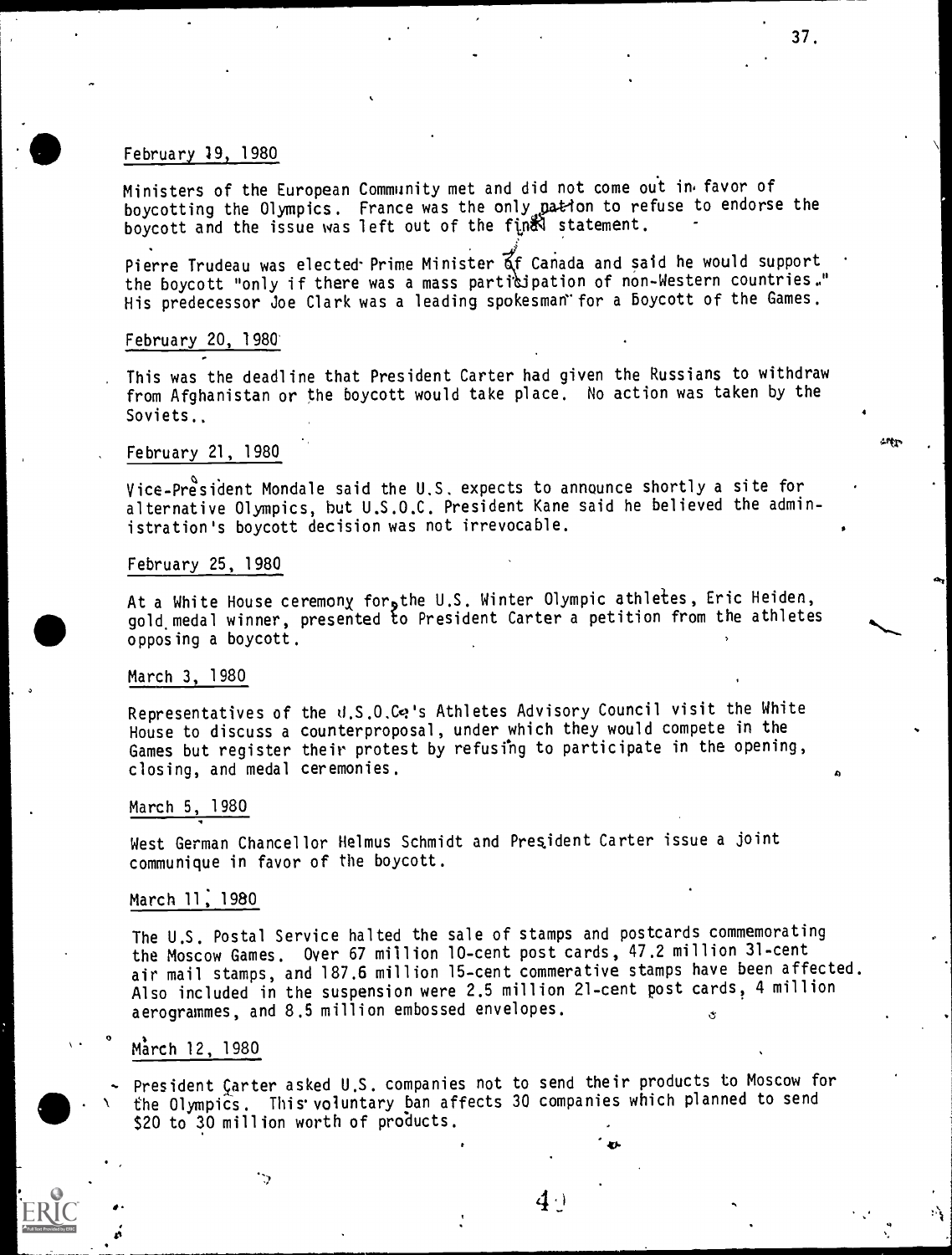February 19, 1980

Ministers of the European Community met and did not come out in favor of boycotting the Olympics. France was the only nation to refuse to endorse the boycott and the issue was left out of the final statement.

Pierre Trudeau was elected Prime Minister of Canada and said he would support the boycott "only if there was a mass participation of non-Western countries." His predecessor Joe Clark was a leading spokesman for a boycott of the Games.

February 20, 1980

This was the deadline that President Carter had given the Russians to withdraw from Afghanistan or the boycott would take place. No action was taken by the Soviets..

February 21, 1980

Vice-President Mondale said the U.S. expects to announce shortly a site for alternative Olympics, but U.S.O.C. President Kane said he believed the administration's boycott decision was not irrevocable.

February 25, 1980

At a White House ceremony for the U.S. Winter Olympic athletes, Eric Heiden, gold medal winner, presented to President Carter a petition from the athletes opposing a boycott.

March 3, 1980

Representatives of the U.S.O.C.'s Athletes Advisory Council visit the White House to discuss a counterproposal, under which they would compete in the Games but register their protest by refusing to participate in the opening, closing, and medal ceremonies.

March 5, 1980

West German Chancellor Helmus Schmidt and President Carter issue a joint communique in favor of the boycott.

March 11, 1980

The U.S. Postal Service halted the sale of stamps and postcards commemorating the Moscow Games. Over 67 million 10-cent post cards, 47.2 million 31-cent air mail stamps, and 187.6 million 15-cent commerative stamps have been affected. Also included in the suspension were 2.5 million 21-cent post cards, 4 million aerogrammes, and 8.5 million embossed envelopes.

March 12, 1980

President Carter asked U.S. companies not to send their products to Moscow for the Olympics. This voluntary ban affects 30 companies which planned to send $20 to 30 million worth of products.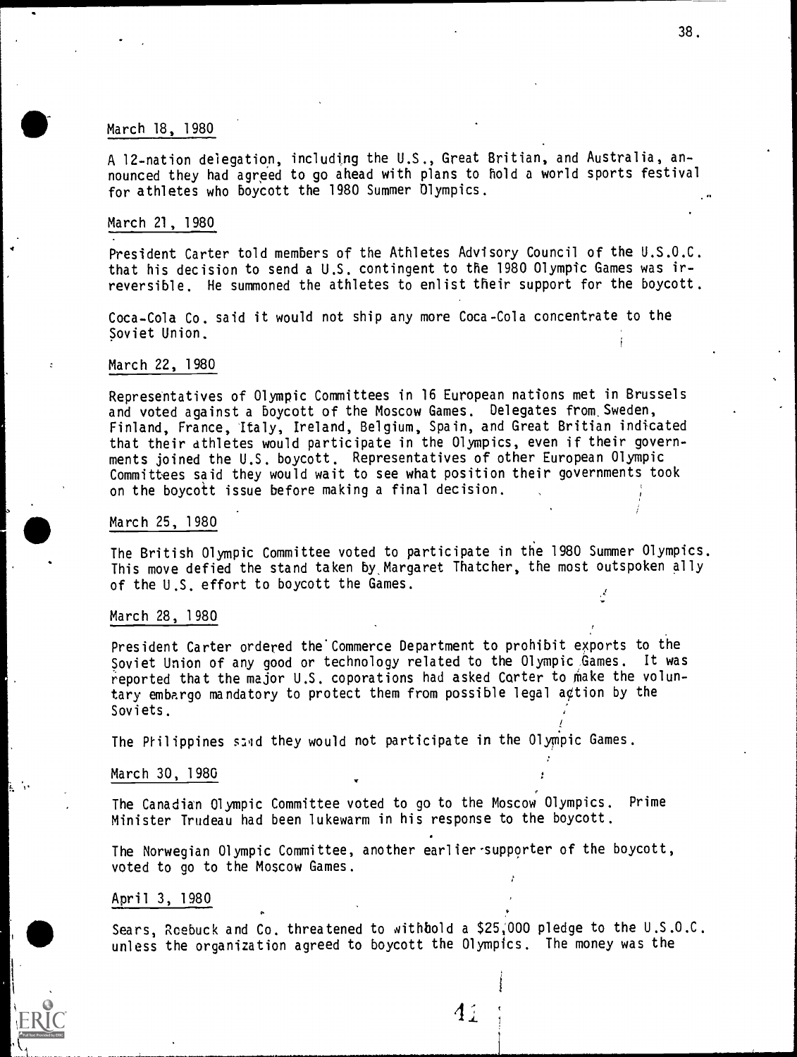March 18, 1980

A 12-nation delegation, including the U.S., Great Britian, and Australia, announced they had agreed to go ahead with plans to hold a world sports festival for athletes who boycott the 1980 Summer Olympics.

March 21, 1980

President Carter told members of the Athletes Advisory Council of the U.S.O.C. that his decision to send a U.S. contingent to the 1980 Olympic Games was irreversible. He summoned the athletes to enlist their support for the boycott.

Coca-Cola Co. said it would not ship any more Coca-Cola concentrate to the Soviet Union.

March 22, 1980

Representatives of Olympic Committees in 16 European nations met in Brussels and voted against a boycott of the Moscow Games. Delegates from Sweden, Finland, France, Italy, Ireland, Belgium, Spain, and Great Britian indicated that their athletes would participate in the Olympics, even if their governments joined the U.S. boycott. Representatives of other European Olympic Committees said they would wait to see what position their governments took on the boycott issue before making a final decision.

March 25, 1980

The British Olympic Committee voted to participate in the 1980 Summer Olympics. This move defied the stand taken by Margaret Thatcher, the most outspoken ally of the U.S. effort to boycott the Games.

March 28, 1980

President Carter ordered the Commerce Department to prohibit exports to the Soviet Union of any good or technology related to the Olympic Games. It was reported that the major U.S. coporations had asked Carter to make the voluntary embargo mandatory to protect them from possible legal action by the Soviets.

The Philippines said they would not participate in the Olympic Games.

March 30, 1980

The Canadian Olympic Committee voted to go to the Moscow Olympics. Prime Minister Trudeau had been lukewarm in his response to the boycott.

The Norwegian Olympic Committee, another earlier-supporter of the boycott, voted to go to the Moscow Games.

April 3, 1980

Sears, Roebuck and Co. threatened to withhold a $25,000 pledge to the U.S.O.C. unless the organization agreed to boycott the Olympics. The money was the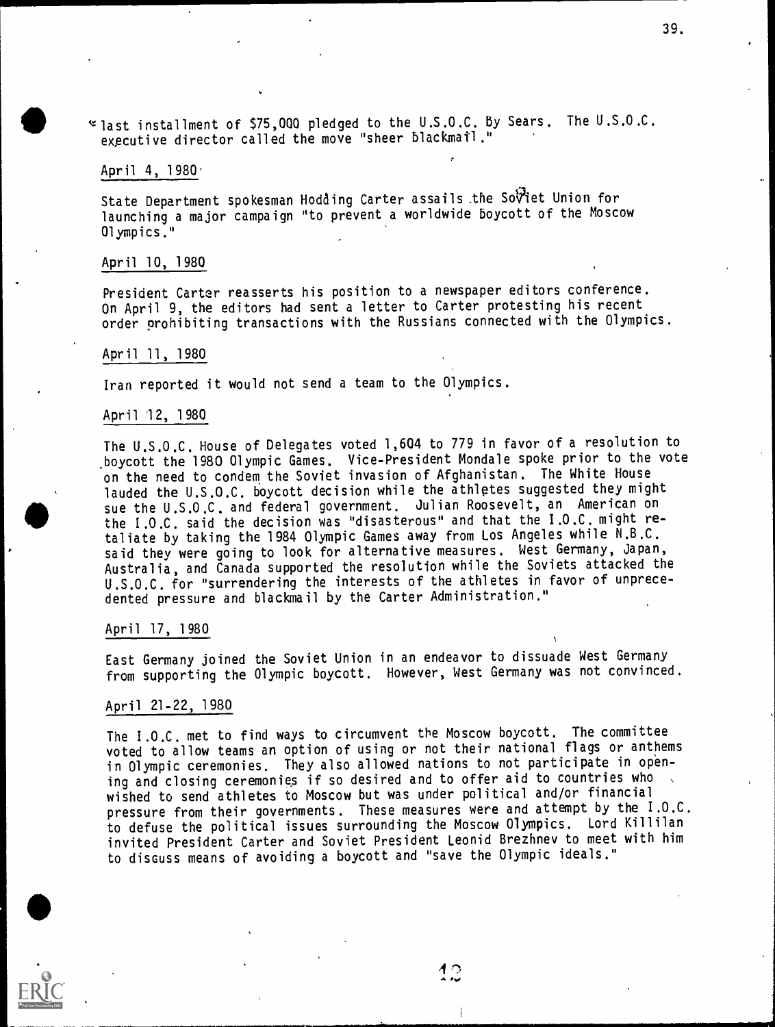last installment of $75,000 pledged to the U.S.O.C. by Sears. The U.S.O.C. executive director called the move "sheer blackmail."

April 4, 1980

State Department spokesman Hodding Carter assails the Soviet Union for launching a major campaign "to prevent a worldwide boycott of the Moscow Olympics."

April 10, 1980

President Carter reasserts his position to a newspaper editors conference. On April 9, the editors had sent a letter to Carter protesting his recent order prohibiting transactions with the Russians connected with the Olympics.

April 11, 1980

Iran reported it would not send a team to the Olympics.

April 12, 1980

The U.S.O.C. House of Delegates voted 1,604 to 779 in favor of a resolution to boycott the 1980 Olympic Games. Vice-President Mondale spoke prior to the vote on the need to condem the Soviet invasion of Afghanistan. The White House lauded the U.S.O.C. boycott decision while the athletes suggested they might sue the U.S.O.C. and federal government. Julian Roosevelt, an American on the I.O.C. said the decision was "disasterous" and that the I.O.C. might retaliate by taking the 1984 Olympic Games away from Los Angeles while N.B.C. said they were going to look for alternative measures. West Germany, Japan, Australia, and Canada supported the resolution while the Soviets attacked the U.S.O.C. for "surrendering the interests of the athletes in favor of unprecedented pressure and blackmail by the Carter Administration."

April 17, 1980

East Germany joined the Soviet Union in an endeavor to dissuade West Germany from supporting the Olympic boycott. However, West Germany was not convinced.

April 21-22, 1980

The I.O.C. met to find ways to circumvent the Moscow boycott. The committee voted to allow teams an option of using or not their national flags or anthems in Olympic ceremonies. They also allowed nations to not participate in opening and closing ceremonies if so desired and to offer aid to countries who wished to send athletes to Moscow but was under political and/or financial pressure from their governments. These measures were and attempt by the I.O.C. to defuse the political issues surrounding the Moscow Olympics. Lord Killilan invited President Carter and Soviet President Leonid Brezhnev to meet with him to discuss means of avoiding a boycott and "save the Olympic ideals."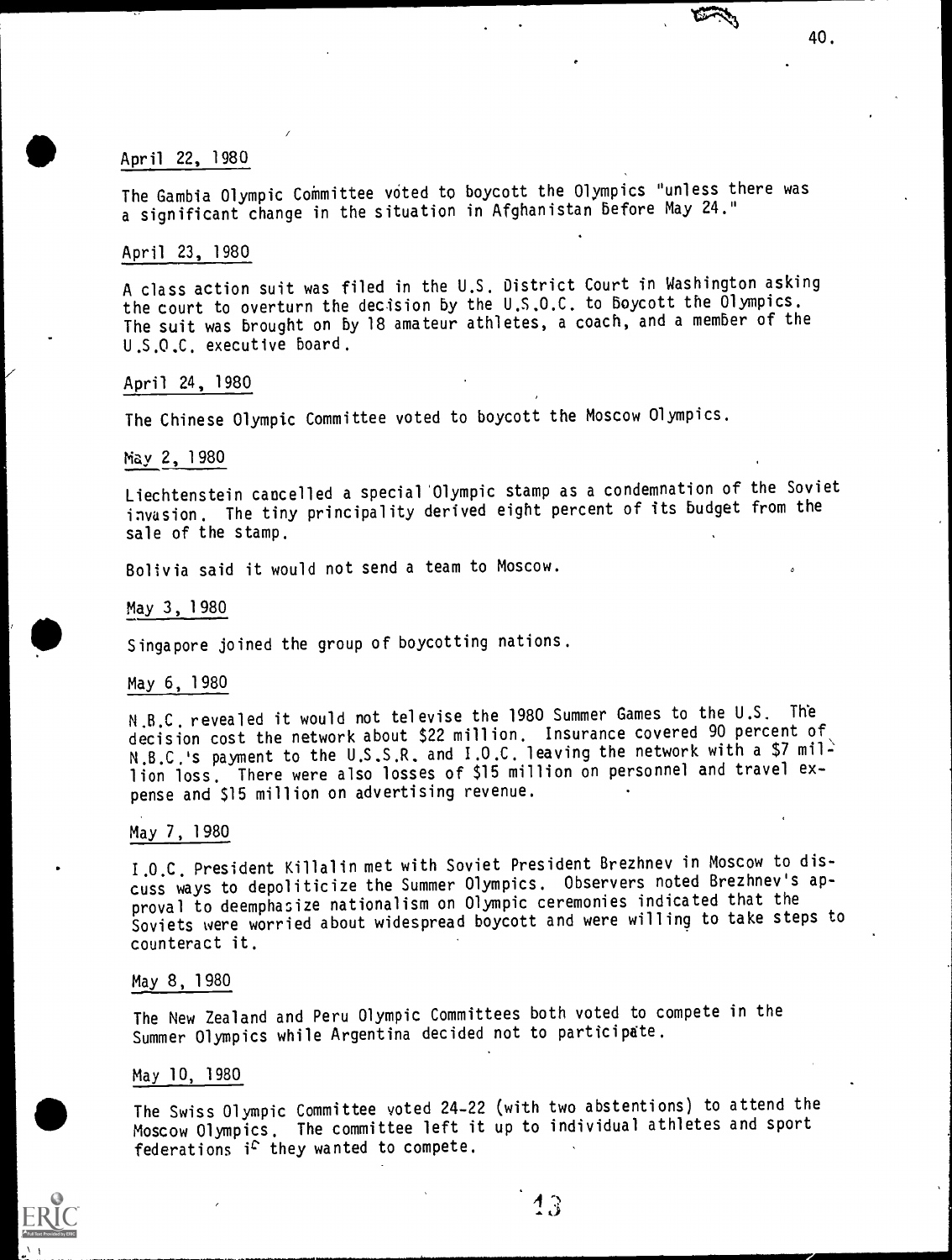April 22, 1980

The Gambia Olympic Committee voted to boycott the Olympics "unless there was a significant change in the situation in Afghanistan before May 24."

April 23, 1980

A class action suit was filed in the U.S. District Court in Washington asking the court to overturn the decision by the U.S.O.C. to boycott the Olympics. The suit was brought on by 18 amateur athletes, a coach, and a member of the U.S.O.C. executive board.

April 24, 1980

The Chinese Olympic Committee voted to boycott the Moscow Olympics.

May 2, 1980

Liechtenstein cancelled a special Olympic stamp as a condemnation of the Soviet invasion. The tiny principality derived eight percent of its budget from the sale of the stamp.

Bolivia said it would not send a team to Moscow.

May 3, 1980

Singapore joined the group of boycotting nations.

May 6, 1980

N.B.C. revealed it would not televise the 1980 Summer Games to the U.S. The decision cost the network about $22 million. Insurance covered 90 percent of N.B.C.'s payment to the U.S.S.R. and I.O.C. leaving the network with a $7 million loss. There were also losses of $15 million on personnel and travel expense and $15 million on advertising revenue.

May 7, 1980

I.O.C. President Killalin met with Soviet President Brezhnev in Moscow to discuss ways to depoliticize the Summer Olympics. Observers noted Brezhnev's approval to deemphasize nationalism on Olympic ceremonies indicated that the Soviets were worried about widespread boycott and were willing to take steps to counteract it.

May 8, 1980

The New Zealand and Peru Olympic Committees both voted to compete in the Summer Olympics while Argentina decided not to participate.

May 10, 1980

The Swiss Olympic Committee voted 24-22 (with two abstentions) to attend the Moscow Olympics. The committee left it up to individual athletes and sport federations if they wanted to compete.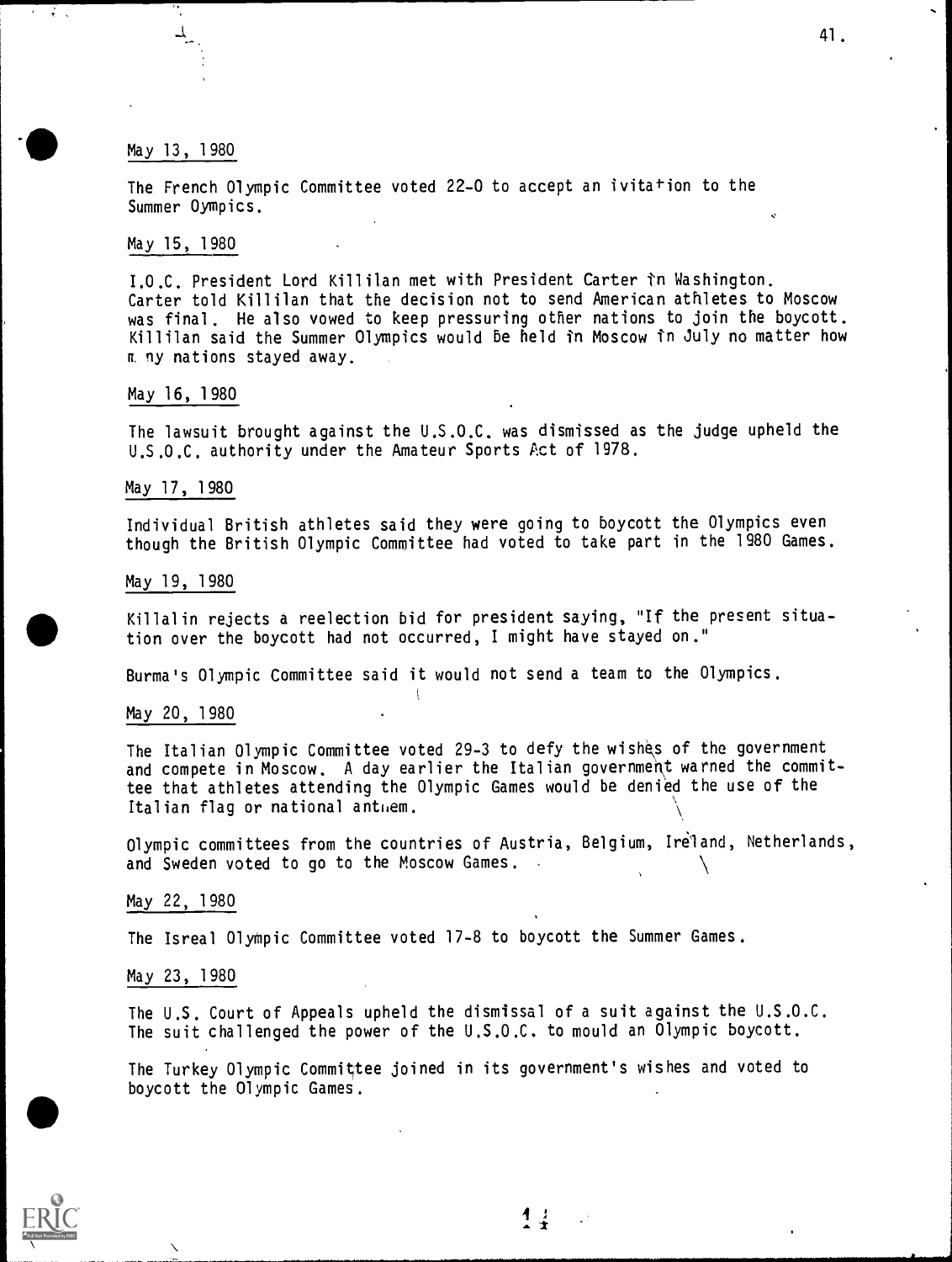May 13, 1980

The French Olympic Committee voted 22-0 to accept an ivitation to the Summer Oympics.

May 15, 1980

I.O.C. President Lord Killilan met with President Carter in Washington. Carter told Killilan that the decision not to send American athletes to Moscow was final. He also vowed to keep pressuring other nations to join the boycott. Killilan said the Summer Olympics would be held in Moscow in July no matter how many nations stayed away.

May 16, 1980

The lawsuit brought against the U.S.O.C. was dismissed as the judge upheld the U.S.O.C. authority under the Amateur Sports Act of 1978.

May 17, 1980

Individual British athletes said they were going to boycott the Olympics even though the British Olympic Committee had voted to take part in the 1980 Games.

May 19, 1980

Killalin rejects a reelection bid for president saying, "If the present situation over the boycott had not occurred, I might have stayed on."

Burma's Olympic Committee said it would not send a team to the Olympics.

May 20, 1980

The Italian Olympic Committee voted 29-3 to defy the wishes of the government and compete in Moscow. A day earlier the Italian government warned the committee that athletes attending the Olympic Games would be denied the use of the Italian flag or national anthem.

Olympic committees from the countries of Austria, Belgium, Ireland, Netherlands, and Sweden voted to go to the Moscow Games.

May 22, 1980

The Isreal Olympic Committee voted 17-8 to boycott the Summer Games.

May 23, 1980

The U.S. Court of Appeals upheld the dismissal of a suit against the U.S.O.C. The suit challenged the power of the U.S.O.C. to mould an Olympic boycott.

The Turkey Olympic Committee joined in its government's wishes and voted to boycott the Olympic Games.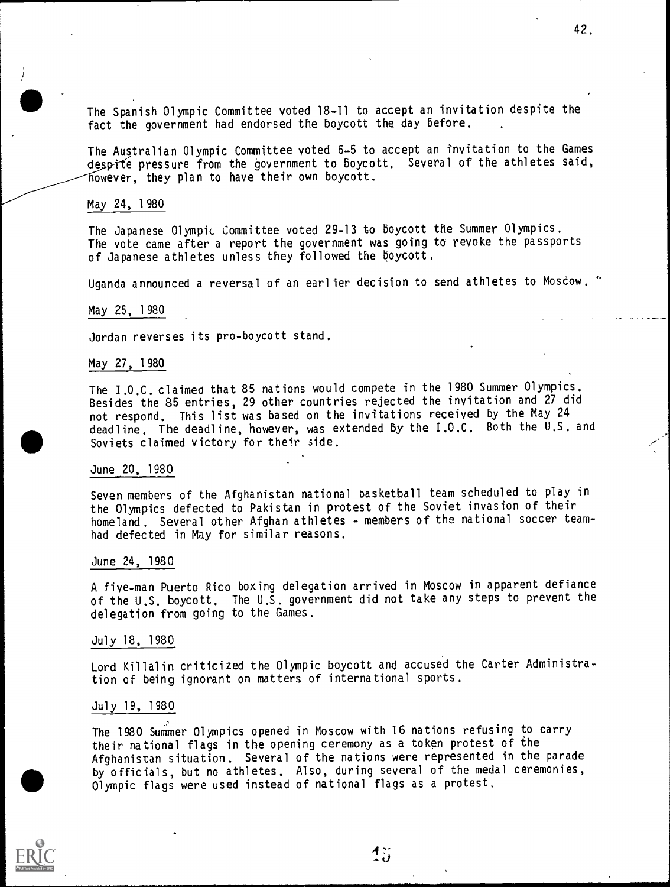The Spanish Olympic Committee voted 18-11 to accept an invitation despite the fact the government had endorsed the boycott the day before.

The Australian Olympic Committee voted 6-5 to accept an invitation to the Games despite pressure from the government to boycott. Several of the athletes said, however, they plan to have their own boycott.

<u>May 24, 1980</u>

The Japanese Olympic Committee voted 29-13 to boycott the Summer Olympics. The vote came after a report the government was going to revoke the passports of Japanese athletes unless they followed the boycott.

Uganda announced a reversal of an earlier decision to send athletes to Moscow.

<u>May 25, 1980</u>

Jordan reverses its pro-boycott stand.

<u>May 27, 1980</u>

The I.O.C. claimed that 85 nations would compete in the 1980 Summer Olympics. Besides the 85 entries, 29 other countries rejected the invitation and 27 did not respond. This list was based on the invitations received by the May 24 deadline. The deadline, however, was extended by the I.O.C. Both the U.S. and Soviets claimed victory for their side.

<u>June 20, 1980</u>

Seven members of the Afghanistan national basketball team scheduled to play in the Olympics defected to Pakistan in protest of the Soviet invasion of their homeland. Several other Afghan athletes - members of the national soccer team- had defected in May for similar reasons.

<u>June 24, 1980</u>

A five-man Puerto Rico boxing delegation arrived in Moscow in apparent defiance of the U.S. boycott. The U.S. government did not take any steps to prevent the delegation from going to the Games.

<u>July 18, 1980</u>

Lord Killalin criticized the Olympic boycott and accused the Carter Administration of being ignorant on matters of international sports.

<u>July 19, 1980</u>

The 1980 Summer Olympics opened in Moscow with 16 nations refusing to carry their national flags in the opening ceremony as a token protest of the Afghanistan situation. Several of the nations were represented in the parade by officials, but no athletes. Also, during several of the medal ceremonies, Olympic flags were used instead of national flags as a protest.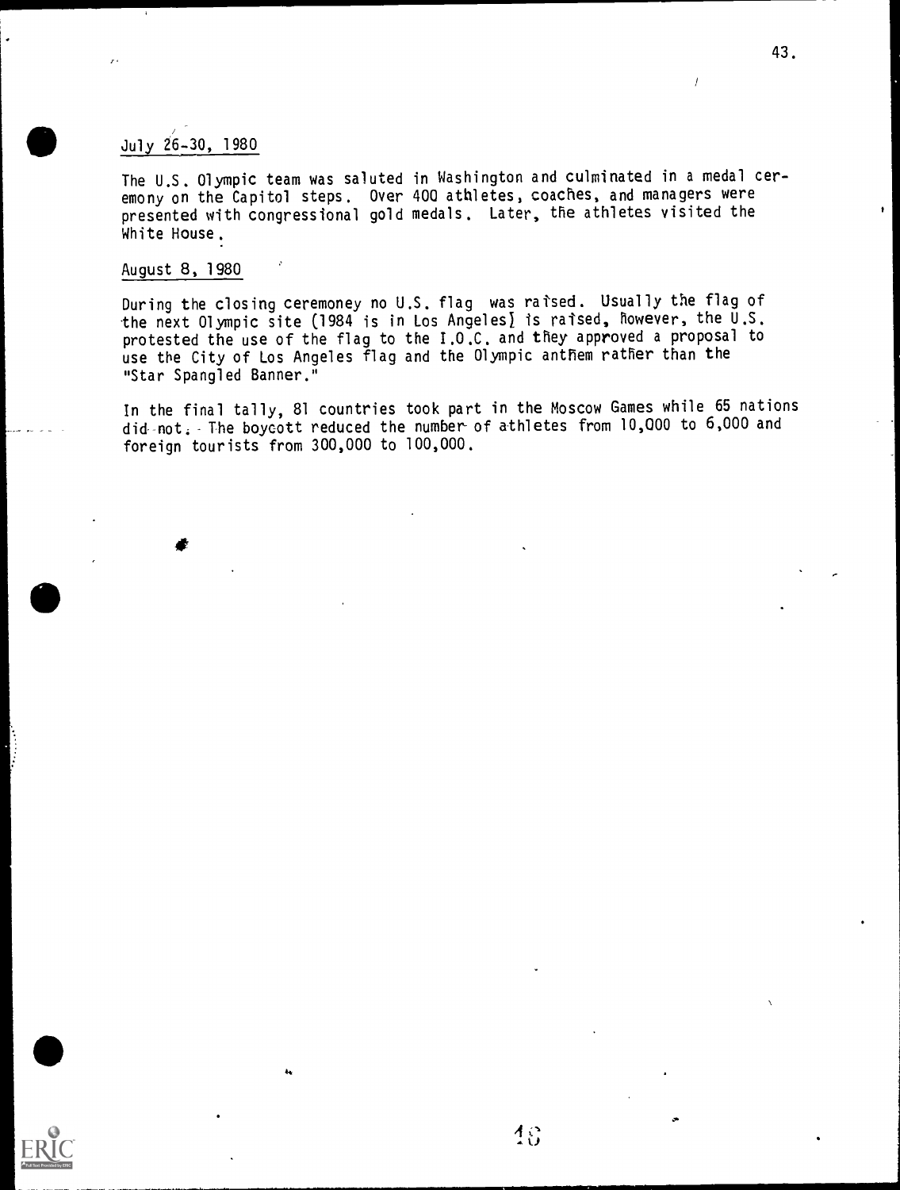July 26-30, 1980

The U.S. Olympic team was saluted in Washington and culminated in a medal ceremony on the Capitol steps. Over 400 athletes, coaches, and managers were presented with congressional gold medals. Later, the athletes visited the White House.

August 8, 1980

During the closing ceremoney no U.S. flag was raised. Usually the flag of the next Olympic site (1984 is in Los Angeles) is raised, however, the U.S. protested the use of the flag to the I.O.C. and they approved a proposal to use the City of Los Angeles flag and the Olympic anthem rather than the "Star Spangled Banner."

In the final tally, 81 countries took part in the Moscow Games while 65 nations did not. The boycott reduced the number of athletes from 10,000 to 6,000 and foreign tourists from 300,000 to 100,000.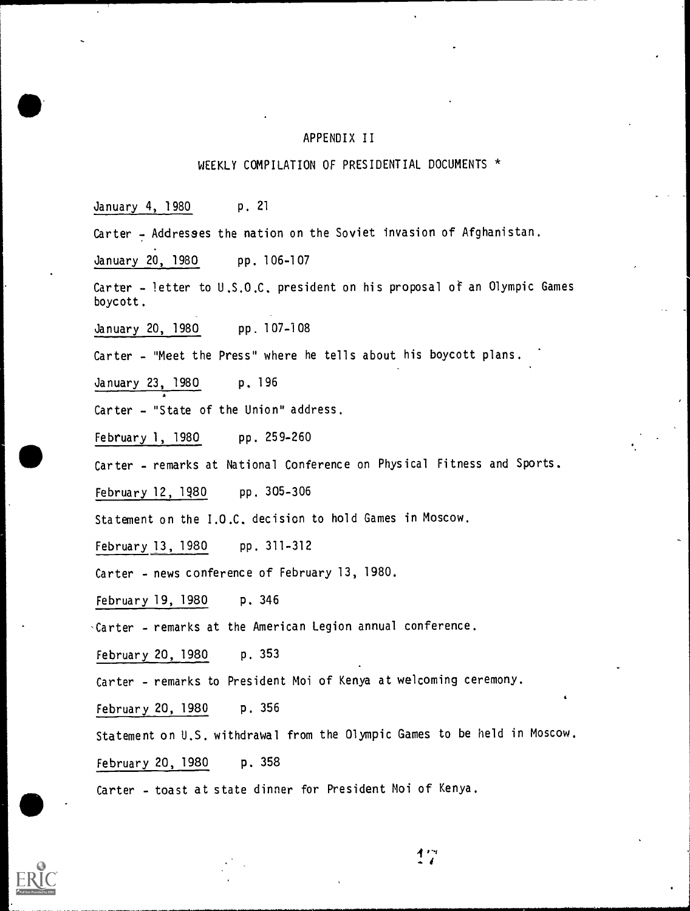# APPENDIX II

## WEEKLY COMPILATION OF PRESIDENTIAL DOCUMENTS *

January 4, 1980    p. 21

Carter - Addresses the nation on the Soviet invasion of Afghanistan.

January 20, 1980    pp. 106-107

Carter - letter to U.S.O.C. president on his proposal of an Olympic Games boycott.

January 20, 1980    pp. 107-108

Carter - "Meet the Press" where he tells about his boycott plans.

January 23, 1980    p. 196

Carter - "State of the Union" address.

February 1, 1980    pp. 259-260

Carter - remarks at National Conference on Physical Fitness and Sports.

February 12, 1980    pp. 305-306

Statement on the I.O.C. decision to hold Games in Moscow.

February 13, 1980    pp. 311-312

Carter - news conference of February 13, 1980.

February 19, 1980    p. 346

Carter - remarks at the American Legion annual conference.

February 20, 1980    p. 353

Carter - remarks to President Moi of Kenya at welcoming ceremony.

February 20, 1980    p. 356

Statement on U.S. withdrawal from the Olympic Games to be held in Moscow.

February 20, 1980    p. 358

Carter - toast at state dinner for President Moi of Kenya.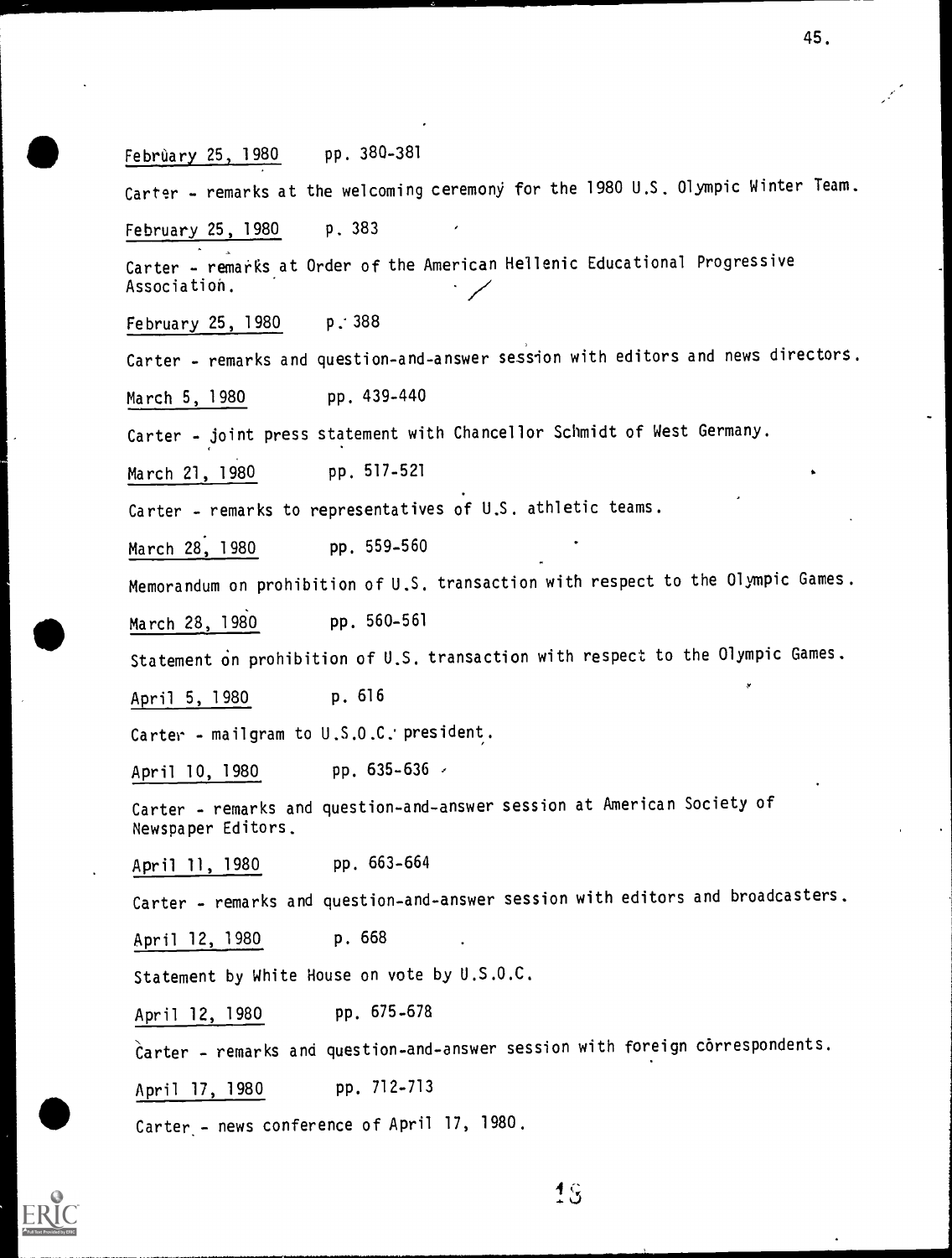<u>February 25, 1980</u>    pp. 380-381

Carter - remarks at the welcoming ceremony for the 1980 U.S. Olympic Winter Team.

<u>February 25, 1980</u>    p. 383

Carter - remarks at Order of the American Hellenic Educational Progressive Association.

<u>February 25, 1980</u>    p. 388

Carter - remarks and question-and-answer session with editors and news directors.

<u>March 5, 1980</u>    pp. 439-440

Carter - joint press statement with Chancellor Schmidt of West Germany.

<u>March 21, 1980</u>    pp. 517-521

Carter - remarks to representatives of U.S. athletic teams.

<u>March 28, 1980</u>    pp. 559-560

Memorandum on prohibition of U.S. transaction with respect to the Olympic Games.

<u>March 28, 1980</u>    pp. 560-561

Statement on prohibition of U.S. transaction with respect to the Olympic Games.

<u>April 5, 1980</u>    p. 616

Carter - mailgram to U.S.O.C. president.

<u>April 10, 1980</u>    pp. 635-636

Carter - remarks and question-and-answer session at American Society of Newspaper Editors.

<u>April 11, 1980</u>    pp. 663-664

Carter - remarks and question-and-answer session with editors and broadcasters.

<u>April 12, 1980</u>    p. 668

Statement by White House on vote by U.S.O.C.

<u>April 12, 1980</u>    pp. 675-678

Carter - remarks and question-and-answer session with foreign correspondents.

<u>April 17, 1980</u>    pp. 712-713

Carter - news conference of April 17, 1980.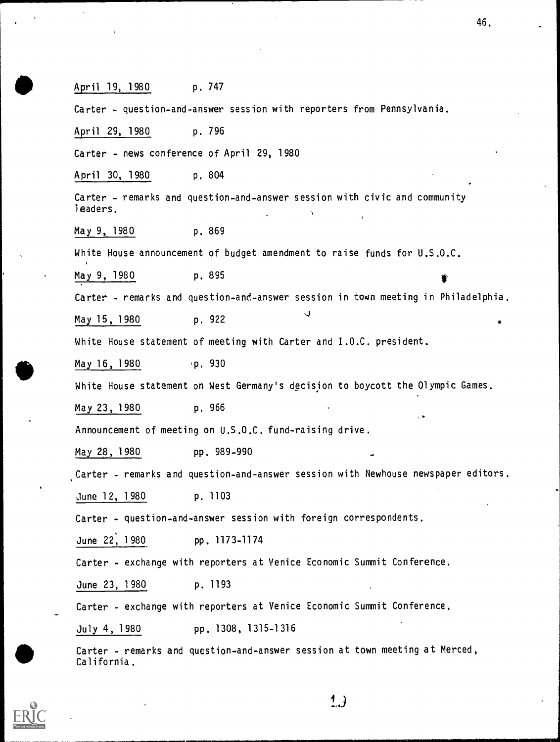April 19, 1980 p. 747

Carter - question-and-answer session with reporters from Pennsylvania.

April 29, 1980 p. 796

Carter - news conference of April 29, 1980

April 30, 1980 p. 804

Carter - remarks and question-and-answer session with civic and community leaders.

May 9, 1980 p. 869

White House announcement of budget amendment to raise funds for U.S.O.C.

May 9, 1980 p. 895

Carter - remarks and question-and-answer session in town meeting in Philadelphia.

May 15, 1980 p. 922

White House statement of meeting with Carter and I.O.C. president.

May 16, 1980 p. 930

White House statement on West Germany's decision to boycott the Olympic Games.

May 23, 1980 p. 966

Announcement of meeting on U.S.O.C. fund-raising drive.

May 28, 1980 pp. 989-990

Carter - remarks and question-and-answer session with Newhouse newspaper editors.

June 12, 1980 p. 1103

Carter - question-and-answer session with foreign correspondents.

June 22, 1980 pp. 1173-1174

Carter - exchange with reporters at Venice Economic Summit Conference.

June 23, 1980 p. 1193

Carter - exchange with reporters at Venice Economic Summit Conference.

July 4, 1980 pp. 1308, 1315-1316

Carter - remarks and question-and-answer session at town meeting at Merced, California.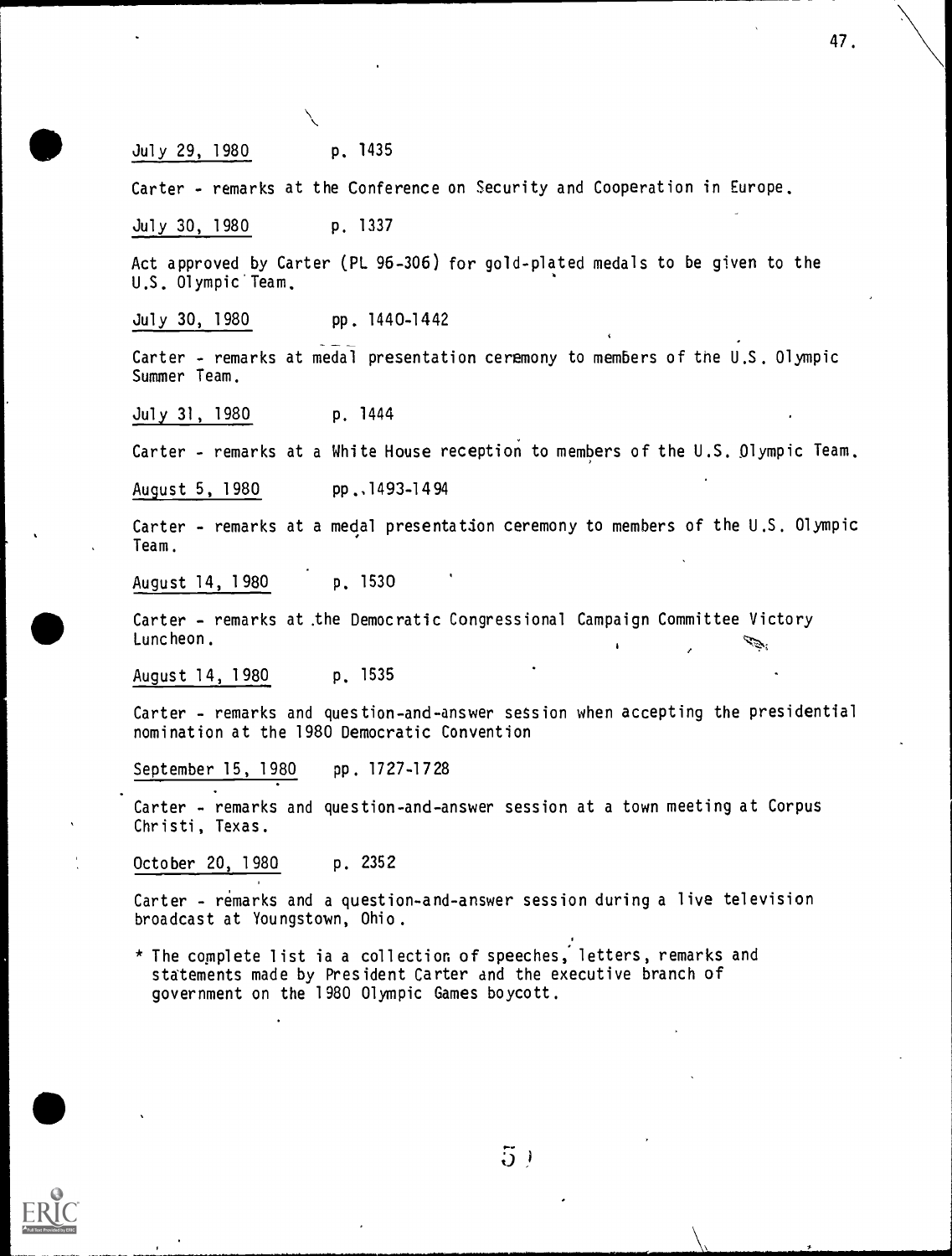<u>July 29, 1980</u>    p. 1435

Carter - remarks at the Conference on Security and Cooperation in Europe.

<u>July 30, 1980</u>    p. 1337

Act approved by Carter (PL 96-306) for gold-plated medals to be given to the U.S. Olympic Team.

<u>July 30, 1980</u>    pp. 1440-1442

Carter - remarks at medal presentation ceremony to members of the U.S. Olympic Summer Team.

<u>July 31, 1980</u>    p. 1444

Carter - remarks at a White House reception to members of the U.S. Olympic Team.

<u>August 5, 1980</u>    pp. 1493-1494

Carter - remarks at a medal presentation ceremony to members of the U.S. Olympic Team.

<u>August 14, 1980</u>    p. 1530

Carter - remarks at the Democratic Congressional Campaign Committee Victory Luncheon.

<u>August 14, 1980</u>    p. 1535

Carter - remarks and question-and-answer session when accepting the presidential nomination at the 1980 Democratic Convention

<u>September 15, 1980</u>    pp. 1727-1728

Carter - remarks and question-and-answer session at a town meeting at Corpus Christi, Texas.

<u>October 20, 1980</u>    p. 2352

Carter - remarks and a question-and-answer session during a live television broadcast at Youngstown, Ohio.

* The complete list ia a collection of speeches, letters, remarks and statements made by President Carter and the executive branch of government on the 1980 Olympic Games boycott.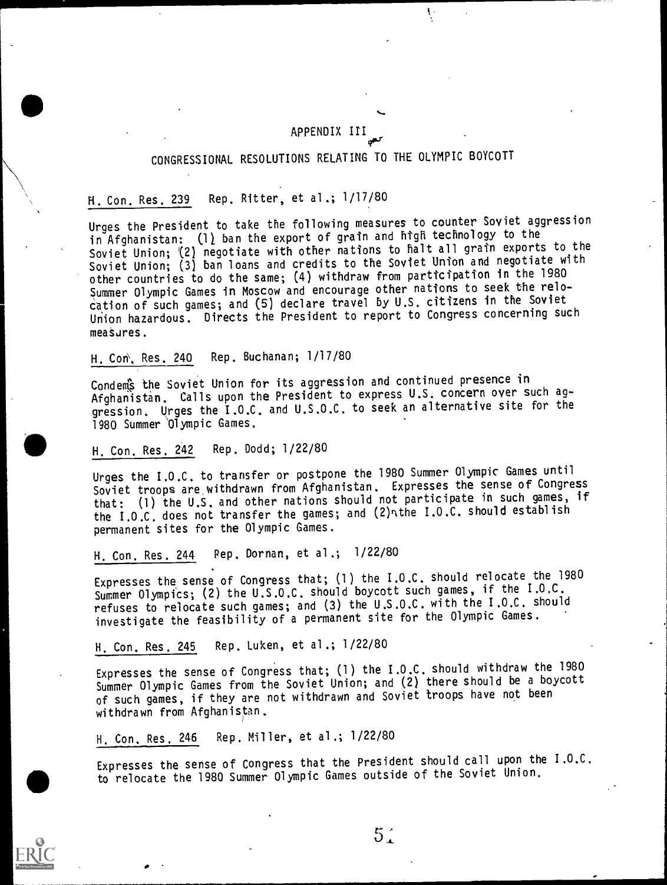# APPENDIX III

## CONGRESSIONAL RESOLUTIONS RELATING TO THE OLYMPIC BOYCOTT

H. Con. Res. 239 Rep. Ritter, et al.; 1/17/80

Urges the President to take the following measures to counter Soviet aggression in Afghanistan: (1) ban the export of grain and high technology to the Soviet Union; (2) negotiate with other nations to halt all grain exports to the Soviet Union; (3) ban loans and credits to the Soviet Union and negotiate with other countries to do the same; (4) withdraw from participation in the 1980 Summer Olympic Games in Moscow and encourage other nations to seek the relocation of such games; and (5) declare travel by U.S. citizens in the Soviet Union hazardous. Directs the President to report to Congress concerning such measures.

H. Con. Res. 240 Rep. Buchanan; 1/17/80

Condemns the Soviet Union for its aggression and continued presence in Afghanistan. Calls upon the President to express U.S. concern over such aggression. Urges the I.O.C. and U.S.O.C. to seek an alternative site for the 1980 Summer Olympic Games.

H. Con. Res. 242 Rep. Dodd; 1/22/80

Urges the I.O.C. to transfer or postpone the 1980 Summer Olympic Games until Soviet troops are withdrawn from Afghanistan. Expresses the sense of Congress that: (1) the U.S. and other nations should not participate in such games, if the I.O.C. does not transfer the games; and (2) the I.O.C. should establish permanent sites for the Olympic Games.

H. Con. Res. 244 Rep. Dornan, et al.; 1/22/80

Expresses the sense of Congress that; (1) the I.O.C. should relocate the 1980 Summer Olympics; (2) the U.S.O.C. should boycott such games, if the I.O.C. refuses to relocate such games; and (3) the U.S.O.C. with the I.O.C. should investigate the feasibility of a permanent site for the Olympic Games.

H. Con. Res. 245 Rep. Luken, et al.; 1/22/80

Expresses the sense of Congress that; (1) the I.O.C. should withdraw the 1980 Summer Olympic Games from the Soviet Union; and (2) there should be a boycott of such games, if they are not withdrawn and Soviet troops have not been withdrawn from Afghanistan.

H. Con. Res. 246 Rep. Miller, et al.; 1/22/80

Expresses the sense of Congress that the President should call upon the I.O.C. to relocate the 1980 Summer Olympic Games outside of the Soviet Union.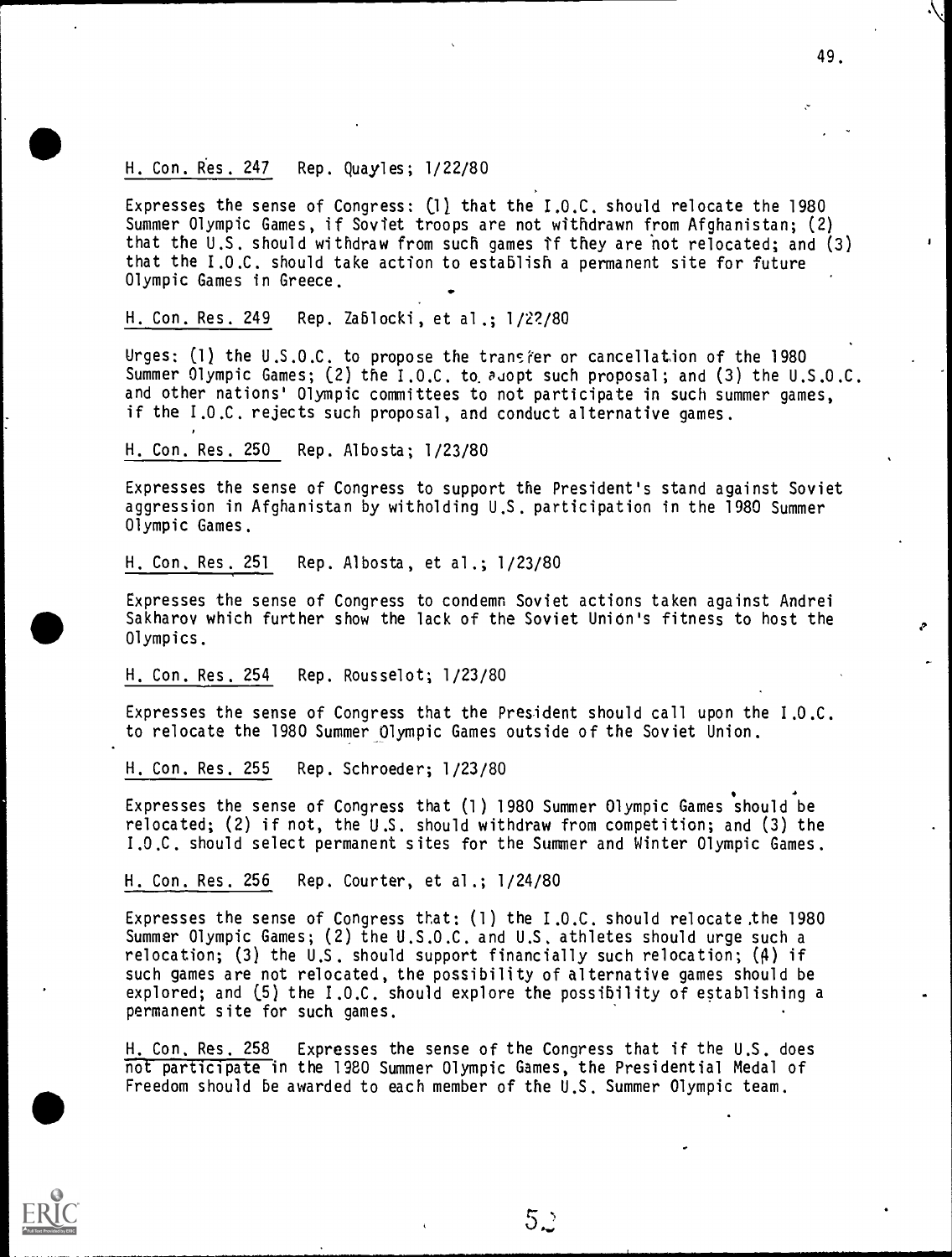H. Con. Res. 247 Rep. Quayles; 1/22/80

Expresses the sense of Congress: (1) that the I.O.C. should relocate the 1980 Summer Olympic Games, if Soviet troops are not withdrawn from Afghanistan; (2) that the U.S. should withdraw from such games if they are not relocated; and (3) that the I.O.C. should take action to establish a permanent site for future Olympic Games in Greece.

H. Con. Res. 249 Rep. Zablocki, et al.; 1/22/80

Urges: (1) the U.S.O.C. to propose the transfer or cancellation of the 1980 Summer Olympic Games; (2) the I.O.C. to adopt such proposal; and (3) the U.S.O.C. and other nations' Olympic committees to not participate in such summer games, if the I.O.C. rejects such proposal, and conduct alternative games.

H. Con. Res. 250 Rep. Albosta; 1/23/80

Expresses the sense of Congress to support the President's stand against Soviet aggression in Afghanistan by witholding U.S. participation in the 1980 Summer Olympic Games.

H. Con. Res. 251 Rep. Albosta, et al.; 1/23/80

Expresses the sense of Congress to condemn Soviet actions taken against Andrei Sakharov which further show the lack of the Soviet Union's fitness to host the Olympics.

H. Con. Res. 254 Rep. Rousselot; 1/23/80

Expresses the sense of Congress that the President should call upon the I.O.C. to relocate the 1980 Summer Olympic Games outside of the Soviet Union.

H. Con. Res. 255 Rep. Schroeder; 1/23/80

Expresses the sense of Congress that (1) 1980 Summer Olympic Games should be relocated; (2) if not, the U.S. should withdraw from competition; and (3) the I.O.C. should select permanent sites for the Summer and Winter Olympic Games.

H. Con. Res. 256 Rep. Courter, et al.; 1/24/80

Expresses the sense of Congress that: (1) the I.O.C. should relocate the 1980 Summer Olympic Games; (2) the U.S.O.C. and U.S. athletes should urge such a relocation; (3) the U.S. should support financially such relocation; (4) if such games are not relocated, the possibility of alternative games should be explored; and (5) the I.O.C. should explore the possibility of establishing a permanent site for such games.

H. Con. Res. 258 Expresses the sense of the Congress that if the U.S. does not participate in the 1980 Summer Olympic Games, the Presidential Medal of Freedom should be awarded to each member of the U.S. Summer Olympic team.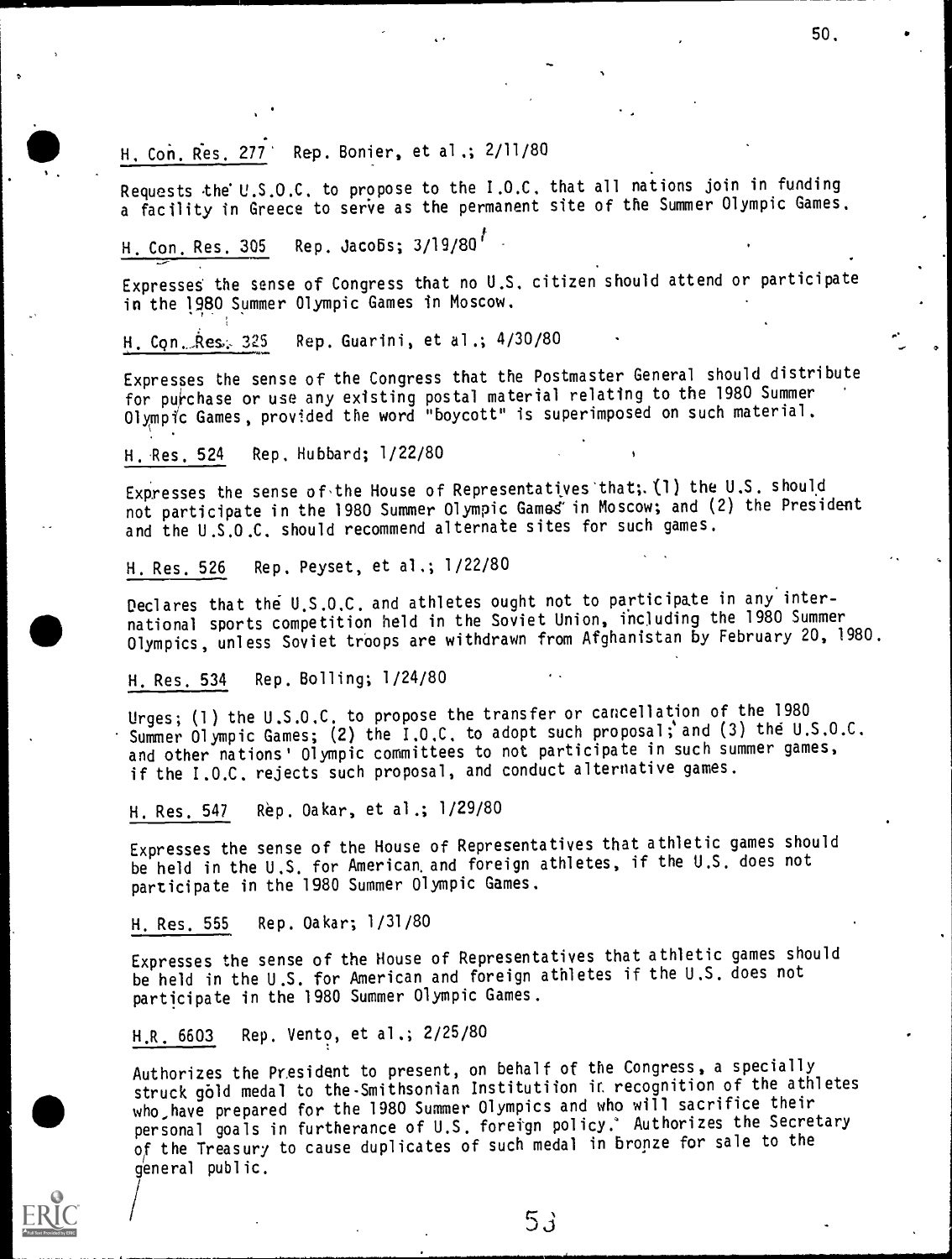H. Con. Res. 277 Rep. Bonier, et al.; 2/11/80

Requests the U.S.O.C. to propose to the I.O.C. that all nations join in funding a facility in Greece to serve as the permanent site of the Summer Olympic Games.

H. Con. Res. 305 Rep. Jacobs; 3/19/80

Expresses the sense of Congress that no U.S. citizen should attend or participate in the 1980 Summer Olympic Games in Moscow.

H. Con. Res. 325 Rep. Guarini, et al.; 4/30/80

Expresses the sense of the Congress that the Postmaster General should distribute for purchase or use any existing postal material relating to the 1980 Summer Olympic Games, provided the word "boycott" is superimposed on such material.

H. Res. 524 Rep. Hubbard; 1/22/80

Expresses the sense of the House of Representatives that; (1) the U.S. should not participate in the 1980 Summer Olympic Games in Moscow; and (2) the President and the U.S.O.C. should recommend alternate sites for such games.

H. Res. 526 Rep. Peyset, et al.; 1/22/80

Declares that the U.S.O.C. and athletes ought not to participate in any international sports competition held in the Soviet Union, including the 1980 Summer Olympics, unless Soviet troops are withdrawn from Afghanistan by February 20, 1980.

H. Res. 534 Rep. Bolling; 1/24/80

Urges; (1) the U.S.O.C. to propose the transfer or cancellation of the 1980 Summer Olympic Games; (2) the I.O.C. to adopt such proposal; and (3) the U.S.O.C. and other nations' Olympic committees to not participate in such summer games, if the I.O.C. rejects such proposal, and conduct alternative games.

H. Res. 547 Rep. Oakar, et al.; 1/29/80

Expresses the sense of the House of Representatives that athletic games should be held in the U.S. for American and foreign athletes, if the U.S. does not participate in the 1980 Summer Olympic Games.

H. Res. 555 Rep. Oakar; 1/31/80

Expresses the sense of the House of Representatives that athletic games should be held in the U.S. for American and foreign athletes if the U.S. does not participate in the 1980 Summer Olympic Games.

H.R. 6603 Rep. Vento, et al.; 2/25/80

Authorizes the President to present, on behalf of the Congress, a specially struck gold medal to the Smithsonian Institution in recognition of the athletes who have prepared for the 1980 Summer Olympics and who will sacrifice their personal goals in furtherance of U.S. foreign policy. Authorizes the Secretary of the Treasury to cause duplicates of such medal in bronze for sale to the general public.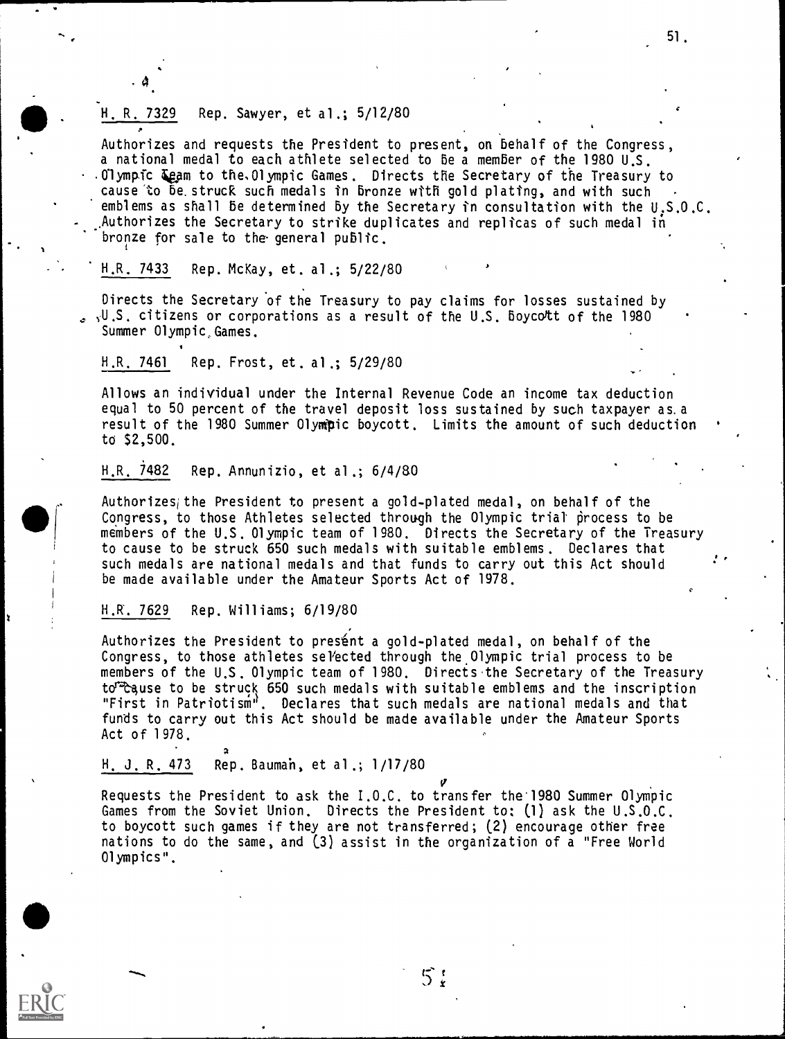H. R. 7329 Rep. Sawyer, et al.; 5/12/80

Authorizes and requests the President to present, on behalf of the Congress, a national medal to each athlete selected to be a member of the 1980 U.S. Olympic Team to the Olympic Games. Directs the Secretary of the Treasury to cause to be struck such medals in bronze with gold plating, and with such emblems as shall be determined by the Secretary in consultation with the U.S.O.C. Authorizes the Secretary to strike duplicates and replicas of such medal in bronze for sale to the general public.

H.R. 7433 Rep. McKay, et. al.; 5/22/80

Directs the Secretary of the Treasury to pay claims for losses sustained by U.S. citizens or corporations as a result of the U.S. Boycott of the 1980 Summer Olympic Games.

H.R. 7461 Rep. Frost, et. al.; 5/29/80

Allows an individual under the Internal Revenue Code an income tax deduction equal to 50 percent of the travel deposit loss sustained by such taxpayer as a result of the 1980 Summer Olympic boycott. Limits the amount of such deduction to $2,500.

H.R. 7482 Rep. Annunizio, et al.; 6/4/80

Authorizes the President to present a gold-plated medal, on behalf of the Congress, to those Athletes selected through the Olympic trial process to be members of the U.S. Olympic team of 1980. Directs the Secretary of the Treasury to cause to be struck 650 such medals with suitable emblems. Declares that such medals are national medals and that funds to carry out this Act should be made available under the Amateur Sports Act of 1978.

H.R. 7629 Rep. Williams; 6/19/80

Authorizes the President to present a gold-plated medal, on behalf of the Congress, to those athletes selected through the Olympic trial process to be members of the U.S. Olympic team of 1980. Directs the Secretary of the Treasury to cause to be struck 650 such medals with suitable emblems and the inscription "First in Patriotism". Declares that such medals are national medals and that funds to carry out this Act should be made available under the Amateur Sports Act of 1978.

H. J. R. 473 Rep. Bauman, et al.; 1/17/80

Requests the President to ask the I.O.C. to transfer the 1980 Summer Olympic Games from the Soviet Union. Directs the President to: (1) ask the U.S.O.C. to boycott such games if they are not transferred; (2) encourage other free nations to do the same, and (3) assist in the organization of a "Free World Olympics".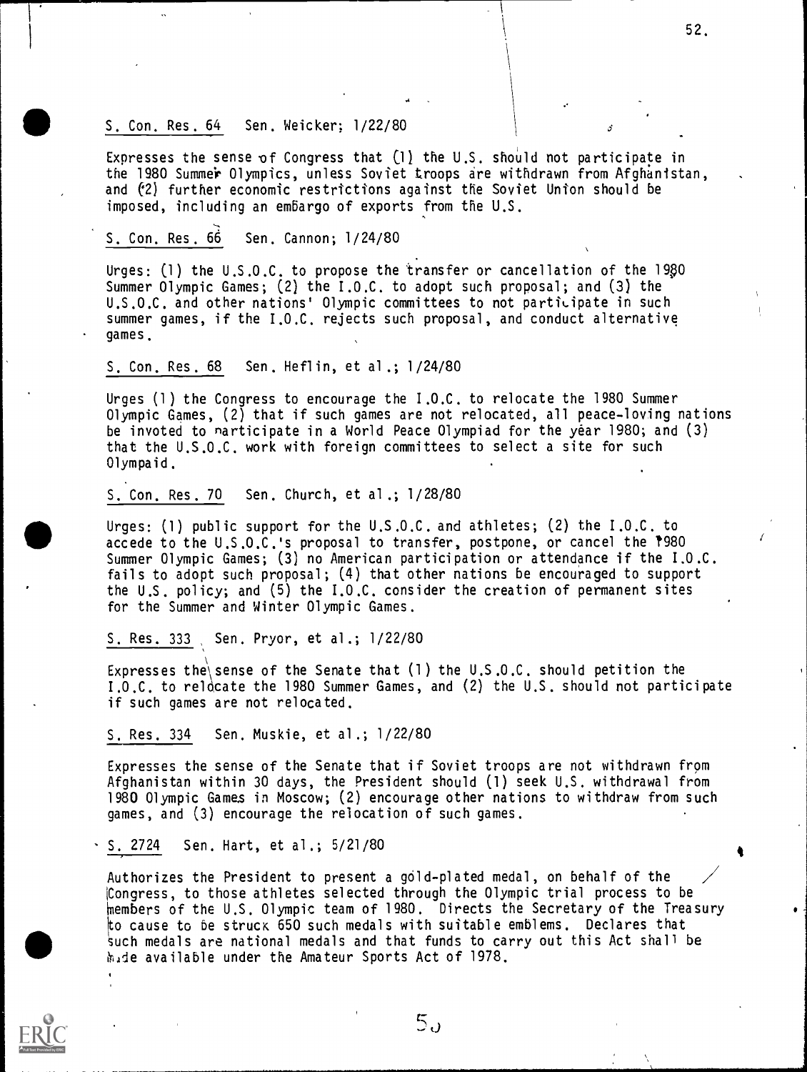S. Con. Res. 64 Sen. Weicker; 1/22/80

Expresses the sense of Congress that (1) the U.S. should not participate in the 1980 Summer Olympics, unless Soviet troops are withdrawn from Afghanistan, and (2) further economic restrictions against the Soviet Union should be imposed, including an embargo of exports from the U.S.

S. Con. Res. 66 Sen. Cannon; 1/24/80

Urges: (1) the U.S.O.C. to propose the transfer or cancellation of the 1980 Summer Olympic Games; (2) the I.O.C. to adopt such proposal; and (3) the U.S.O.C. and other nations' Olympic committees to not participate in such summer games, if the I.O.C. rejects such proposal, and conduct alternative games.

S. Con. Res. 68 Sen. Heflin, et al.; 1/24/80

Urges (1) the Congress to encourage the I.O.C. to relocate the 1980 Summer Olympic Games, (2) that if such games are not relocated, all peace-loving nations be invoted to participate in a World Peace Olympiad for the year 1980; and (3) that the U.S.O.C. work with foreign committees to select a site for such Olympaid.

S. Con. Res. 70 Sen. Church, et al.; 1/28/80

Urges: (1) public support for the U.S.O.C. and athletes; (2) the I.O.C. to accede to the U.S.O.C.'s proposal to transfer, postpone, or cancel the 1980 Summer Olympic Games; (3) no American participation or attendance if the I.O.C. fails to adopt such proposal; (4) that other nations be encouraged to support the U.S. policy; and (5) the I.O.C. consider the creation of permanent sites for the Summer and Winter Olympic Games.

S. Res. 333 Sen. Pryor, et al.; 1/22/80

Expresses the sense of the Senate that (1) the U.S.O.C. should petition the I.O.C. to relocate the 1980 Summer Games, and (2) the U.S. should not participate if such games are not relocated.

S. Res. 334 Sen. Muskie, et al.; 1/22/80

Expresses the sense of the Senate that if Soviet troops are not withdrawn from Afghanistan within 30 days, the President should (1) seek U.S. withdrawal from 1980 Olympic Games in Moscow; (2) encourage other nations to withdraw from such games, and (3) encourage the relocation of such games.

S. 2724 Sen. Hart, et al.; 5/21/80

Authorizes the President to present a gold-plated medal, on behalf of the Congress, to those athletes selected through the Olympic trial process to be members of the U.S. Olympic team of 1980. Directs the Secretary of the Treasury to cause to be struck 650 such medals with suitable emblems. Declares that such medals are national medals and that funds to carry out this Act shall be made available under the Amateur Sports Act of 1978.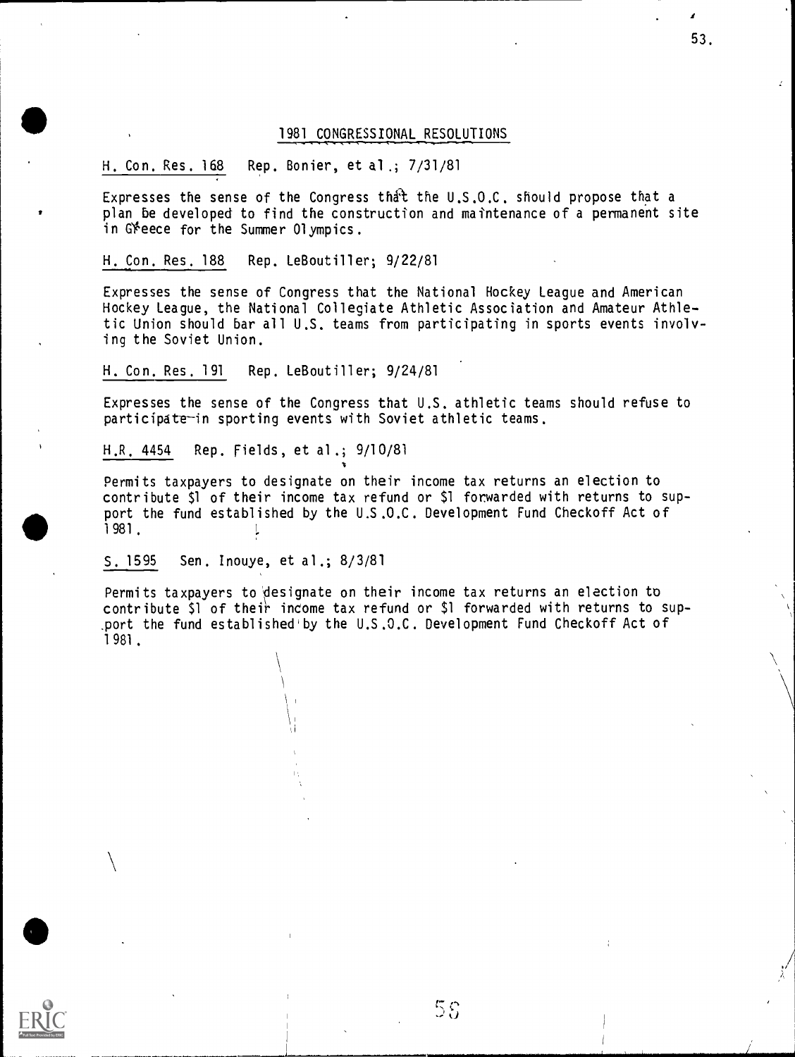## 1981 CONGRESSIONAL RESOLUTIONS

H. Con. Res. 168 Rep. Bonier, et al.; 7/31/81

Expresses the sense of the Congress that the U.S.O.C. should propose that a plan be developed to find the construction and maintenance of a permanent site in Greece for the Summer Olympics.

H. Con. Res. 188 Rep. LeBoutiller; 9/22/81

Expresses the sense of Congress that the National Hockey League and American Hockey League, the National Collegiate Athletic Association and Amateur Athletic Union should bar all U.S. teams from participating in sports events involving the Soviet Union.

H. Con. Res. 191 Rep. LeBoutiller; 9/24/81

Expresses the sense of the Congress that U.S. athletic teams should refuse to participate in sporting events with Soviet athletic teams.

H.R. 4454 Rep. Fields, et al.; 9/10/81

Permits taxpayers to designate on their income tax returns an election to contribute $1 of their income tax refund or $1 forwarded with returns to support the fund established by the U.S.O.C. Development Fund Checkoff Act of 1981.

S. 1595 Sen. Inouye, et al.; 8/3/81

Permits taxpayers to designate on their income tax returns an election to contribute $1 of their income tax refund or $1 forwarded with returns to support the fund established by the U.S.O.C. Development Fund Checkoff Act of 1981.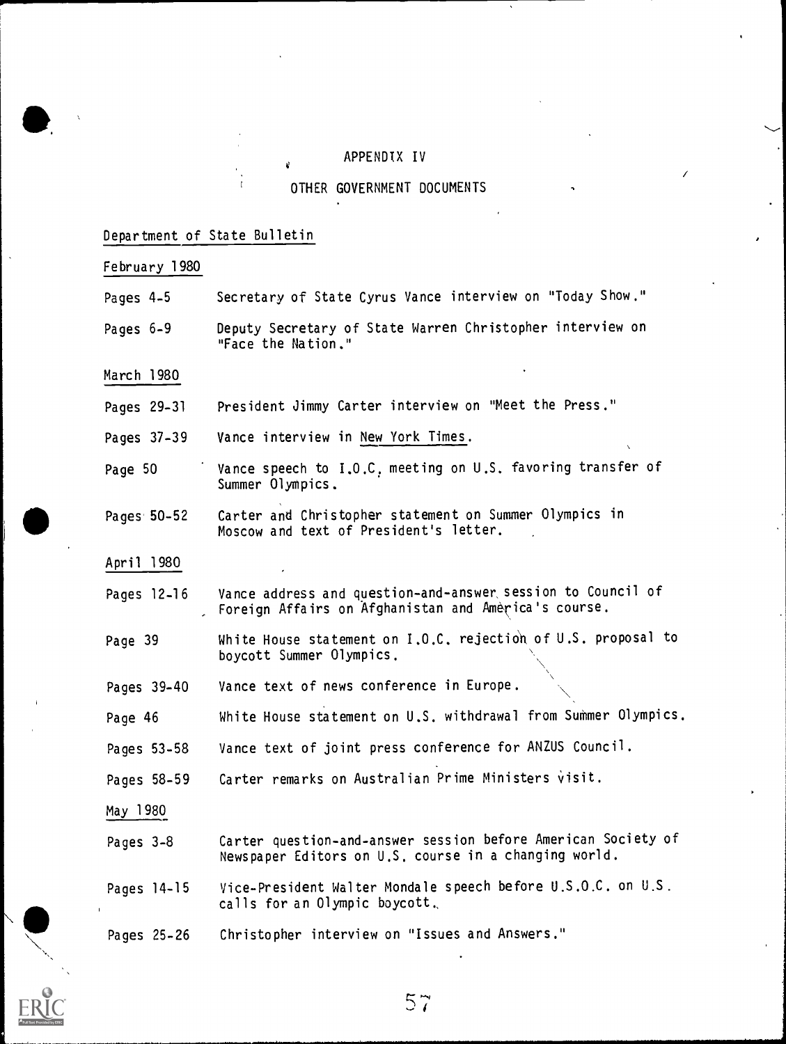# APPENDIX IV

## OTHER GOVERNMENT DOCUMENTS

Department of State Bulletin

February 1980

| | |
|---|---|
| Pages 4-5 | Secretary of State Cyrus Vance interview on "Today Show." |
| Pages 6-9 | Deputy Secretary of State Warren Christopher interview on "Face the Nation." |

March 1980

| | |
|---|---|
| Pages 29-31 | President Jimmy Carter interview on "Meet the Press." |
| Pages 37-39 | Vance interview in New York Times. |
| Page 50 | Vance speech to I.O.C. meeting on U.S. favoring transfer of Summer Olympics. |
| Pages 50-52 | Carter and Christopher statement on Summer Olympics in Moscow and text of President's letter. |

April 1980

| | |
|---|---|
| Pages 12-16 | Vance address and question-and-answer session to Council of Foreign Affairs on Afghanistan and America's course. |
| Page 39 | White House statement on I.O.C. rejection of U.S. proposal to boycott Summer Olympics. |
| Pages 39-40 | Vance text of news conference in Europe. |
| Page 46 | White House statement on U.S. withdrawal from Summer Olympics. |
| Pages 53-58 | Vance text of joint press conference for ANZUS Council. |
| Pages 58-59 | Carter remarks on Australian Prime Ministers visit. |

May 1980

| | |
|---|---|
| Pages 3-8 | Carter question-and-answer session before American Society of Newspaper Editors on U.S. course in a changing world. |
| Pages 14-15 | Vice-President Walter Mondale speech before U.S.O.C. on U.S. calls for an Olympic boycott. |
| Pages 25-26 | Christopher interview on "Issues and Answers." |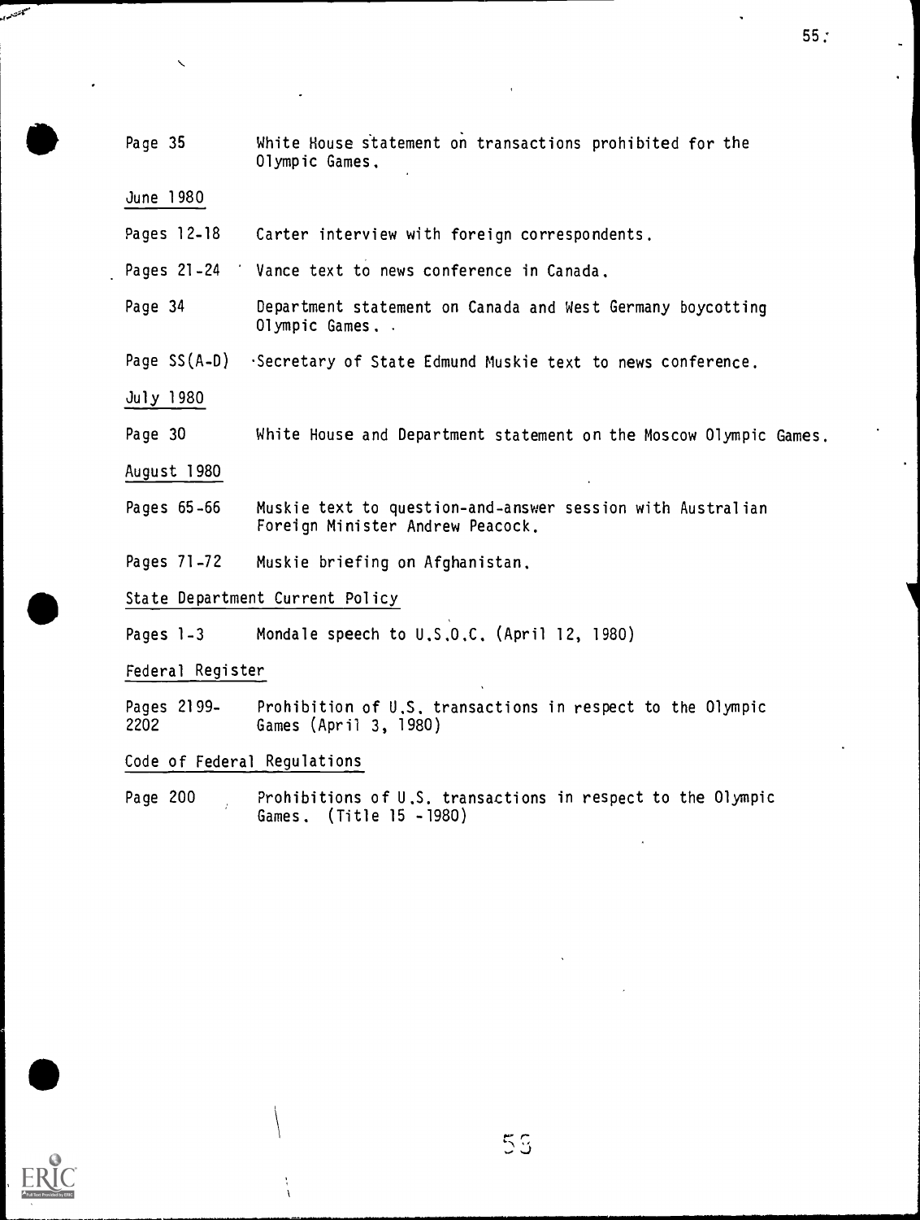Page 35 White House statement on transactions prohibited for the Olympic Games.

June 1980

Pages 12-18 Carter interview with foreign correspondents.

Pages 21-24 Vance text to news conference in Canada.

Page 34 Department statement on Canada and West Germany boycotting Olympic Games.

Page SS(A-D) Secretary of State Edmund Muskie text to news conference.

July 1980

Page 30 White House and Department statement on the Moscow Olympic Games.

August 1980

Pages 65-66 Muskie text to question-and-answer session with Australian Foreign Minister Andrew Peacock.

Pages 71-72 Muskie briefing on Afghanistan.

State Department Current Policy

Pages 1-3 Mondale speech to U.S.O.C. (April 12, 1980)

Federal Register

Pages 2199-2202 Prohibition of U.S. transactions in respect to the Olympic Games (April 3, 1980)

Code of Federal Regulations

Page 200 Prohibitions of U.S. transactions in respect to the Olympic Games. (Title 15 - 1980)